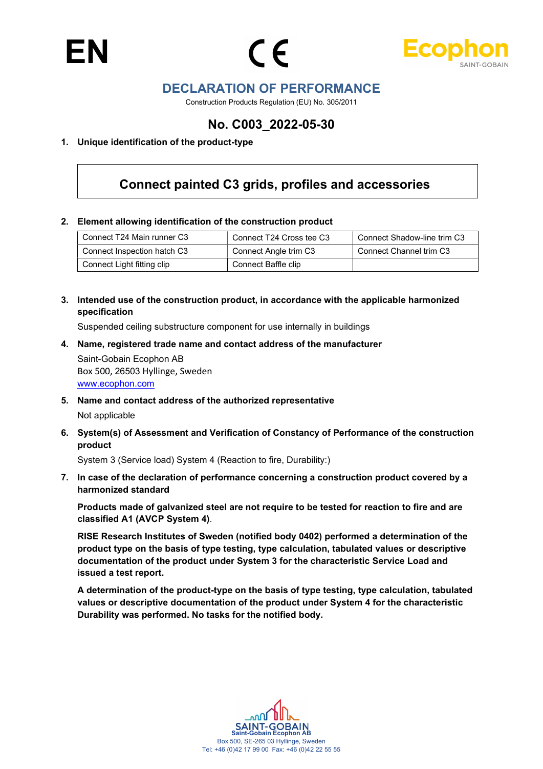EN

CE

Ecophon SAINT-GOBAIN

# DECLARATION OF PERFORMANCE

Construction Products Regulation (EU) No. 305/2011

## No. C003_2022-05-30

**1. Unique identification of the product-type**

| Connect painted C3 grids, profiles and accessories |
|---|

**2. Element allowing identification of the construction product**

| Connect T24 Main runner C3 | Connect T24 Cross tee C3 | Connect Shadow-line trim C3 |
|---|---|---|
| Connect Inspection hatch C3 | Connect Angle trim C3 | Connect Channel trim C3 |
| Connect Light fitting clip | Connect Baffle clip | |

**3. Intended use of the construction product, in accordance with the applicable harmonized specification**

Suspended ceiling substructure component for use internally in buildings

**4. Name, registered trade name and contact address of the manufacturer**

Saint-Gobain Ecophon AB
Box 500, 26503 Hyllinge, Sweden
www.ecophon.com

**5. Name and contact address of the authorized representative**

Not applicable

**6. System(s) of Assessment and Verification of Constancy of Performance of the construction product**

System 3 (Service load) System 4 (Reaction to fire, Durability:)

**7. In case of the declaration of performance concerning a construction product covered by a harmonized standard**

**Products made of galvanized steel are not require to be tested for reaction to fire and are classified A1 (AVCP System 4)**.

**RISE Research Institutes of Sweden (notified body 0402) performed a determination of the product type on the basis of type testing, type calculation, tabulated values or descriptive documentation of the product under System 3 for the characteristic Service Load and issued a test report.**

**A determination of the product-type on the basis of type testing, type calculation, tabulated values or descriptive documentation of the product under System 4 for the characteristic Durability was performed. No tasks for the notified body.**

SAINT-GOBAIN
Saint-Gobain Ecophon AB
Box 500, SE-265 03 Hyllinge, Sweden
Tel: +46 (0)42 17 99 00 Fax: +46 (0)42 22 55 55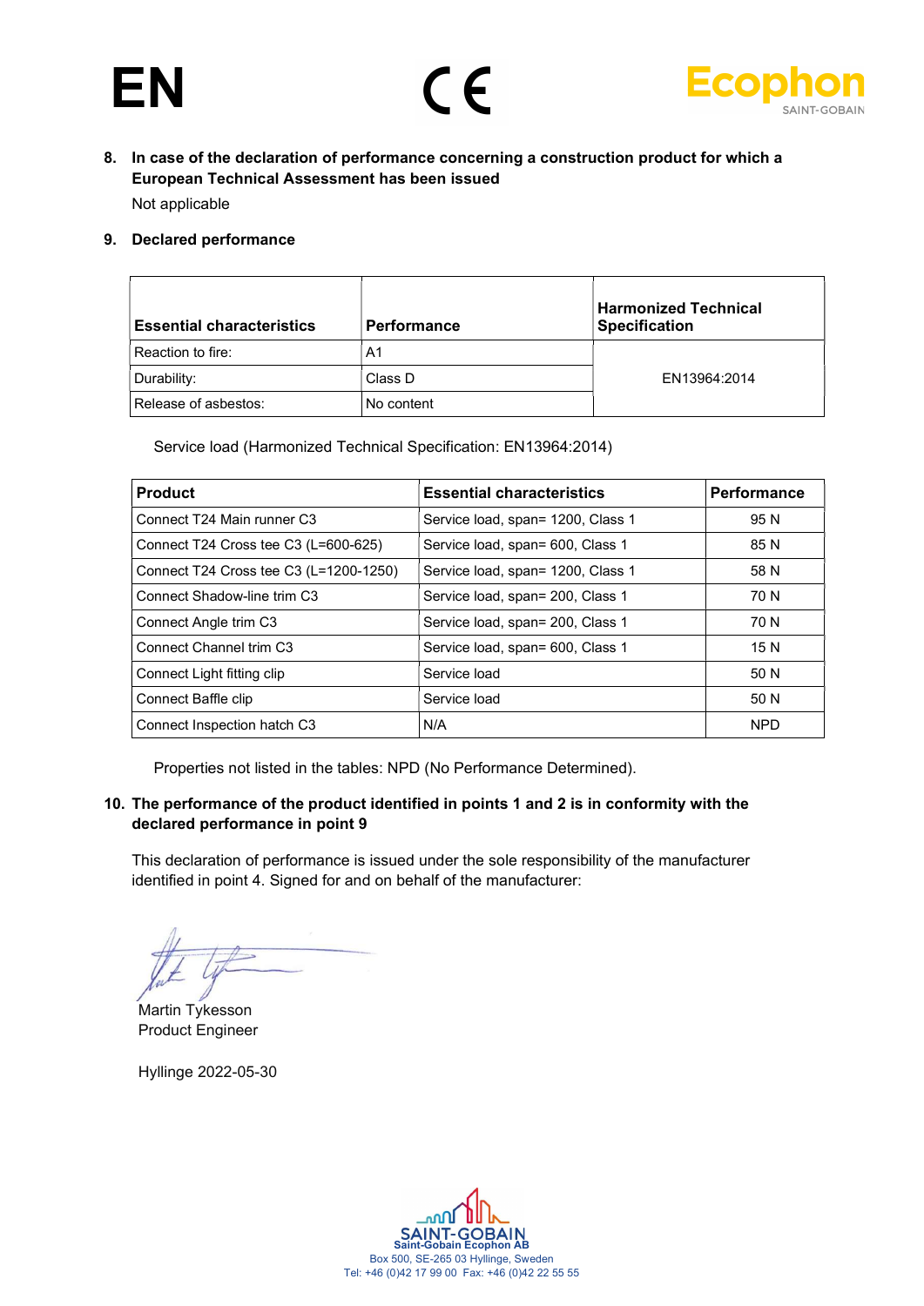**EN**

**8. In case of the declaration of performance concerning a construction product for which a European Technical Assessment has been issued**

Not applicable

**9. Declared performance**

| Essential characteristics | Performance | Harmonized Technical Specification |
|---|---|---|
| Reaction to fire: | A1 | EN13964:2014 |
| Durability: | Class D | |
| Release of asbestos: | No content | |

Service load (Harmonized Technical Specification: EN13964:2014)

| Product | Essential characteristics | Performance |
|---|---|---|
| Connect T24 Main runner C3 | Service load, span= 1200, Class 1 | 95 N |
| Connect T24 Cross tee C3 (L=600-625) | Service load, span= 600, Class 1 | 85 N |
| Connect T24 Cross tee C3 (L=1200-1250) | Service load, span= 1200, Class 1 | 58 N |
| Connect Shadow-line trim C3 | Service load, span= 200, Class 1 | 70 N |
| Connect Angle trim C3 | Service load, span= 200, Class 1 | 70 N |
| Connect Channel trim C3 | Service load, span= 600, Class 1 | 15 N |
| Connect Light fitting clip | Service load | 50 N |
| Connect Baffle clip | Service load | 50 N |
| Connect Inspection hatch C3 | N/A | NPD |

Properties not listed in the tables: NPD (No Performance Determined).

**10. The performance of the product identified in points 1 and 2 is in conformity with the declared performance in point 9**

This declaration of performance is issued under the sole responsibility of the manufacturer identified in point 4. Signed for and on behalf of the manufacturer:

Martin Tykesson
Product Engineer

Hyllinge 2022-05-30

Saint-Gobain Ecophon AB
Box 500, SE-265 03 Hyllinge, Sweden
Tel: +46 (0)42 17 99 00 Fax: +46 (0)42 22 55 55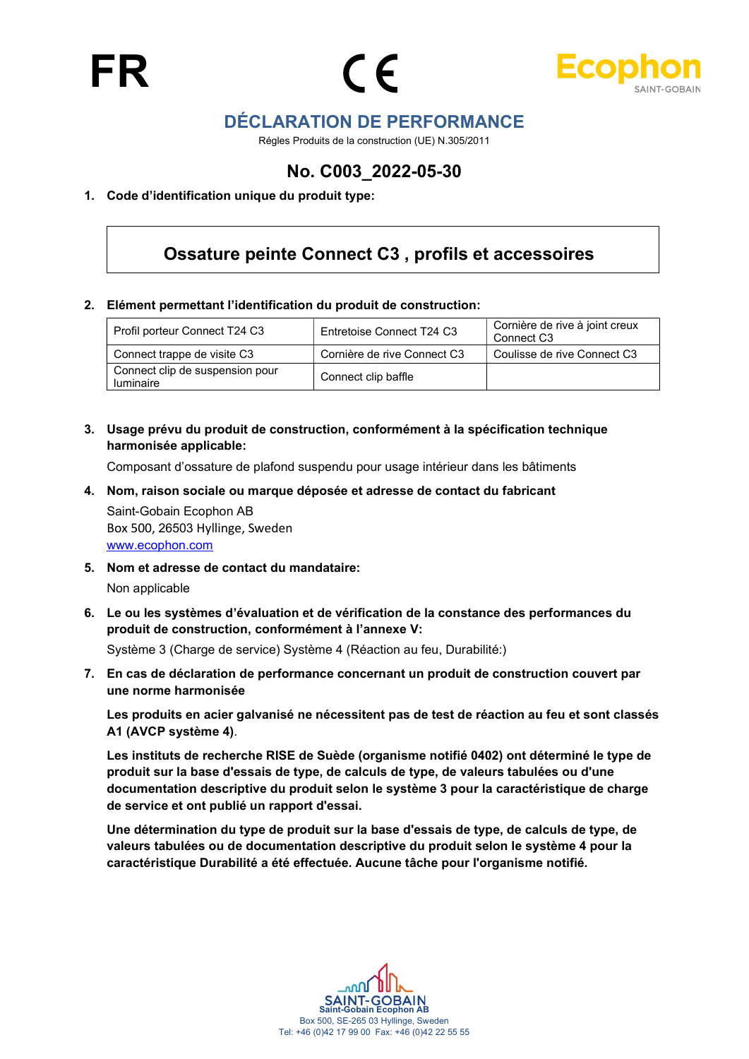FR

CE

Ecophon
SAINT-GOBAIN

# DÉCLARATION DE PERFORMANCE

Régles Produits de la construction (UE) N.305/2011

## No. C003_2022-05-30

1. **Code d'identification unique du produit type:**

| Ossature peinte Connect C3 , profils et accessoires |
|---|

2. **Elément permettant l'identification du produit de construction:**

| | | |
|---|---|---|
| Profil porteur Connect T24 C3 | Entretoise Connect T24 C3 | Cornière de rive à joint creux Connect C3 |
| Connect trappe de visite C3 | Cornière de rive Connect C3 | Coulisse de rive Connect C3 |
| Connect clip de suspension pour luminaire | Connect clip baffle | |

3. **Usage prévu du produit de construction, conformément à la spécification technique harmonisée applicable:**

   Composant d'ossature de plafond suspendu pour usage intérieur dans les bâtiments

4. **Nom, raison sociale ou marque déposée et adresse de contact du fabricant**

   Saint-Gobain Ecophon AB
   Box 500, 26503 Hyllinge, Sweden
   www.ecophon.com

5. **Nom et adresse de contact du mandataire:**

   Non applicable

6. **Le ou les systèmes d'évaluation et de vérification de la constance des performances du produit de construction, conformément à l'annexe V:**

   Système 3 (Charge de service) Système 4 (Réaction au feu, Durabilité:)

7. **En cas de déclaration de performance concernant un produit de construction couvert par une norme harmonisée**

   **Les produits en acier galvanisé ne nécessitent pas de test de réaction au feu et sont classés A1 (AVCP système 4)**.

   **Les instituts de recherche RISE de Suède (organisme notifié 0402) ont déterminé le type de produit sur la base d'essais de type, de calculs de type, de valeurs tabulées ou d'une documentation descriptive du produit selon le système 3 pour la caractéristique de charge de service et ont publié un rapport d'essai.**

   **Une détermination du type de produit sur la base d'essais de type, de calculs de type, de valeurs tabulées ou de documentation descriptive du produit selon le système 4 pour la caractéristique Durabilité a été effectuée. Aucune tâche pour l'organisme notifié.**

SAINT-GOBAIN
Saint-Gobain Ecophon AB
Box 500, SE-265 03 Hyllinge, Sweden
Tel: +46 (0)42 17 99 00 Fax: +46 (0)42 22 55 55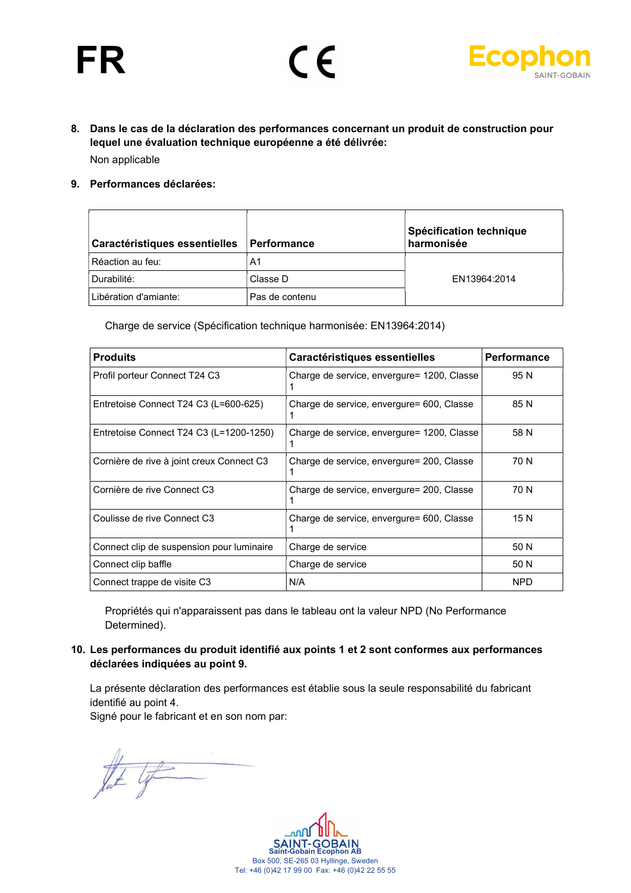FR

8. **Dans le cas de la déclaration des performances concernant un produit de construction pour lequel une évaluation technique européenne a été délivrée:**

   Non applicable

9. **Performances déclarées:**

| Caractéristiques essentielles | Performance | Spécification technique harmonisée |
|---|---|---|
| Réaction au feu: | A1 | EN13964:2014 |
| Durabilité: | Classe D | |
| Libération d'amiante: | Pas de contenu | |

Charge de service (Spécification technique harmonisée: EN13964:2014)

| Produits | Caractéristiques essentielles | Performance |
|---|---|---|
| Profil porteur Connect T24 C3 | Charge de service, envergure= 1200, Classe 1 | 95 N |
| Entretoise Connect T24 C3 (L=600-625) | Charge de service, envergure= 600, Classe 1 | 85 N |
| Entretoise Connect T24 C3 (L=1200-1250) | Charge de service, envergure= 1200, Classe 1 | 58 N |
| Cornière de rive à joint creux Connect C3 | Charge de service, envergure= 200, Classe 1 | 70 N |
| Cornière de rive Connect C3 | Charge de service, envergure= 200, Classe 1 | 70 N |
| Coulisse de rive Connect C3 | Charge de service, envergure= 600, Classe 1 | 15 N |
| Connect clip de suspension pour luminaire | Charge de service | 50 N |
| Connect clip baffle | Charge de service | 50 N |
| Connect trappe de visite C3 | N/A | NPD |

Propriétés qui n'apparaissent pas dans le tableau ont la valeur NPD (No Performance Determined).

10. **Les performances du produit identifié aux points 1 et 2 sont conformes aux performances déclarées indiquées au point 9.**

   La présente déclaration des performances est établie sous la seule responsabilité du fabricant identifié au point 4.
   Signé pour le fabricant et en son nom par:

SAINT-GOBAIN
Saint-Gobain Ecophon AB
Box 500, SE-265 03 Hyllinge, Sweden
Tel: +46 (0)42 17 99 00 Fax: +46 (0)42 22 55 55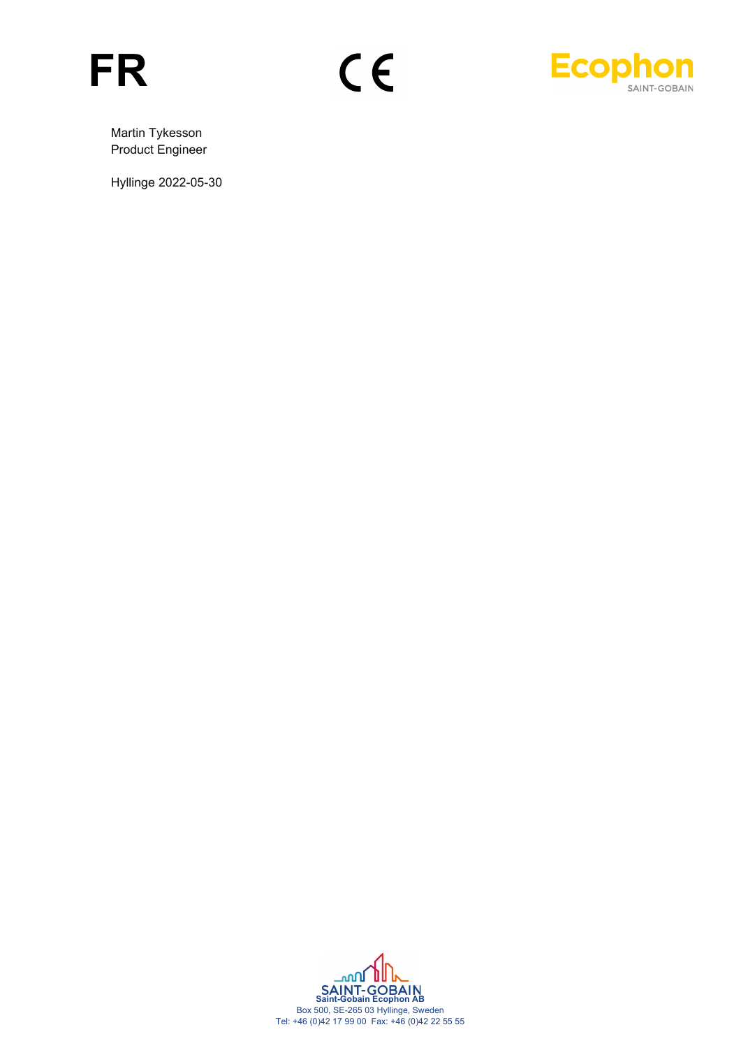**FR**

CE

Ecophon
SAINT-GOBAIN

Martin Tykesson
Product Engineer

Hyllinge 2022-05-30

SAINT-GOBAIN
**Saint-Gobain Ecophon AB**
Box 500, SE-265 03 Hyllinge, Sweden
Tel: +46 (0)42 17 99 00 Fax: +46 (0)42 22 55 55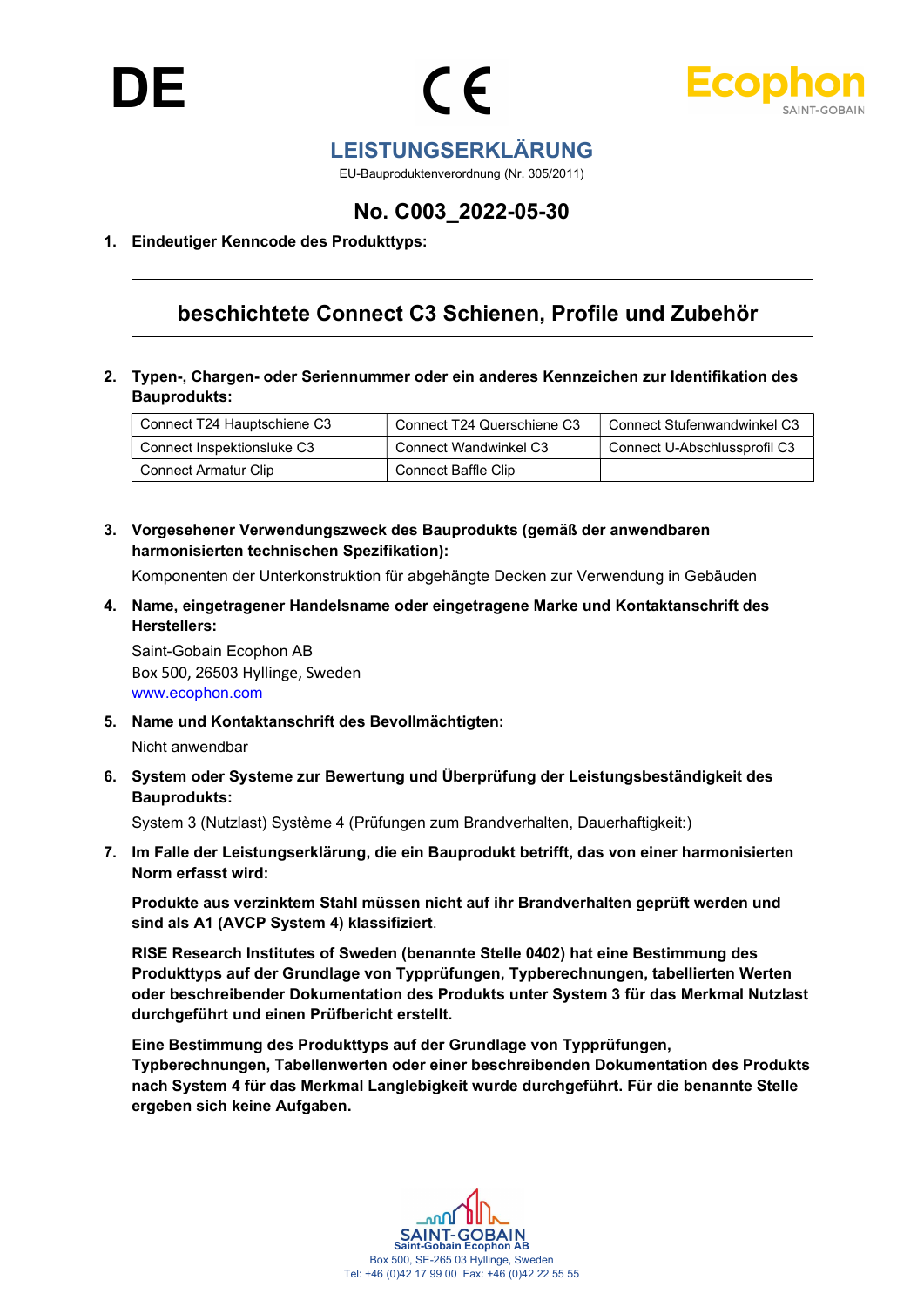DE

CE

Ecophon
SAINT-GOBAIN

# LEISTUNGSERKLÄRUNG

EU-Bauproduktenverordnung (Nr. 305/2011)

## No. C003_2022-05-30

**1. Eindeutiger Kenncode des Produkttyps:**

| beschichtete Connect C3 Schienen, Profile und Zubehör |
|---|

**2. Typen-, Chargen- oder Seriennummer oder ein anderes Kennzeichen zur Identifikation des Bauprodukts:**

| | | |
|---|---|---|
| Connect T24 Hauptschiene C3 | Connect T24 Querschiene C3 | Connect Stufenwandwinkel C3 |
| Connect Inspektionsluke C3 | Connect Wandwinkel C3 | Connect U-Abschlussprofil C3 |
| Connect Armatur Clip | Connect Baffle Clip | |

**3. Vorgesehener Verwendungszweck des Bauprodukts (gemäß der anwendbaren harmonisierten technischen Spezifikation):**

Komponenten der Unterkonstruktion für abgehängte Decken zur Verwendung in Gebäuden

**4. Name, eingetragener Handelsname oder eingetragene Marke und Kontaktanschrift des Herstellers:**

Saint-Gobain Ecophon AB
Box 500, 26503 Hyllinge, Sweden
www.ecophon.com

**5. Name und Kontaktanschrift des Bevollmächtigten:**

Nicht anwendbar

**6. System oder Systeme zur Bewertung und Überprüfung der Leistungsbeständigkeit des Bauprodukts:**

System 3 (Nutzlast) Système 4 (Prüfungen zum Brandverhalten, Dauerhaftigkeit:)

**7. Im Falle der Leistungserklärung, die ein Bauprodukt betrifft, das von einer harmonisierten Norm erfasst wird:**

**Produkte aus verzinktem Stahl müssen nicht auf ihr Brandverhalten geprüft werden und sind als A1 (AVCP System 4) klassifiziert**.

**RISE Research Institutes of Sweden (benannte Stelle 0402) hat eine Bestimmung des Produkttyps auf der Grundlage von Typprüfungen, Typberechnungen, tabellierten Werten oder beschreibender Dokumentation des Produkts unter System 3 für das Merkmal Nutzlast durchgeführt und einen Prüfbericht erstellt.**

**Eine Bestimmung des Produkttyps auf der Grundlage von Typprüfungen, Typberechnungen, Tabellenwerten oder einer beschreibenden Dokumentation des Produkts nach System 4 für das Merkmal Langlebigkeit wurde durchgeführt. Für die benannte Stelle ergeben sich keine Aufgaben.**

SAINT-GOBAIN
Saint-Gobain Ecophon AB
Box 500, SE-265 03 Hyllinge, Sweden
Tel: +46 (0)42 17 99 00 Fax: +46 (0)42 22 55 55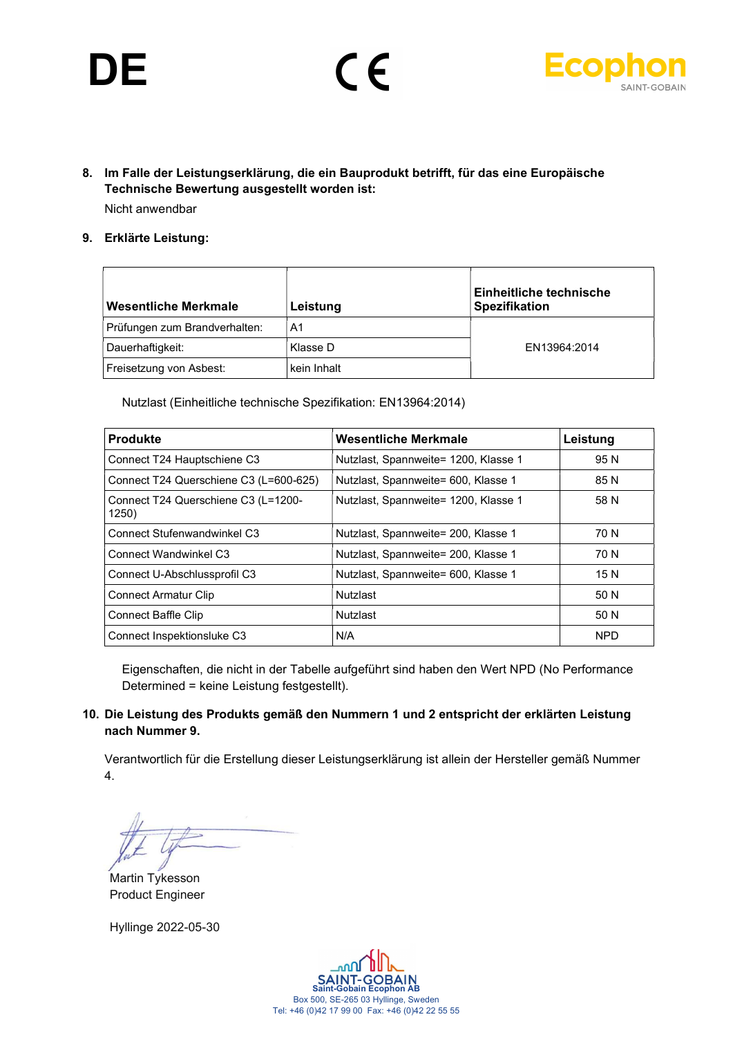DE

8. **Im Falle der Leistungserklärung, die ein Bauprodukt betrifft, für das eine Europäische Technische Bewertung ausgestellt worden ist:**

   Nicht anwendbar

9. **Erklärte Leistung:**

| Wesentliche Merkmale | Leistung | Einheitliche technische Spezifikation |
|---|---|---|
| Prüfungen zum Brandverhalten: | A1 | EN13964:2014 |
| Dauerhaftigkeit: | Klasse D | |
| Freisetzung von Asbest: | kein Inhalt | |

Nutzlast (Einheitliche technische Spezifikation: EN13964:2014)

| Produkte | Wesentliche Merkmale | Leistung |
|---|---|---|
| Connect T24 Hauptschiene C3 | Nutzlast, Spannweite= 1200, Klasse 1 | 95 N |
| Connect T24 Querschiene C3 (L=600-625) | Nutzlast, Spannweite= 600, Klasse 1 | 85 N |
| Connect T24 Querschiene C3 (L=1200-1250) | Nutzlast, Spannweite= 1200, Klasse 1 | 58 N |
| Connect Stufenwandwinkel C3 | Nutzlast, Spannweite= 200, Klasse 1 | 70 N |
| Connect Wandwinkel C3 | Nutzlast, Spannweite= 200, Klasse 1 | 70 N |
| Connect U-Abschlussprofil C3 | Nutzlast, Spannweite= 600, Klasse 1 | 15 N |
| Connect Armatur Clip | Nutzlast | 50 N |
| Connect Baffle Clip | Nutzlast | 50 N |
| Connect Inspektionsluke C3 | N/A | NPD |

Eigenschaften, die nicht in der Tabelle aufgeführt sind haben den Wert NPD (No Performance Determined = keine Leistung festgestellt).

10. **Die Leistung des Produkts gemäß den Nummern 1 und 2 entspricht der erklärten Leistung nach Nummer 9.**

    Verantwortlich für die Erstellung dieser Leistungserklärung ist allein der Hersteller gemäß Nummer 4.

Martin Tykesson
Product Engineer

Hyllinge 2022-05-30

Saint-Gobain Ecophon AB
Box 500, SE-265 03 Hyllinge, Sweden
Tel: +46 (0)42 17 99 00 Fax: +46 (0)42 22 55 55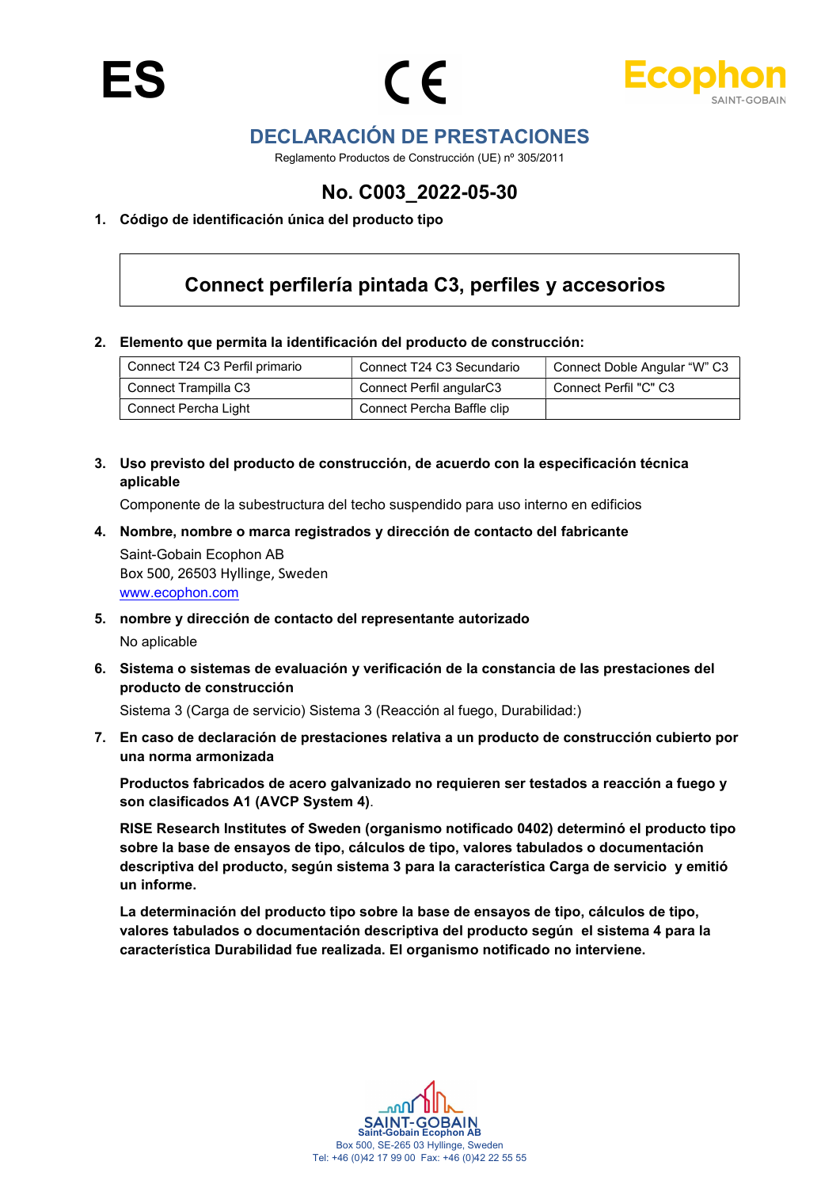ES

# DECLARACIÓN DE PRESTACIONES

Reglamento Productos de Construcción (UE) nº 305/2011

## No. C003_2022-05-30

**1. Código de identificación única del producto tipo**

**Connect perfilería pintada C3, perfiles y accesorios**

**2. Elemento que permita la identificación del producto de construcción:**

| Connect T24 C3 Perfil primario | Connect T24 C3 Secundario | Connect Doble Angular “W” C3 |
|---|---|---|
| Connect Trampilla C3 | Connect Perfil angularC3 | Connect Perfil "C" C3 |
| Connect Percha Light | Connect Percha Baffle clip | |

**3. Uso previsto del producto de construcción, de acuerdo con la especificación técnica aplicable**

Componente de la subestructura del techo suspendido para uso interno en edificios

**4. Nombre, nombre o marca registrados y dirección de contacto del fabricante**

Saint-Gobain Ecophon AB
Box 500, 26503 Hyllinge, Sweden
www.ecophon.com

**5. nombre y dirección de contacto del representante autorizado**

No aplicable

**6. Sistema o sistemas de evaluación y verificación de la constancia de las prestaciones del producto de construcción**

Sistema 3 (Carga de servicio) Sistema 3 (Reacción al fuego, Durabilidad:)

**7. En caso de declaración de prestaciones relativa a un producto de construcción cubierto por una norma armonizada**

**Productos fabricados de acero galvanizado no requieren ser testados a reacción a fuego y son clasificados A1 (AVCP System 4)**.

**RISE Research Institutes of Sweden (organismo notificado 0402) determinó el producto tipo sobre la base de ensayos de tipo, cálculos de tipo, valores tabulados o documentación descriptiva del producto, según sistema 3 para la característica Carga de servicio y emitió un informe.**

**La determinación del producto tipo sobre la base de ensayos de tipo, cálculos de tipo, valores tabulados o documentación descriptiva del producto según el sistema 4 para la característica Durabilidad fue realizada. El organismo notificado no interviene.**

Saint-Gobain Ecophon AB
Box 500, SE-265 03 Hyllinge, Sweden
Tel: +46 (0)42 17 99 00 Fax: +46 (0)42 22 55 55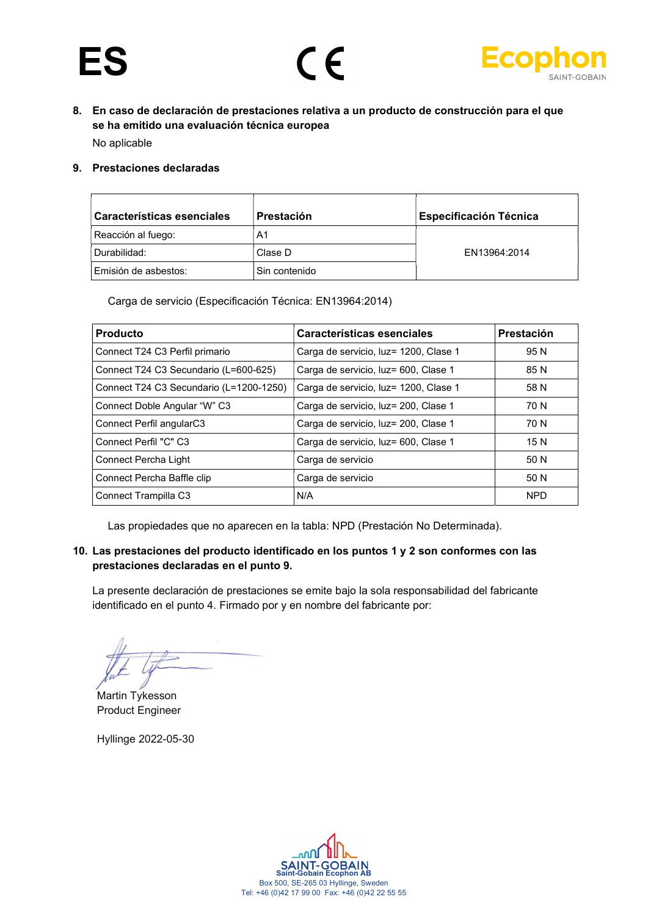ES

8. **En caso de declaración de prestaciones relativa a un producto de construcción para el que se ha emitido una evaluación técnica europea**

   No aplicable

9. **Prestaciones declaradas**

| Características esenciales | Prestación | Especificación Técnica |
|---|---|---|
| Reacción al fuego: | A1 | EN13964:2014 |
| Durabilidad: | Clase D | |
| Emisión de asbestos: | Sin contenido | |

Carga de servicio (Especificación Técnica: EN13964:2014)

| Producto | Características esenciales | Prestación |
|---|---|---|
| Connect T24 C3 Perfil primario | Carga de servicio, luz= 1200, Clase 1 | 95 N |
| Connect T24 C3 Secundario (L=600-625) | Carga de servicio, luz= 600, Clase 1 | 85 N |
| Connect T24 C3 Secundario (L=1200-1250) | Carga de servicio, luz= 1200, Clase 1 | 58 N |
| Connect Doble Angular "W" C3 | Carga de servicio, luz= 200, Clase 1 | 70 N |
| Connect Perfil angularC3 | Carga de servicio, luz= 200, Clase 1 | 70 N |
| Connect Perfil "C" C3 | Carga de servicio, luz= 600, Clase 1 | 15 N |
| Connect Percha Light | Carga de servicio | 50 N |
| Connect Percha Baffle clip | Carga de servicio | 50 N |
| Connect Trampilla C3 | N/A | NPD |

Las propiedades que no aparecen en la tabla: NPD (Prestación No Determinada).

10. **Las prestaciones del producto identificado en los puntos 1 y 2 son conformes con las prestaciones declaradas en el punto 9.**

    La presente declaración de prestaciones se emite bajo la sola responsabilidad del fabricante identificado en el punto 4. Firmado por y en nombre del fabricante por:

Martin Tykesson
Product Engineer

Hyllinge 2022-05-30

Saint-Gobain Ecophon AB
Box 500, SE-265 03 Hyllinge, Sweden
Tel: +46 (0)42 17 99 00 Fax: +46 (0)42 22 55 55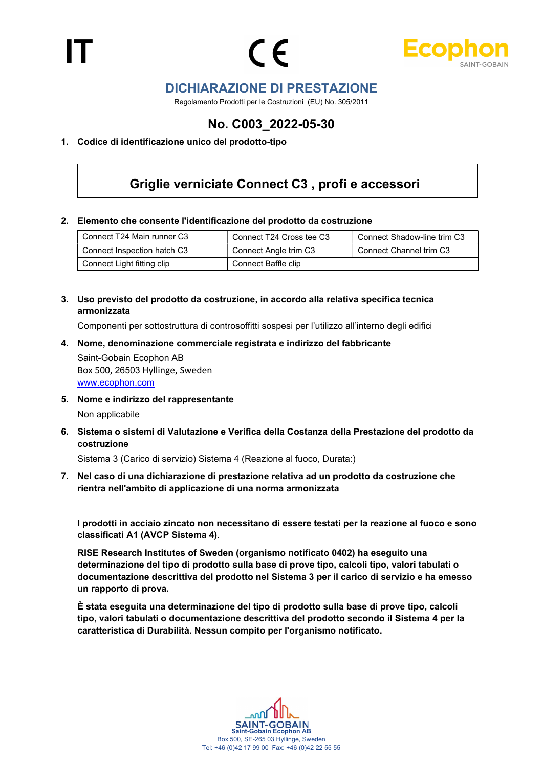IT

CE

Ecophon
SAINT-GOBAIN

# DICHIARAZIONE DI PRESTAZIONE

Regolamento Prodotti per le Costruzioni (EU) No. 305/2011

## No. C003_2022-05-30

**1. Codice di identificazione unico del prodotto-tipo**

| **Griglie verniciate Connect C3 , profi e accessori** |
|---|

**2. Elemento che consente l'identificazione del prodotto da costruzione**

| Connect T24 Main runner C3 | Connect T24 Cross tee C3 | Connect Shadow-line trim C3 |
|---|---|---|
| Connect Inspection hatch C3 | Connect Angle trim C3 | Connect Channel trim C3 |
| Connect Light fitting clip | Connect Baffle clip | |

**3. Uso previsto del prodotto da costruzione, in accordo alla relativa specifica tecnica armonizzata**

Componenti per sottostruttura di controsoffitti sospesi per l'utilizzo all'interno degli edifici

**4. Nome, denominazione commerciale registrata e indirizzo del fabbricante**

Saint-Gobain Ecophon AB
Box 500, 26503 Hyllinge, Sweden
www.ecophon.com

**5. Nome e indirizzo del rappresentante**

Non applicabile

**6. Sistema o sistemi di Valutazione e Verifica della Costanza della Prestazione del prodotto da costruzione**

Sistema 3 (Carico di servizio) Sistema 4 (Reazione al fuoco, Durata:)

**7. Nel caso di una dichiarazione di prestazione relativa ad un prodotto da costruzione che rientra nell'ambito di applicazione di una norma armonizzata**

**I prodotti in acciaio zincato non necessitano di essere testati per la reazione al fuoco e sono classificati A1 (AVCP Sistema 4)**.

**RISE Research Institutes of Sweden (organismo notificato 0402) ha eseguito una determinazione del tipo di prodotto sulla base di prove tipo, calcoli tipo, valori tabulati o documentazione descrittiva del prodotto nel Sistema 3 per il carico di servizio e ha emesso un rapporto di prova.**

**È stata eseguita una determinazione del tipo di prodotto sulla base di prove tipo, calcoli tipo, valori tabulati o documentazione descrittiva del prodotto secondo il Sistema 4 per la caratteristica di Durabilità. Nessun compito per l'organismo notificato.**

SAINT-GOBAIN
Saint-Gobain Ecophon AB
Box 500, SE-265 03 Hyllinge, Sweden
Tel: +46 (0)42 17 99 00 Fax: +46 (0)42 22 55 55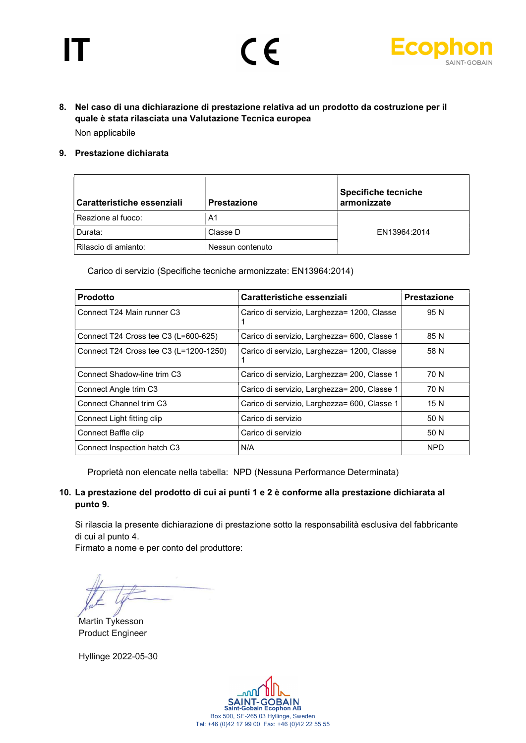IT

**8. Nel caso di una dichiarazione di prestazione relativa ad un prodotto da costruzione per il quale è stata rilasciata una Valutazione Tecnica europea**

Non applicabile

**9. Prestazione dichiarata**

| Caratteristiche essenziali | Prestazione | Specifiche tecniche armonizzate |
|---|---|---|
| Reazione al fuoco: | A1 | EN13964:2014 |
| Durata: | Classe D | |
| Rilascio di amianto: | Nessun contenuto | |

Carico di servizio (Specifiche tecniche armonizzate: EN13964:2014)

| Prodotto | Caratteristiche essenziali | Prestazione |
|---|---|---|
| Connect T24 Main runner C3 | Carico di servizio, Larghezza= 1200, Classe 1 | 95 N |
| Connect T24 Cross tee C3 (L=600-625) | Carico di servizio, Larghezza= 600, Classe 1 | 85 N |
| Connect T24 Cross tee C3 (L=1200-1250) | Carico di servizio, Larghezza= 1200, Classe 1 | 58 N |
| Connect Shadow-line trim C3 | Carico di servizio, Larghezza= 200, Classe 1 | 70 N |
| Connect Angle trim C3 | Carico di servizio, Larghezza= 200, Classe 1 | 70 N |
| Connect Channel trim C3 | Carico di servizio, Larghezza= 600, Classe 1 | 15 N |
| Connect Light fitting clip | Carico di servizio | 50 N |
| Connect Baffle clip | Carico di servizio | 50 N |
| Connect Inspection hatch C3 | N/A | NPD |

Proprietà non elencate nella tabella: NPD (Nessuna Performance Determinata)

**10. La prestazione del prodotto di cui ai punti 1 e 2 è conforme alla prestazione dichiarata al punto 9.**

Si rilascia la presente dichiarazione di prestazione sotto la responsabilità esclusiva del fabbricante di cui al punto 4.
Firmato a nome e per conto del produttore:

Martin Tykesson
Product Engineer

Hyllinge 2022-05-30

Saint-Gobain Ecophon AB
Box 500, SE-265 03 Hyllinge, Sweden
Tel: +46 (0)42 17 99 00 Fax: +46 (0)42 22 55 55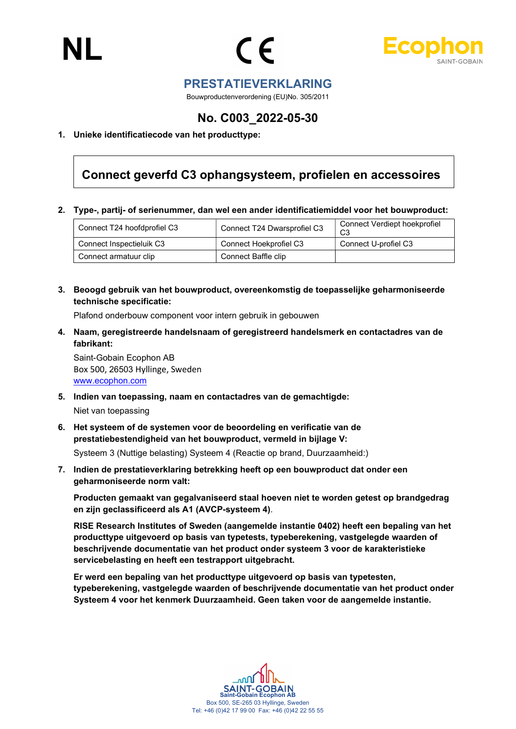NL

CE

Ecophon SAINT-GOBAIN

# PRESTATIEVERKLARING

Bouwproductenverordening (EU)No. 305/2011

## No. C003_2022-05-30

**1. Unieke identificatiecode van het producttype:**

**Connect geverfd C3 ophangsysteem, profielen en accessoires**

**2. Type-, partij- of serienummer, dan wel een ander identificatiemiddel voor het bouwproduct:**

| Connect T24 hoofdprofiel C3 | Connect T24 Dwarsprofiel C3 | Connect Verdiept hoekprofiel C3 |
|---|---|---|
| Connect Inspectieluik C3 | Connect Hoekprofiel C3 | Connect U-profiel C3 |
| Connect armatuur clip | Connect Baffle clip | |

**3. Beoogd gebruik van het bouwproduct, overeenkomstig de toepasselijke geharmoniseerde technische specificatie:**

Plafond onderbouw component voor intern gebruik in gebouwen

**4. Naam, geregistreerde handelsnaam of geregistreerd handelsmerk en contactadres van de fabrikant:**

Saint-Gobain Ecophon AB
Box 500, 26503 Hyllinge, Sweden
www.ecophon.com

**5. Indien van toepassing, naam en contactadres van de gemachtigde:**

Niet van toepassing

**6. Het systeem of de systemen voor de beoordeling en verificatie van de prestatiebestendigheid van het bouwproduct, vermeld in bijlage V:**

Systeem 3 (Nuttige belasting) Systeem 4 (Reactie op brand, Duurzaamheid:)

**7. Indien de prestatieverklaring betrekking heeft op een bouwproduct dat onder een geharmoniseerde norm valt:**

**Producten gemaakt van gegalvaniseerd staal hoeven niet te worden getest op brandgedrag en zijn geclassificeerd als A1 (AVCP-systeem 4)**.

**RISE Research Institutes of Sweden (aangemelde instantie 0402) heeft een bepaling van het producttype uitgevoerd op basis van typetests, typeberekening, vastgelegde waarden of beschrijvende documentatie van het product onder systeem 3 voor de karakteristieke servicebelasting en heeft een testrapport uitgebracht.**

**Er werd een bepaling van het producttype uitgevoerd op basis van typetesten, typeberekening, vastgelegde waarden of beschrijvende documentatie van het product onder Systeem 4 voor het kenmerk Duurzaamheid. Geen taken voor de aangemelde instantie.**

SAINT-GOBAIN
Saint-Gobain Ecophon AB
Box 500, SE-265 03 Hyllinge, Sweden
Tel: +46 (0)42 17 99 00 Fax: +46 (0)42 22 55 55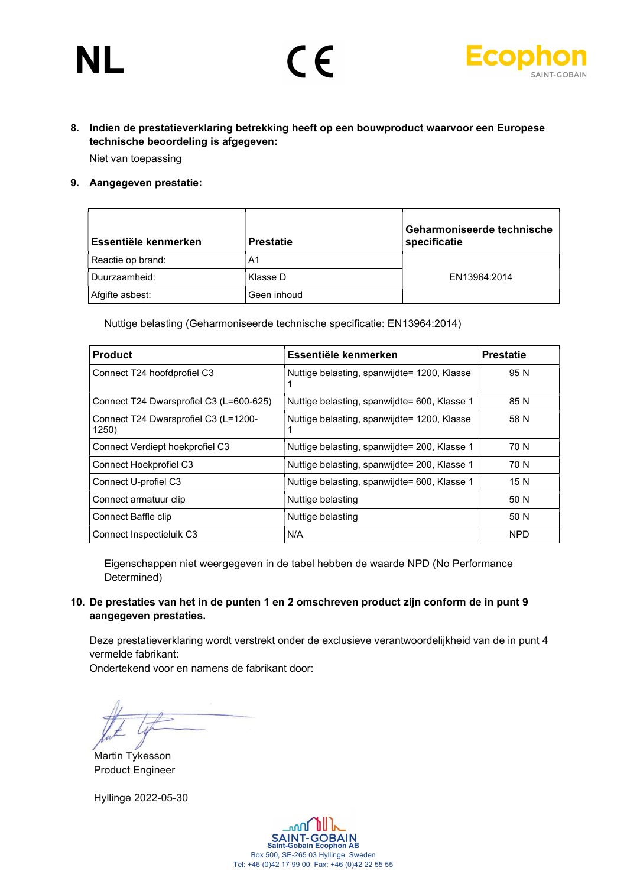NL

8. **Indien de prestatieverklaring betrekking heeft op een bouwproduct waarvoor een Europese technische beoordeling is afgegeven:**

   Niet van toepassing

9. **Aangegeven prestatie:**

| Essentiële kenmerken | Prestatie | Geharmoniseerde technische specificatie |
|---|---|---|
| Reactie op brand: | A1 | EN13964:2014 |
| Duurzaamheid: | Klasse D | |
| Afgifte asbest: | Geen inhoud | |

Nuttige belasting (Geharmoniseerde technische specificatie: EN13964:2014)

| Product | Essentiële kenmerken | Prestatie |
|---|---|---|
| Connect T24 hoofdprofiel C3 | Nuttige belasting, spanwijdte= 1200, Klasse 1 | 95 N |
| Connect T24 Dwarsprofiel C3 (L=600-625) | Nuttige belasting, spanwijdte= 600, Klasse 1 | 85 N |
| Connect T24 Dwarsprofiel C3 (L=1200-1250) | Nuttige belasting, spanwijdte= 1200, Klasse 1 | 58 N |
| Connect Verdiept hoekprofiel C3 | Nuttige belasting, spanwijdte= 200, Klasse 1 | 70 N |
| Connect Hoekprofiel C3 | Nuttige belasting, spanwijdte= 200, Klasse 1 | 70 N |
| Connect U-profiel C3 | Nuttige belasting, spanwijdte= 600, Klasse 1 | 15 N |
| Connect armatuur clip | Nuttige belasting | 50 N |
| Connect Baffle clip | Nuttige belasting | 50 N |
| Connect Inspectieluik C3 | N/A | NPD |

Eigenschappen niet weergegeven in de tabel hebben de waarde NPD (No Performance Determined)

10. **De prestaties van het in de punten 1 en 2 omschreven product zijn conform de in punt 9 aangegeven prestaties.**

    Deze prestatieverklaring wordt verstrekt onder de exclusieve verantwoordelijkheid van de in punt 4 vermelde fabrikant:
    Ondertekend voor en namens de fabrikant door:

Martin Tykesson
Product Engineer

Hyllinge 2022-05-30

SAINT-GOBAIN
Saint-Gobain Ecophon AB
Box 500, SE-265 03 Hyllinge, Sweden
Tel: +46 (0)42 17 99 00 Fax: +46 (0)42 22 55 55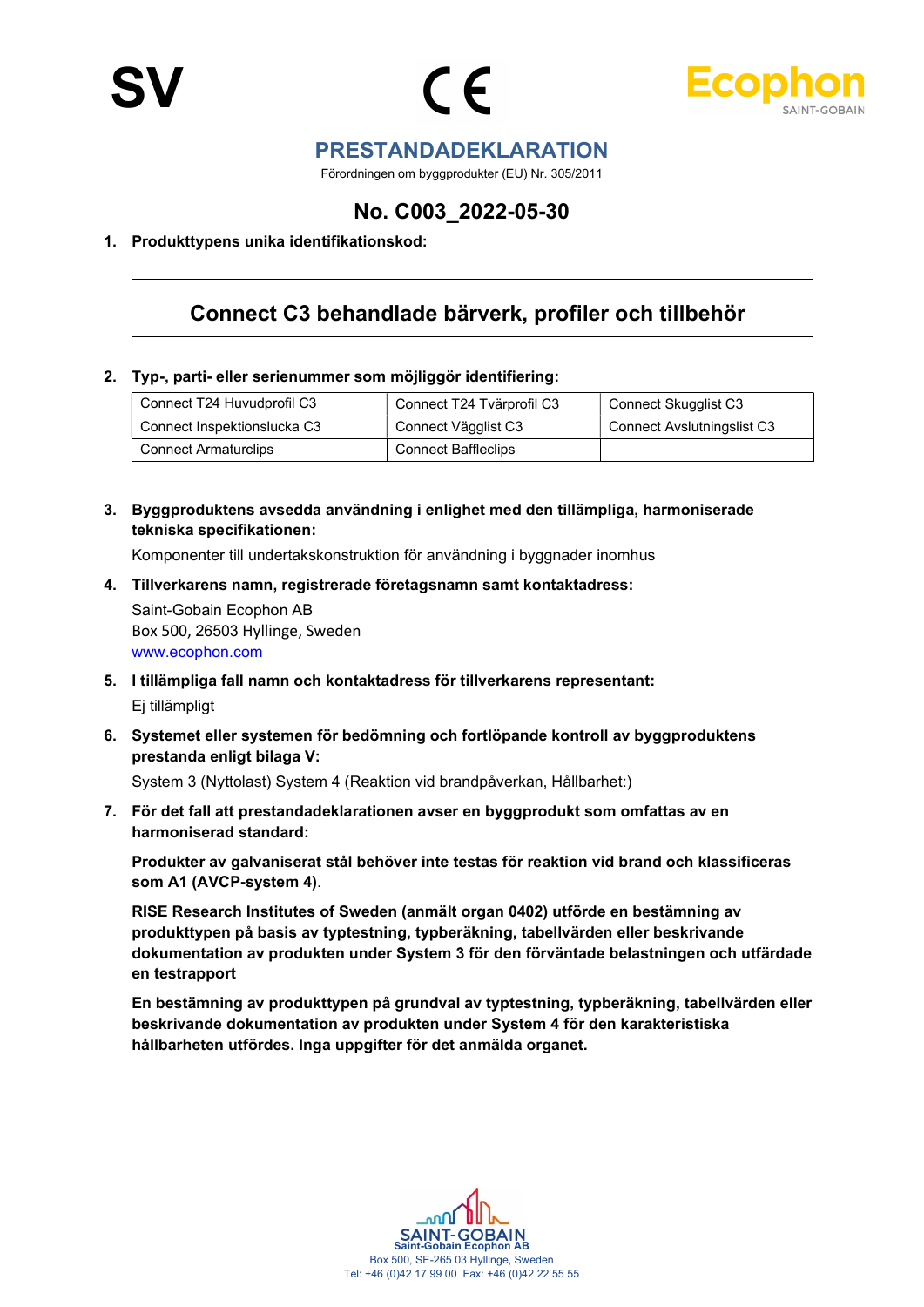SV

# PRESTANDADEKLARATION

Förordningen om byggprodukter (EU) Nr. 305/2011

## No. C003_2022-05-30

**1. Produkttypens unika identifikationskod:**

| **Connect C3 behandlade bärverk, profiler och tillbehör** |
|---|

**2. Typ-, parti- eller serienummer som möjliggör identifiering:**

| | | |
|---|---|---|
| Connect T24 Huvudprofil C3 | Connect T24 Tvärprofil C3 | Connect Skugglist C3 |
| Connect Inspektionslucka C3 | Connect Vägglist C3 | Connect Avslutningslist C3 |
| Connect Armaturclips | Connect Baffleclips | |

**3. Byggproduktens avsedda användning i enlighet med den tillämpliga, harmoniserade tekniska specifikationen:**

Komponenter till undertakskonstruktion för användning i byggnader inomhus

**4. Tillverkarens namn, registrerade företagsnamn samt kontaktadress:**

Saint-Gobain Ecophon AB
Box 500, 26503 Hyllinge, Sweden
www.ecophon.com

**5. I tillämpliga fall namn och kontaktadress för tillverkarens representant:**

Ej tillämpligt

**6. Systemet eller systemen för bedömning och fortlöpande kontroll av byggproduktens prestanda enligt bilaga V:**

System 3 (Nyttolast) System 4 (Reaktion vid brandpåverkan, Hållbarhet:)

**7. För det fall att prestandadeklarationen avser en byggprodukt som omfattas av en harmoniserad standard:**

**Produkter av galvaniserat stål behöver inte testas för reaktion vid brand och klassificeras som A1 (AVCP-system 4)**.

**RISE Research Institutes of Sweden (anmält organ 0402) utförde en bestämning av produkttypen på basis av typtestning, typberäkning, tabellvärden eller beskrivande dokumentation av produkten under System 3 för den förväntade belastningen och utfärdade en testrapport**

**En bestämning av produkttypen på grundval av typtestning, typberäkning, tabellvärden eller beskrivande dokumentation av produkten under System 4 för den karakteristiska hållbarheten utfördes. Inga uppgifter för det anmälda organet.**

Saint-Gobain Ecophon AB
Box 500, SE-265 03 Hyllinge, Sweden
Tel: +46 (0)42 17 99 00 Fax: +46 (0)42 22 55 55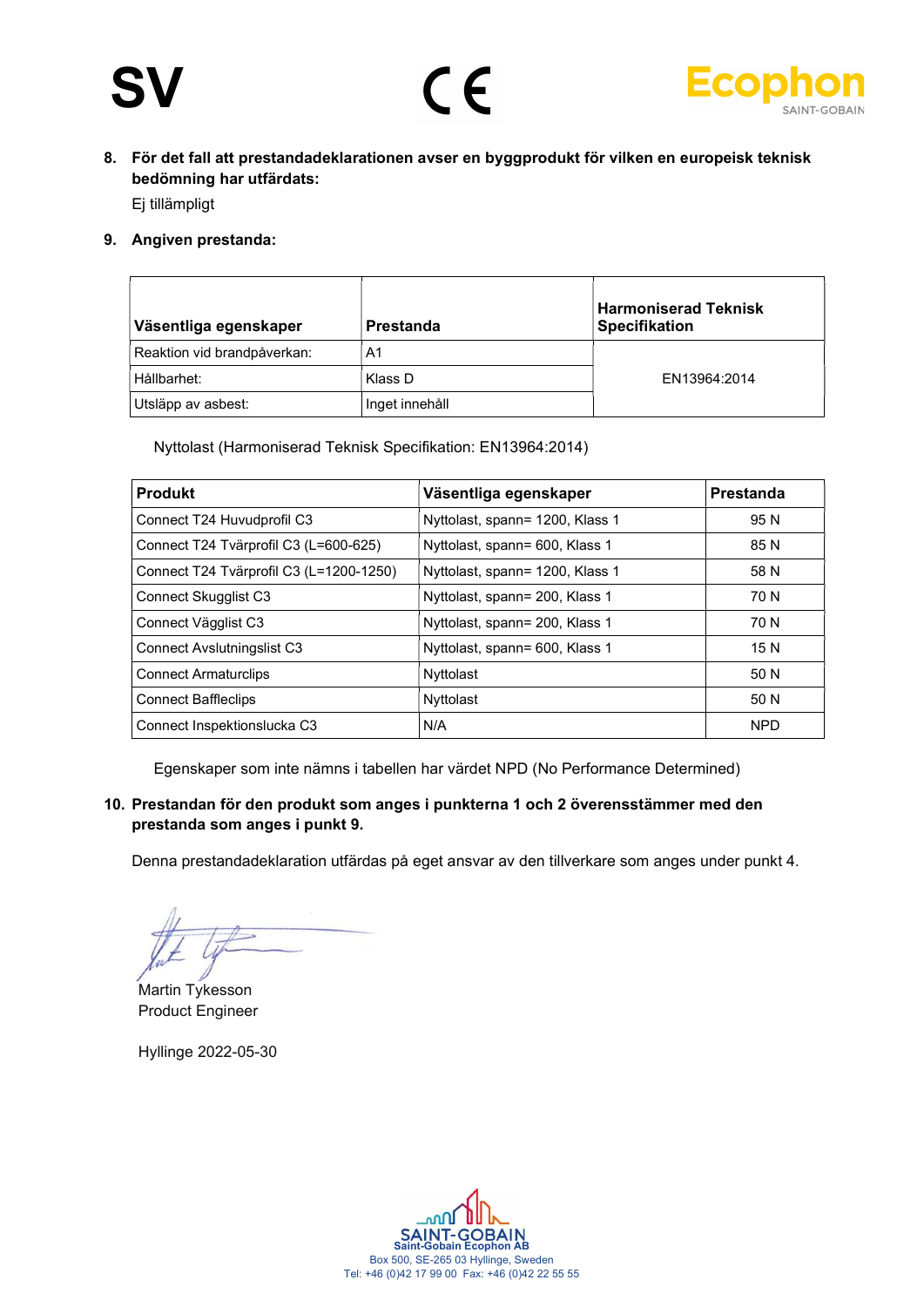SV

**8. För det fall att prestandadeklarationen avser en byggprodukt för vilken en europeisk teknisk bedömning har utfärdats:**

Ej tillämpligt

**9. Angiven prestanda:**

| Väsentliga egenskaper | Prestanda | Harmoniserad Teknisk Specifikation |
|---|---|---|
| Reaktion vid brandpåverkan: | A1 | EN13964:2014 |
| Hållbarhet: | Klass D | |
| Utsläpp av asbest: | Inget innehåll | |

Nyttolast (Harmoniserad Teknisk Specifikation: EN13964:2014)

| Produkt | Väsentliga egenskaper | Prestanda |
|---|---|---|
| Connect T24 Huvudprofil C3 | Nyttolast, spann= 1200, Klass 1 | 95 N |
| Connect T24 Tvärprofil C3 (L=600-625) | Nyttolast, spann= 600, Klass 1 | 85 N |
| Connect T24 Tvärprofil C3 (L=1200-1250) | Nyttolast, spann= 1200, Klass 1 | 58 N |
| Connect Skugglist C3 | Nyttolast, spann= 200, Klass 1 | 70 N |
| Connect Vägglist C3 | Nyttolast, spann= 200, Klass 1 | 70 N |
| Connect Avslutningslist C3 | Nyttolast, spann= 600, Klass 1 | 15 N |
| Connect Armaturclips | Nyttolast | 50 N |
| Connect Baffleclips | Nyttolast | 50 N |
| Connect Inspektionslucka C3 | N/A | NPD |

Egenskaper som inte nämns i tabellen har värdet NPD (No Performance Determined)

**10. Prestandan för den produkt som anges i punkterna 1 och 2 överensstämmer med den prestanda som anges i punkt 9.**

Denna prestandadeklaration utfärdas på eget ansvar av den tillverkare som anges under punkt 4.

Martin Tykesson
Product Engineer

Hyllinge 2022-05-30

Saint-Gobain Ecophon AB
Box 500, SE-265 03 Hyllinge, Sweden
Tel: +46 (0)42 17 99 00 Fax: +46 (0)42 22 55 55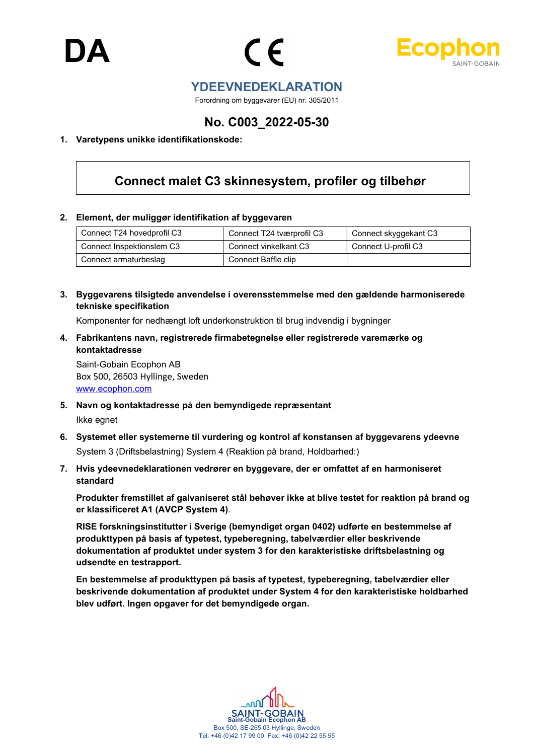DA

# YDEEVNEDEKLARATION

Forordning om byggevarer (EU) nr. 305/2011

## No. C003_2022-05-30

**1. Varetypens unikke identifikationskode:**

**Connect malet C3 skinnesystem, profiler og tilbehør**

**2. Element, der muliggør identifikation af byggevaren**

| Connect T24 hovedprofil C3 | Connect T24 tværprofil C3 | Connect skyggekant C3 |
|---|---|---|
| Connect Inspektionslem C3 | Connect vinkelkant C3 | Connect U-profil C3 |
| Connect armaturbeslag | Connect Baffle clip | |

**3. Byggevarens tilsigtede anvendelse i overensstemmelse med den gældende harmoniserede tekniske specifikation**

Komponenter for nedhængt loft underkonstruktion til brug indvendig i bygninger

**4. Fabrikantens navn, registrerede firmabetegnelse eller registrerede varemærke og kontaktadresse**

Saint-Gobain Ecophon AB
Box 500, 26503 Hyllinge, Sweden
www.ecophon.com

**5. Navn og kontaktadresse på den bemyndigede repræsentant**

Ikke egnet

**6. Systemet eller systemerne til vurdering og kontrol af konstansen af byggevarens ydeevne**

System 3 (Driftsbelastning) System 4 (Reaktion på brand, Holdbarhed:)

**7. Hvis ydeevnedeklarationen vedrører en byggevare, der er omfattet af en harmoniseret standard**

**Produkter fremstillet af galvaniseret stål behøver ikke at blive testet for reaktion på brand og er klassificeret A1 (AVCP System 4)**.

**RISE forskningsinstitutter i Sverige (bemyndiget organ 0402) udførte en bestemmelse af produkttypen på basis af typetest, typeberegning, tabelværdier eller beskrivende dokumentation af produktet under system 3 for den karakteristiske driftsbelastning og udsendte en testrapport.**

**En bestemmelse af produkttypen på basis af typetest, typeberegning, tabelværdier eller beskrivende dokumentation af produktet under System 4 for den karakteristiske holdbarhed blev udført. Ingen opgaver for det bemyndigede organ.**

Saint-Gobain Ecophon AB
Box 500, SE-265 03 Hyllinge, Sweden
Tel: +46 (0)42 17 99 00 Fax: +46 (0)42 22 55 55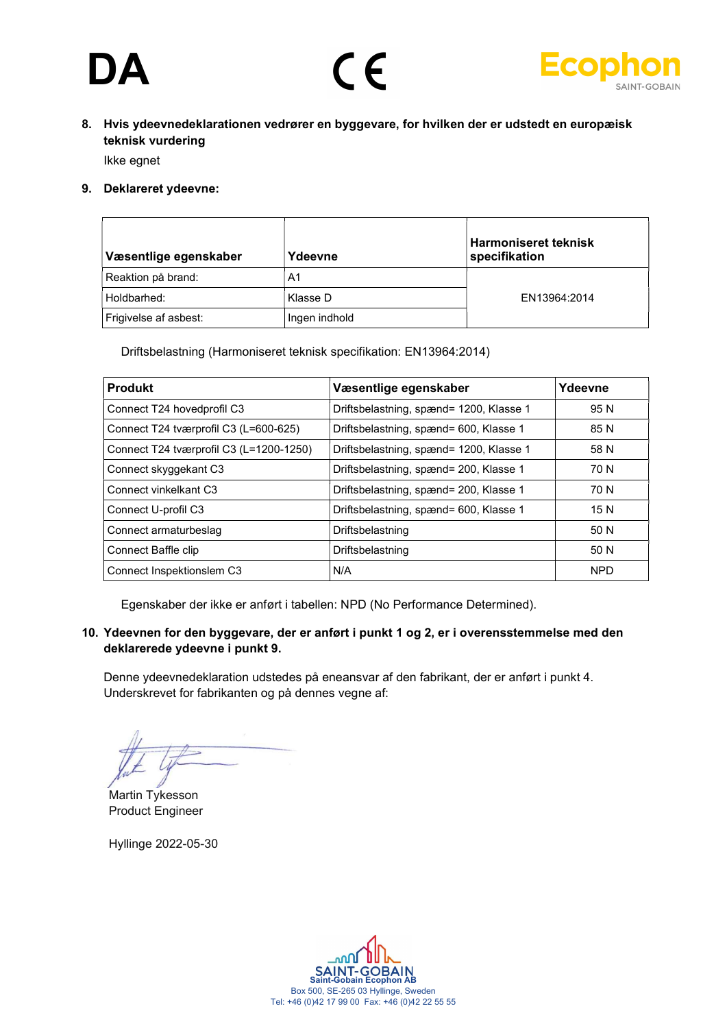DA

8. **Hvis ydeevnedeklarationen vedrører en byggevare, for hvilken der er udstedt en europæisk teknisk vurdering**

   Ikke egnet

9. **Deklareret ydeevne:**

| Væsentlige egenskaber | Ydeevne | Harmoniseret teknisk specifikation |
|---|---|---|
| Reaktion på brand: | A1 | EN13964:2014 |
| Holdbarhed: | Klasse D | |
| Frigivelse af asbest: | Ingen indhold | |

Driftsbelastning (Harmoniseret teknisk specifikation: EN13964:2014)

| Produkt | Væsentlige egenskaber | Ydeevne |
|---|---|---|
| Connect T24 hovedprofil C3 | Driftsbelastning, spænd= 1200, Klasse 1 | 95 N |
| Connect T24 tværprofil C3 (L=600-625) | Driftsbelastning, spænd= 600, Klasse 1 | 85 N |
| Connect T24 tværprofil C3 (L=1200-1250) | Driftsbelastning, spænd= 1200, Klasse 1 | 58 N |
| Connect skyggekant C3 | Driftsbelastning, spænd= 200, Klasse 1 | 70 N |
| Connect vinkelkant C3 | Driftsbelastning, spænd= 200, Klasse 1 | 70 N |
| Connect U-profil C3 | Driftsbelastning, spænd= 600, Klasse 1 | 15 N |
| Connect armaturbeslag | Driftsbelastning | 50 N |
| Connect Baffle clip | Driftsbelastning | 50 N |
| Connect Inspektionslem C3 | N/A | NPD |

Egenskaber der ikke er anført i tabellen: NPD (No Performance Determined).

10. **Ydeevnen for den byggevare, der er anført i punkt 1 og 2, er i overensstemmelse med den deklarerede ydeevne i punkt 9.**

   Denne ydeevnedeklaration udstedes på eneansvar af den fabrikant, der er anført i punkt 4.
   Underskrevet for fabrikanten og på dennes vegne af:

Martin Tykesson
Product Engineer

Hyllinge 2022-05-30

Saint-Gobain Ecophon AB
Box 500, SE-265 03 Hyllinge, Sweden
Tel: +46 (0)42 17 99 00 Fax: +46 (0)42 22 55 55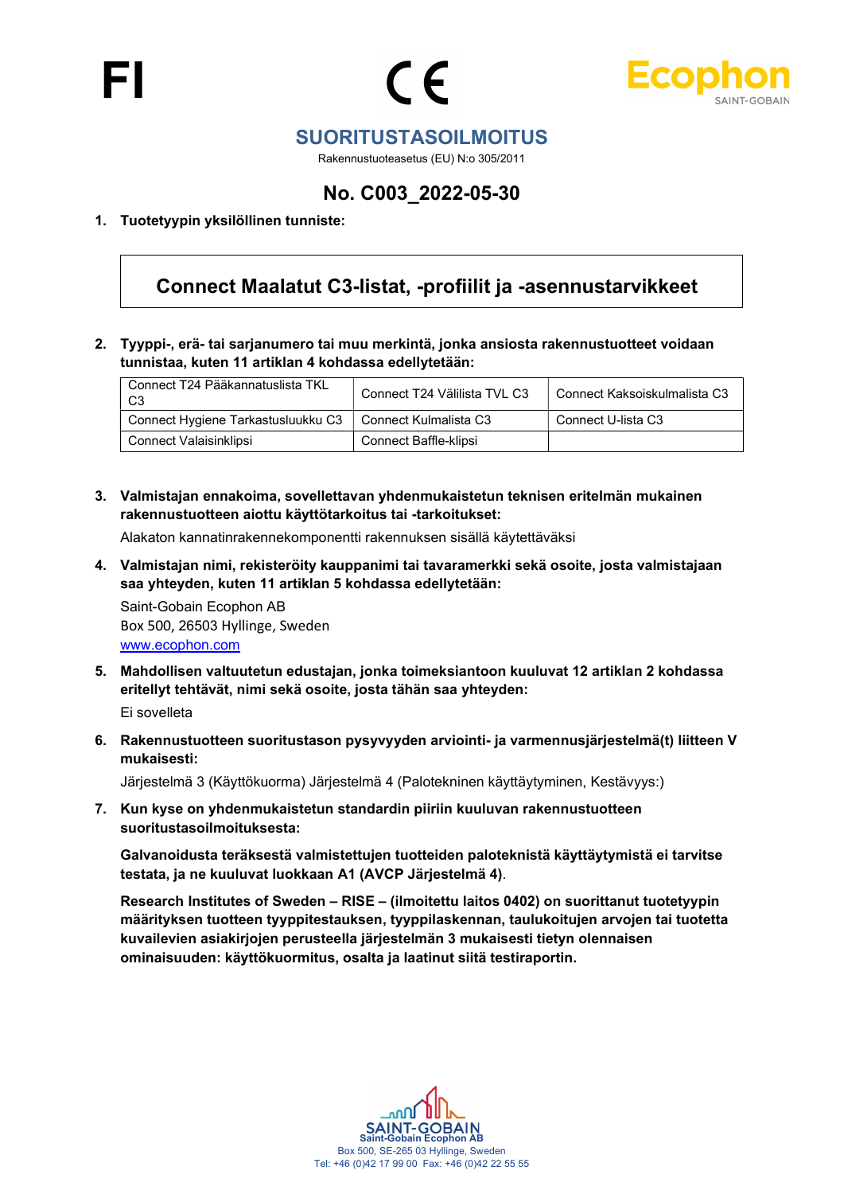FI

CE

Ecophon
SAINT-GOBAIN

# SUORITUSTASOILMOITUS

Rakennustuoteasetus (EU) N:o 305/2011

## No. C003_2022-05-30

**1. Tuotetyypin yksilöllinen tunniste:**

**Connect Maalatut C3-listat, -profiilit ja -asennustarvikkeet**

**2. Tyyppi-, erä- tai sarjanumero tai muu merkintä, jonka ansiosta rakennustuotteet voidaan tunnistaa, kuten 11 artiklan 4 kohdassa edellytetään:**

| Connect T24 Pääkannatuslista TKL C3 | Connect T24 Välilista TVL C3 | Connect Kaksoiskulmalista C3 |
|---|---|---|
| Connect Hygiene Tarkastusluukku C3 | Connect Kulmalista C3 | Connect U-lista C3 |
| Connect Valaisinklipsi | Connect Baffle-klipsi | |

**3. Valmistajan ennakoima, sovellettavan yhdenmukaistetun teknisen eritelmän mukainen rakennustuotteen aiottu käyttötarkoitus tai -tarkoitukset:**

Alakaton kannatinrakennekomponentti rakennuksen sisällä käytettäväksi

**4. Valmistajan nimi, rekisteröity kauppanimi tai tavaramerkki sekä osoite, josta valmistajaan saa yhteyden, kuten 11 artiklan 5 kohdassa edellytetään:**

Saint-Gobain Ecophon AB
Box 500, 26503 Hyllinge, Sweden
www.ecophon.com

**5. Mahdollisen valtuutetun edustajan, jonka toimeksiantoon kuuluvat 12 artiklan 2 kohdassa eritellyt tehtävät, nimi sekä osoite, josta tähän saa yhteyden:**

Ei sovelleta

**6. Rakennustuotteen suoritustason pysyvyyden arviointi- ja varmennusjärjestelmä(t) liitteen V mukaisesti:**

Järjestelmä 3 (Käyttökuorma) Järjestelmä 4 (Palotekninen käyttäytyminen, Kestävyys:)

**7. Kun kyse on yhdenmukaistetun standardin piiriin kuuluvan rakennustuotteen suoritustasoilmoituksesta:**

**Galvanoidusta teräksestä valmistettujen tuotteiden paloteknistä käyttäytymistä ei tarvitse testata, ja ne kuuluvat luokkaan A1 (AVCP Järjestelmä 4)**.

**Research Institutes of Sweden – RISE – (ilmoitettu laitos 0402) on suorittanut tuotetyypin määrityksen tuotteen tyyppitestauksen, tyyppilaskennan, taulukoitujen arvojen tai tuotetta kuvailevien asiakirjojen perusteella järjestelmän 3 mukaisesti tietyn olennaisen ominaisuuden: käyttökuormitus, osalta ja laatinut siitä testiraportin.**

SAINT-GOBAIN
Saint-Gobain Ecophon AB
Box 500, SE-265 03 Hyllinge, Sweden
Tel: +46 (0)42 17 99 00 Fax: +46 (0)42 22 55 55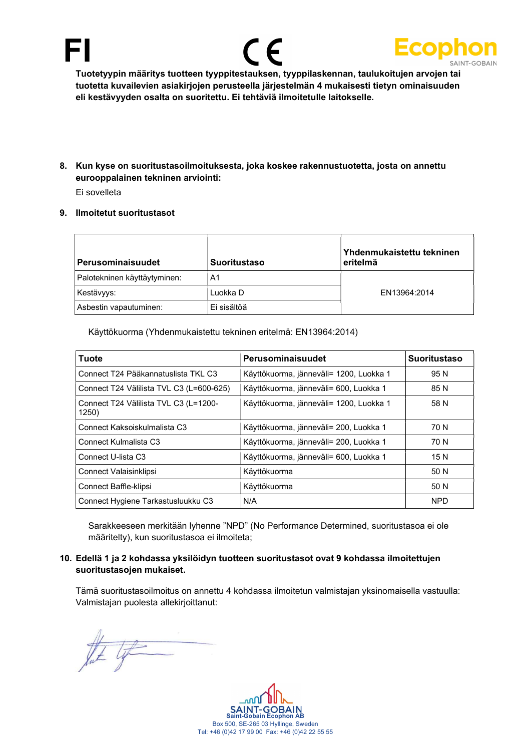FI

Tuotetyypin määritys tuotteen tyyppitestauksen, tyyppilaskennan, taulukoitujen arvojen tai tuotetta kuvailevien asiakirjojen perusteella järjestelmän 4 mukaisesti tietyn ominaisuuden eli kestävyyden osalta on suoritettu. Ei tehtäviä ilmoitetulle laitokselle.

8. **Kun kyse on suoritustasoilmoituksesta, joka koskee rakennustuotetta, josta on annettu eurooppalainen tekninen arviointi:**

   Ei sovelleta

9. **Ilmoitetut suoritustasot**

| Perusominaisuudet | Suoritustaso | Yhdenmukaistettu tekninen eritelmä |
|---|---|---|
| Palotekninen käyttäytyminen: | A1 | EN13964:2014 |
| Kestävyys: | Luokka D | |
| Asbestin vapautuminen: | Ei sisältöä | |

Käyttökuorma (Yhdenmukaistettu tekninen eritelmä: EN13964:2014)

| Tuote | Perusominaisuudet | Suoritustaso |
|---|---|---|
| Connect T24 Pääkannatuslista TKL C3 | Käyttökuorma, jänneväli= 1200, Luokka 1 | 95 N |
| Connect T24 Välilista TVL C3 (L=600-625) | Käyttökuorma, jänneväli= 600, Luokka 1 | 85 N |
| Connect T24 Välilista TVL C3 (L=1200-1250) | Käyttökuorma, jänneväli= 1200, Luokka 1 | 58 N |
| Connect Kaksoiskulmalista C3 | Käyttökuorma, jänneväli= 200, Luokka 1 | 70 N |
| Connect Kulmalista C3 | Käyttökuorma, jänneväli= 200, Luokka 1 | 70 N |
| Connect U-lista C3 | Käyttökuorma, jänneväli= 600, Luokka 1 | 15 N |
| Connect Valaisinklipsi | Käyttökuorma | 50 N |
| Connect Baffle-klipsi | Käyttökuorma | 50 N |
| Connect Hygiene Tarkastusluukku C3 | N/A | NPD |

Sarakkeeseen merkitään lyhenne "NPD" (No Performance Determined, suoritustasoa ei ole määritelty), kun suoritustasoa ei ilmoiteta;

10. **Edellä 1 ja 2 kohdassa yksilöidyn tuotteen suoritustasot ovat 9 kohdassa ilmoitettujen suoritustasojen mukaiset.**

Tämä suoritustasoilmoitus on annettu 4 kohdassa ilmoitetun valmistajan yksinomaisella vastuulla:
Valmistajan puolesta allekirjoittanut:

Saint-Gobain Ecophon AB
Box 500, SE-265 03 Hyllinge, Sweden
Tel: +46 (0)42 17 99 00 Fax: +46 (0)42 22 55 55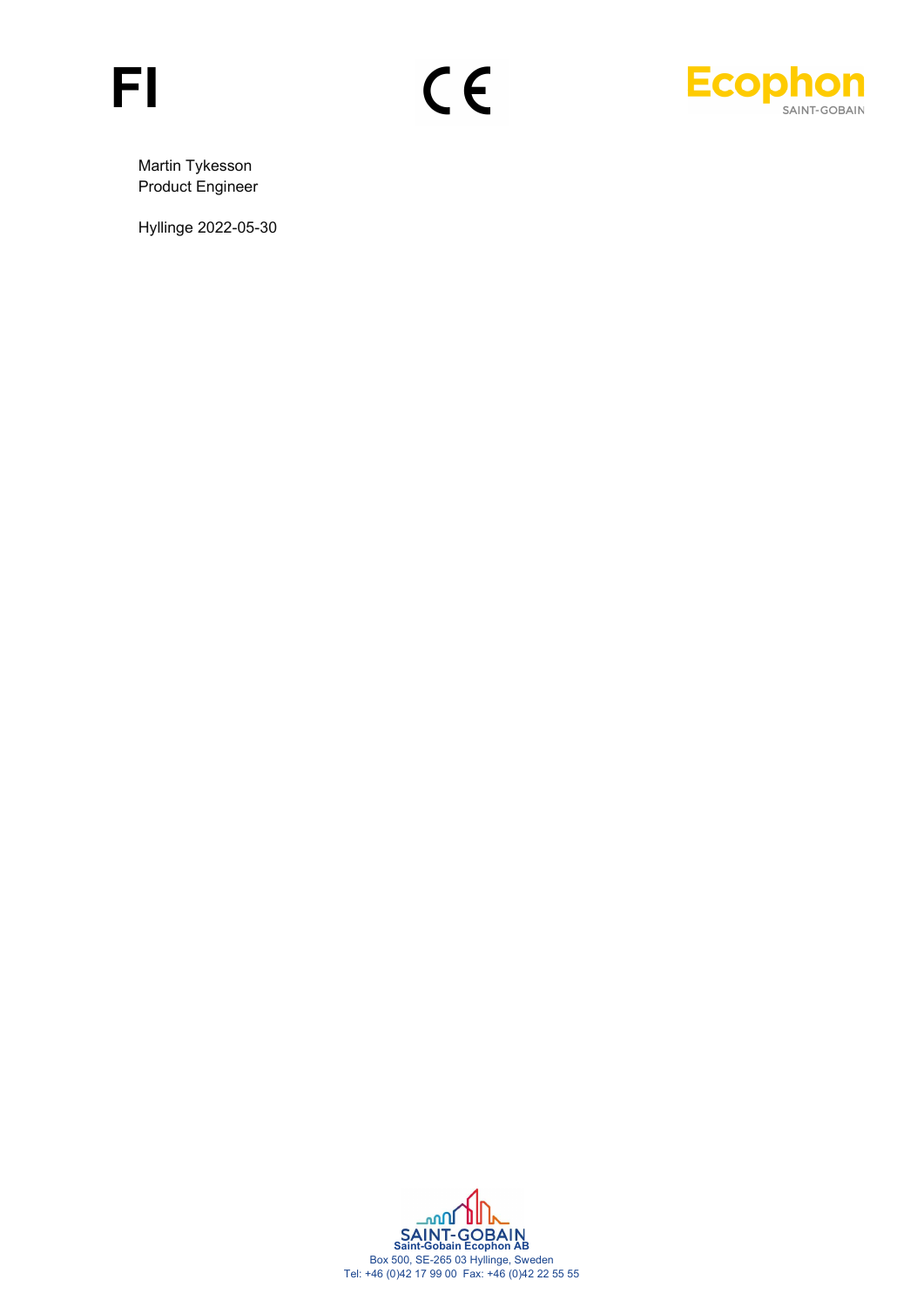# FI

CE

Ecophon
SAINT-GOBAIN

Martin Tykesson
Product Engineer

Hyllinge 2022-05-30

SAINT-GOBAIN
**Saint-Gobain Ecophon AB**
Box 500, SE-265 03 Hyllinge, Sweden
Tel: +46 (0)42 17 99 00 Fax: +46 (0)42 22 55 55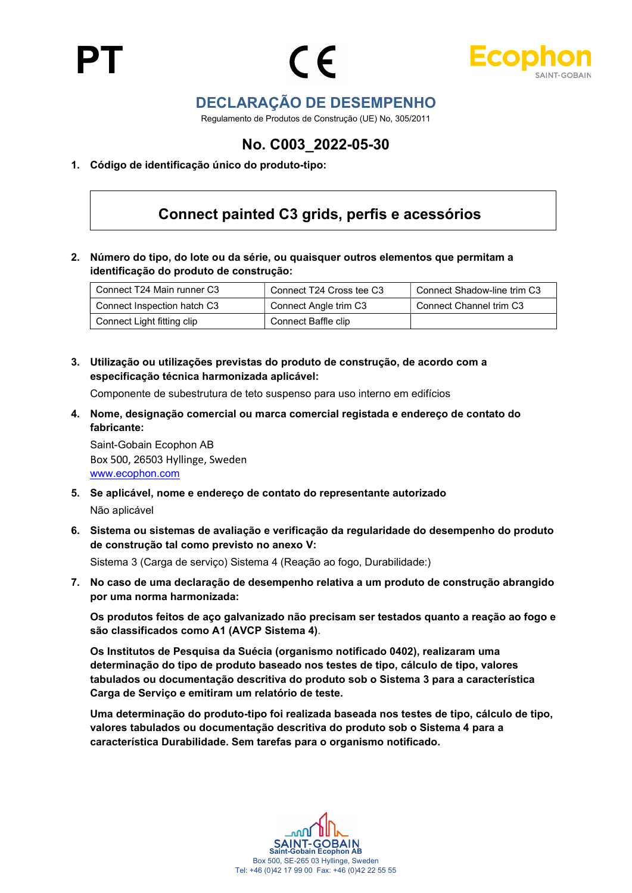PT

Ecophon SAINT-GOBAIN

# DECLARAÇÃO DE DESEMPENHO

Regulamento de Produtos de Construção (UE) No, 305/2011

## No. C003_2022-05-30

**1. Código de identificação único do produto-tipo:**

**Connect painted C3 grids, perfis e acessórios**

**2. Número do tipo, do lote ou da série, ou quaisquer outros elementos que permitam a identificação do produto de construção:**

| Connect T24 Main runner C3 | Connect T24 Cross tee C3 | Connect Shadow-line trim C3 |
|---|---|---|
| Connect Inspection hatch C3 | Connect Angle trim C3 | Connect Channel trim C3 |
| Connect Light fitting clip | Connect Baffle clip | |

**3. Utilização ou utilizações previstas do produto de construção, de acordo com a especificação técnica harmonizada aplicável:**

Componente de subestrutura de teto suspenso para uso interno em edifícios

**4. Nome, designação comercial ou marca comercial registada e endereço de contato do fabricante:**

Saint-Gobain Ecophon AB
Box 500, 26503 Hyllinge, Sweden
www.ecophon.com

**5. Se aplicável, nome e endereço de contato do representante autorizado**

Não aplicável

**6. Sistema ou sistemas de avaliação e verificação da regularidade do desempenho do produto de construção tal como previsto no anexo V:**

Sistema 3 (Carga de serviço) Sistema 4 (Reação ao fogo, Durabilidade:)

**7. No caso de uma declaração de desempenho relativa a um produto de construção abrangido por uma norma harmonizada:**

**Os produtos feitos de aço galvanizado não precisam ser testados quanto a reação ao fogo e são classificados como A1 (AVCP Sistema 4)**.

**Os Institutos de Pesquisa da Suécia (organismo notificado 0402), realizaram uma determinação do tipo de produto baseado nos testes de tipo, cálculo de tipo, valores tabulados ou documentação descritiva do produto sob o Sistema 3 para a característica Carga de Serviço e emitiram um relatório de teste.**

**Uma determinação do produto-tipo foi realizada baseada nos testes de tipo, cálculo de tipo, valores tabulados ou documentação descritiva do produto sob o Sistema 4 para a característica Durabilidade. Sem tarefas para o organismo notificado.**

SAINT-GOBAIN
Saint-Gobain Ecophon AB
Box 500, SE-265 03 Hyllinge, Sweden
Tel: +46 (0)42 17 99 00 Fax: +46 (0)42 22 55 55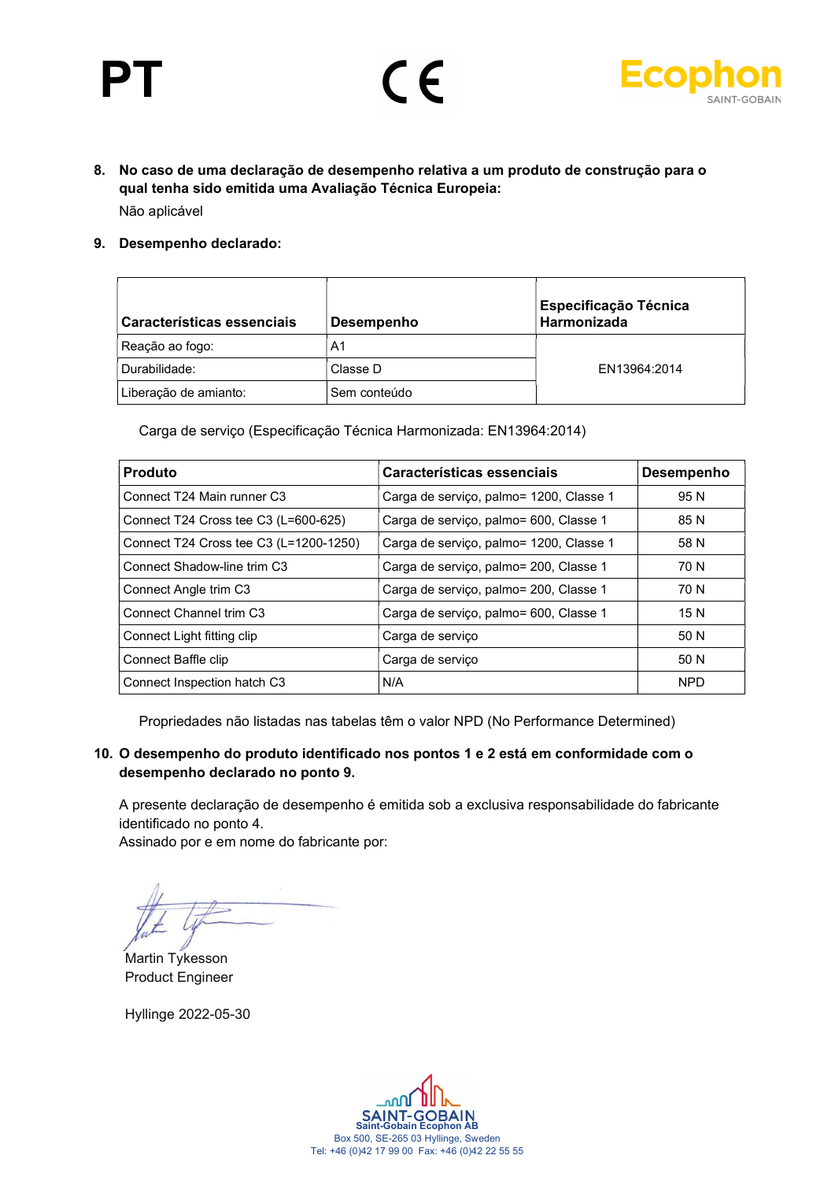PT

8. **No caso de uma declaração de desempenho relativa a um produto de construção para o qual tenha sido emitida uma Avaliação Técnica Europeia:**

   Não aplicável

9. **Desempenho declarado:**

| Características essenciais | Desempenho | Especificação Técnica Harmonizada |
|---|---|---|
| Reação ao fogo: | A1 | EN13964:2014 |
| Durabilidade: | Classe D | |
| Liberação de amianto: | Sem conteúdo | |

Carga de serviço (Especificação Técnica Harmonizada: EN13964:2014)

| Produto | Características essenciais | Desempenho |
|---|---|---|
| Connect T24 Main runner C3 | Carga de serviço, palmo= 1200, Classe 1 | 95 N |
| Connect T24 Cross tee C3 (L=600-625) | Carga de serviço, palmo= 600, Classe 1 | 85 N |
| Connect T24 Cross tee C3 (L=1200-1250) | Carga de serviço, palmo= 1200, Classe 1 | 58 N |
| Connect Shadow-line trim C3 | Carga de serviço, palmo= 200, Classe 1 | 70 N |
| Connect Angle trim C3 | Carga de serviço, palmo= 200, Classe 1 | 70 N |
| Connect Channel trim C3 | Carga de serviço, palmo= 600, Classe 1 | 15 N |
| Connect Light fitting clip | Carga de serviço | 50 N |
| Connect Baffle clip | Carga de serviço | 50 N |
| Connect Inspection hatch C3 | N/A | NPD |

Propriedades não listadas nas tabelas têm o valor NPD (No Performance Determined)

10. **O desempenho do produto identificado nos pontos 1 e 2 está em conformidade com o desempenho declarado no ponto 9.**

    A presente declaração de desempenho é emitida sob a exclusiva responsabilidade do fabricante identificado no ponto 4.
    Assinado por e em nome do fabricante por:

Martin Tykesson
Product Engineer

Hyllinge 2022-05-30

Saint-Gobain Ecophon AB
Box 500, SE-265 03 Hyllinge, Sweden
Tel: +46 (0)42 17 99 00 Fax: +46 (0)42 22 55 55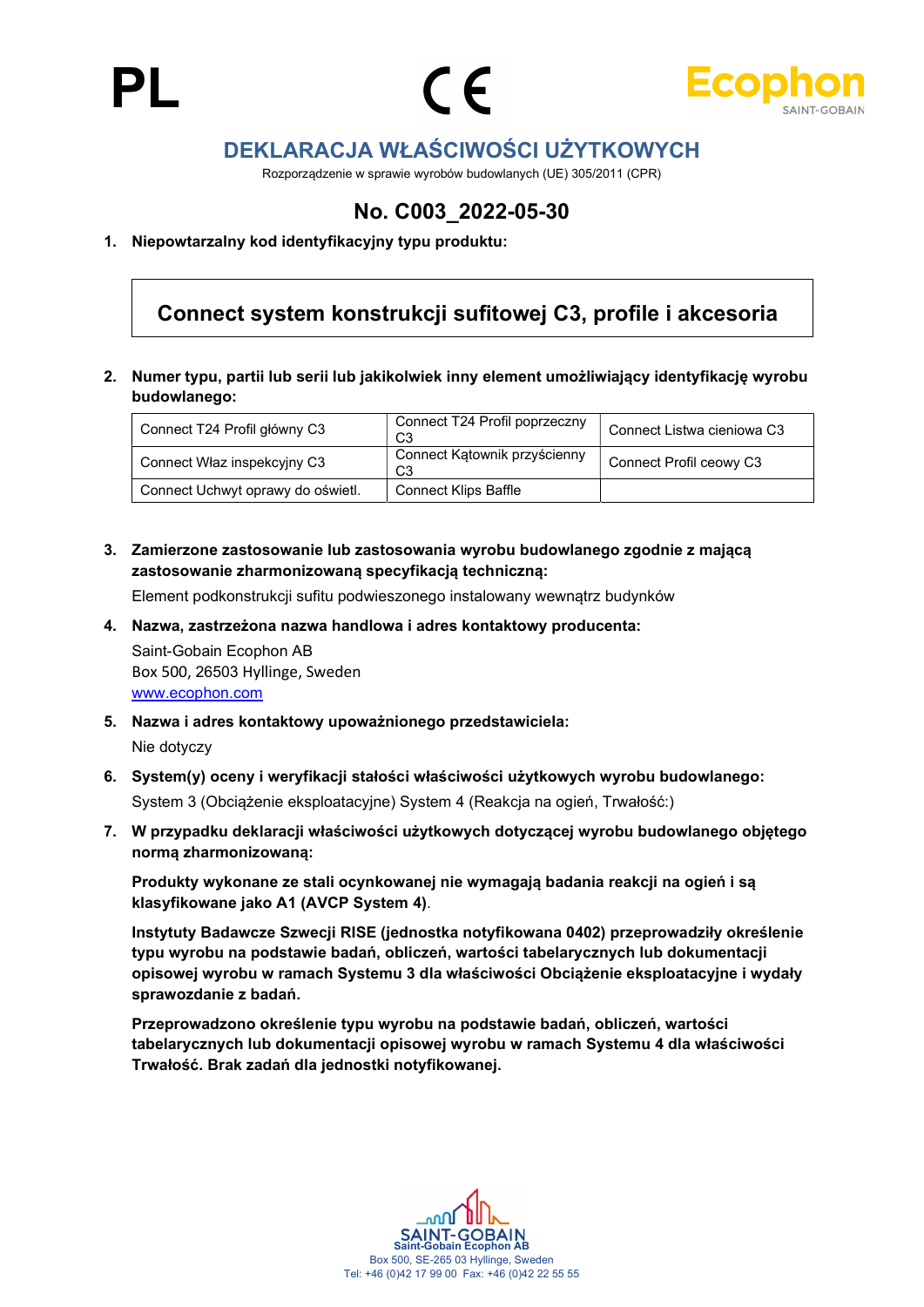PL

CE

Ecophon
SAINT-GOBAIN

# DEKLARACJA WŁAŚCIWOŚCI UŻYTKOWYCH

Rozporządzenie w sprawie wyrobów budowlanych (UE) 305/2011 (CPR)

## No. C003_2022-05-30

1. **Niepowtarzalny kod identyfikacyjny typu produktu:**

**Connect system konstrukcji sufitowej C3, profile i akcesoria**

2. **Numer typu, partii lub serii lub jakikolwiek inny element umożliwiający identyfikację wyrobu budowlanego:**

| | | |
|---|---|---|
| Connect T24 Profil główny C3 | Connect T24 Profil poprzeczny C3 | Connect Listwa cieniowa C3 |
| Connect Właz inspekcyjny C3 | Connect Kątownik przyścienny C3 | Connect Profil ceowy C3 |
| Connect Uchwyt oprawy do oświetl. | Connect Klips Baffle | |

3. **Zamierzone zastosowanie lub zastosowania wyrobu budowlanego zgodnie z mającą zastosowanie zharmonizowaną specyfikacją techniczną:**

   Element podkonstrukcji sufitu podwieszonego instalowany wewnątrz budynków

4. **Nazwa, zastrzeżona nazwa handlowa i adres kontaktowy producenta:**

   Saint-Gobain Ecophon AB
   Box 500, 26503 Hyllinge, Sweden
   www.ecophon.com

5. **Nazwa i adres kontaktowy upoważnionego przedstawiciela:**

   Nie dotyczy

6. **System(y) oceny i weryfikacji stałości właściwości użytkowych wyrobu budowlanego:**

   System 3 (Obciążenie eksploatacyjne) System 4 (Reakcja na ogień, Trwałość:)

7. **W przypadku deklaracji właściwości użytkowych dotyczącej wyrobu budowlanego objętego normą zharmonizowaną:**

   **Produkty wykonane ze stali ocynkowanej nie wymagają badania reakcji na ogień i są klasyfikowane jako A1 (AVCP System 4)**.

   **Instytuty Badawcze Szwecji RISE (jednostka notyfikowana 0402) przeprowadziły określenie typu wyrobu na podstawie badań, obliczeń, wartości tabelarycznych lub dokumentacji opisowej wyrobu w ramach Systemu 3 dla właściwości Obciążenie eksploatacyjne i wydały sprawozdanie z badań.**

   **Przeprowadzono określenie typu wyrobu na podstawie badań, obliczeń, wartości tabelarycznych lub dokumentacji opisowej wyrobu w ramach Systemu 4 dla właściwości Trwałość. Brak zadań dla jednostki notyfikowanej.**

SAINT-GOBAIN
Saint-Gobain Ecophon AB
Box 500, SE-265 03 Hyllinge, Sweden
Tel: +46 (0)42 17 99 00 Fax: +46 (0)42 22 55 55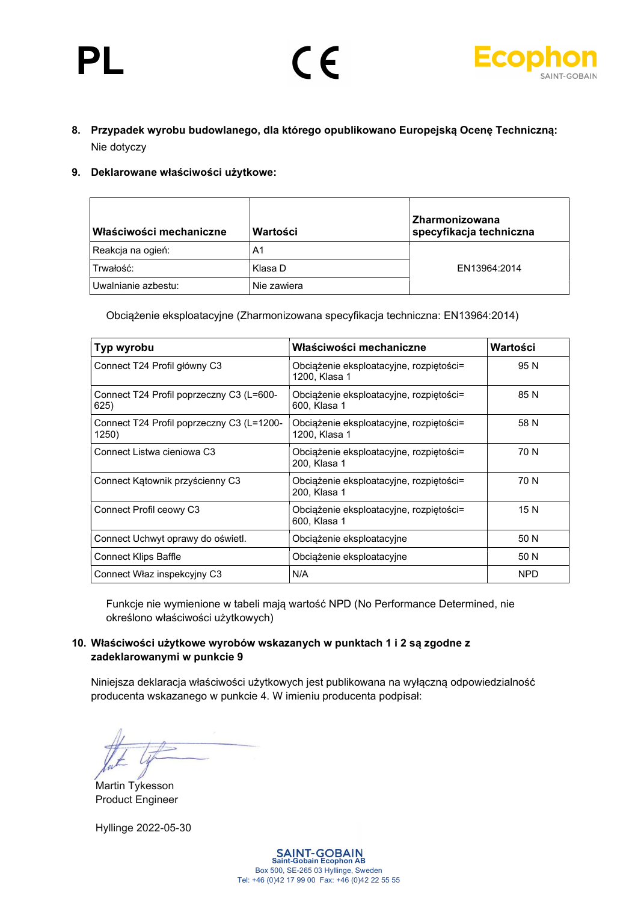PL

8. **Przypadek wyrobu budowlanego, dla którego opublikowano Europejską Ocenę Techniczną:**
   Nie dotyczy

9. **Deklarowane właściwości użytkowe:**

| Właściwości mechaniczne | Wartości | Zharmonizowana specyfikacja techniczna |
|---|---|---|
| Reakcja na ogień: | A1 | EN13964:2014 |
| Trwałość: | Klasa D | |
| Uwalnianie azbestu: | Nie zawiera | |

Obciążenie eksploatacyjne (Zharmonizowana specyfikacja techniczna: EN13964:2014)

| Typ wyrobu | Właściwości mechaniczne | Wartości |
|---|---|---|
| Connect T24 Profil główny C3 | Obciążenie eksploatacyjne, rozpiętości= 1200, Klasa 1 | 95 N |
| Connect T24 Profil poprzeczny C3 (L=600-625) | Obciążenie eksploatacyjne, rozpiętości= 600, Klasa 1 | 85 N |
| Connect T24 Profil poprzeczny C3 (L=1200-1250) | Obciążenie eksploatacyjne, rozpiętości= 1200, Klasa 1 | 58 N |
| Connect Listwa cieniowa C3 | Obciążenie eksploatacyjne, rozpiętości= 200, Klasa 1 | 70 N |
| Connect Kątownik przyścienny C3 | Obciążenie eksploatacyjne, rozpiętości= 200, Klasa 1 | 70 N |
| Connect Profil ceowy C3 | Obciążenie eksploatacyjne, rozpiętości= 600, Klasa 1 | 15 N |
| Connect Uchwyt oprawy do oświetl. | Obciążenie eksploatacyjne | 50 N |
| Connect Klips Baffle | Obciążenie eksploatacyjne | 50 N |
| Connect Właz inspekcyjny C3 | N/A | NPD |

Funkcje nie wymienione w tabeli mają wartość NPD (No Performance Determined, nie określono właściwości użytkowych)

10. **Właściwości użytkowe wyrobów wskazanych w punktach 1 i 2 są zgodne z zadeklarowanymi w punkcie 9**

Niniejsza deklaracja właściwości użytkowych jest publikowana na wyłączną odpowiedzialność producenta wskazanego w punkcie 4. W imieniu producenta podpisał:

Martin Tykesson
Product Engineer

Hyllinge 2022-05-30

SAINT-GOBAIN
Saint-Gobain Ecophon AB
Box 500, SE-265 03 Hyllinge, Sweden
Tel: +46 (0)42 17 99 00 Fax: +46 (0)42 22 55 55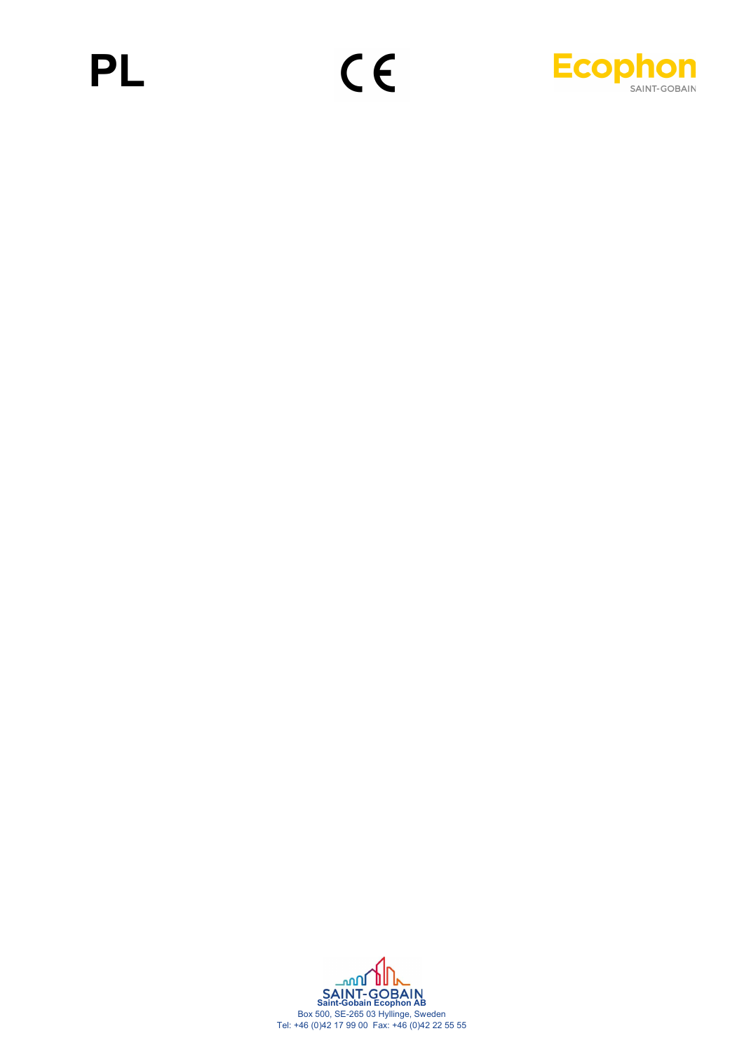# PL

CE

Ecophon SAINT-GOBAIN

SAINT-GOBAIN
**Saint-Gobain Ecophon AB**
Box 500, SE-265 03 Hyllinge, Sweden
Tel: +46 (0)42 17 99 00 Fax: +46 (0)42 22 55 55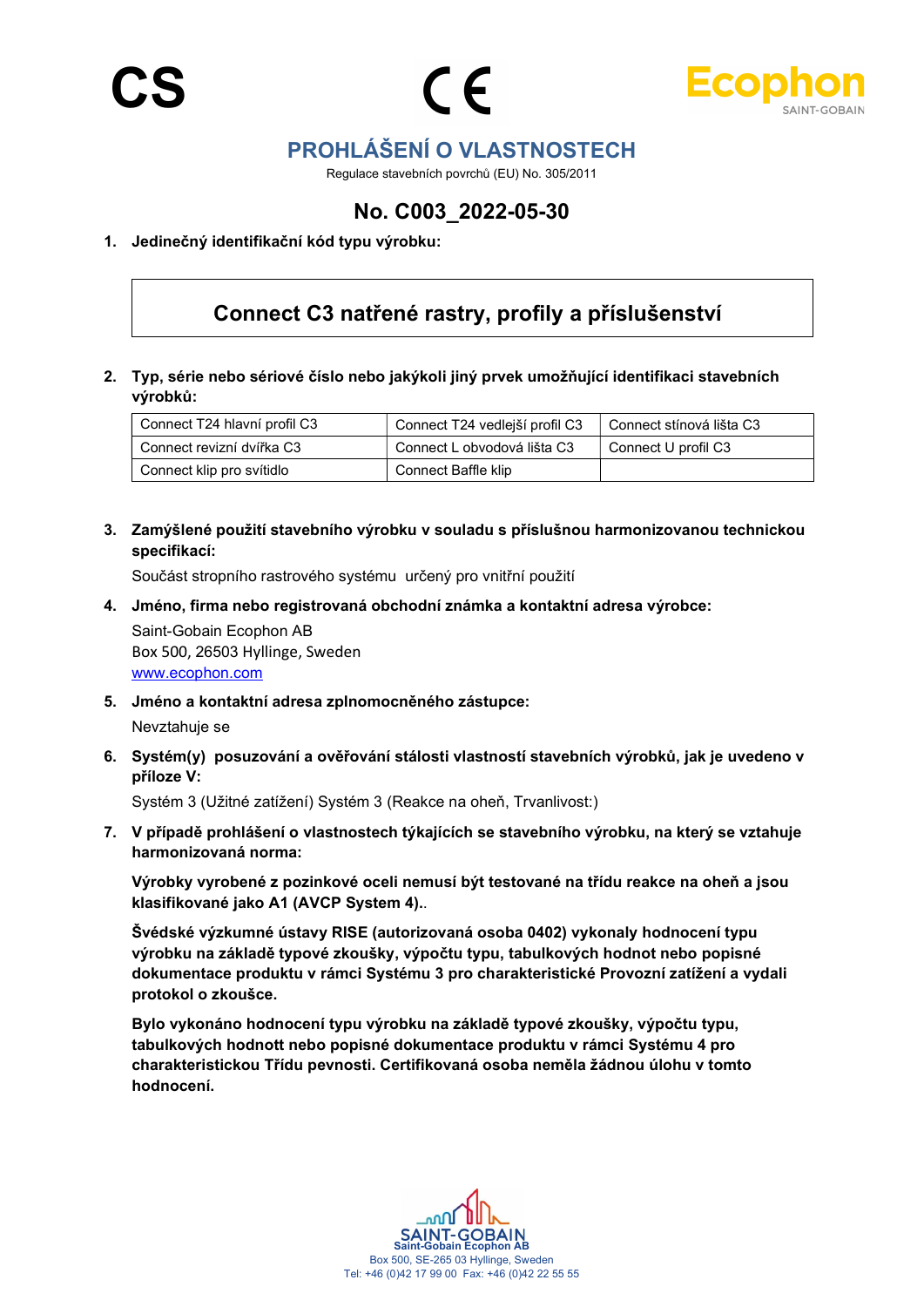CS

CE

Ecophon
SAINT-GOBAIN

# PROHLÁŠENÍ O VLASTNOSTECH

Regulace stavebních povrchů (EU) No. 305/2011

## No. C003_2022-05-30

1. **Jedinečný identifikační kód typu výrobku:**

| Connect C3 natřené rastry, profily a příslušenství |
|---|

2. **Typ, série nebo sériové číslo nebo jakýkoli jiný prvek umožňující identifikaci stavebních výrobků:**

| Connect T24 hlavní profil C3 | Connect T24 vedlejší profil C3 | Connect stínová lišta C3 |
|---|---|---|
| Connect revizní dvířka C3 | Connect L obvodová lišta C3 | Connect U profil C3 |
| Connect klip pro svítidlo | Connect Baffle klip | |

3. **Zamýšlené použití stavebního výrobku v souladu s příslušnou harmonizovanou technickou specifikací:**

   Součást stropního rastrového systému určený pro vnitřní použití

4. **Jméno, firma nebo registrovaná obchodní známka a kontaktní adresa výrobce:**

   Saint-Gobain Ecophon AB
   Box 500, 26503 Hyllinge, Sweden
   www.ecophon.com

5. **Jméno a kontaktní adresa zplnomocněného zástupce:**

   Nevztahuje se

6. **Systém(y) posuzování a ověřování stálosti vlastností stavebních výrobků, jak je uvedeno v příloze V:**

   Systém 3 (Užitné zatížení) Systém 3 (Reakce na oheň, Trvanlivost:)

7. **V případě prohlášení o vlastnostech týkajících se stavebního výrobku, na který se vztahuje harmonizovaná norma:**

   **Výrobky vyrobené z pozinkové oceli nemusí být testované na třídu reakce na oheň a jsou klasifikované jako A1 (AVCP System 4).**.

   **Švédské výzkumné ústavy RISE (autorizovaná osoba 0402) vykonaly hodnocení typu výrobku na základě typové zkoušky, výpočtu typu, tabulkových hodnot nebo popisné dokumentace produktu v rámci Systému 3 pro charakteristické Provozní zatížení a vydali protokol o zkoušce.**

   **Bylo vykonáno hodnocení typu výrobku na základě typové zkoušky, výpočtu typu, tabulkových hodnott nebo popisné dokumentace produktu v rámci Systému 4 pro charakteristickou Třídu pevnosti. Certifikovaná osoba neměla žádnou úlohu v tomto hodnocení.**

SAINT-GOBAIN
Saint-Gobain Ecophon AB
Box 500, SE-265 03 Hyllinge, Sweden
Tel: +46 (0)42 17 99 00 Fax: +46 (0)42 22 55 55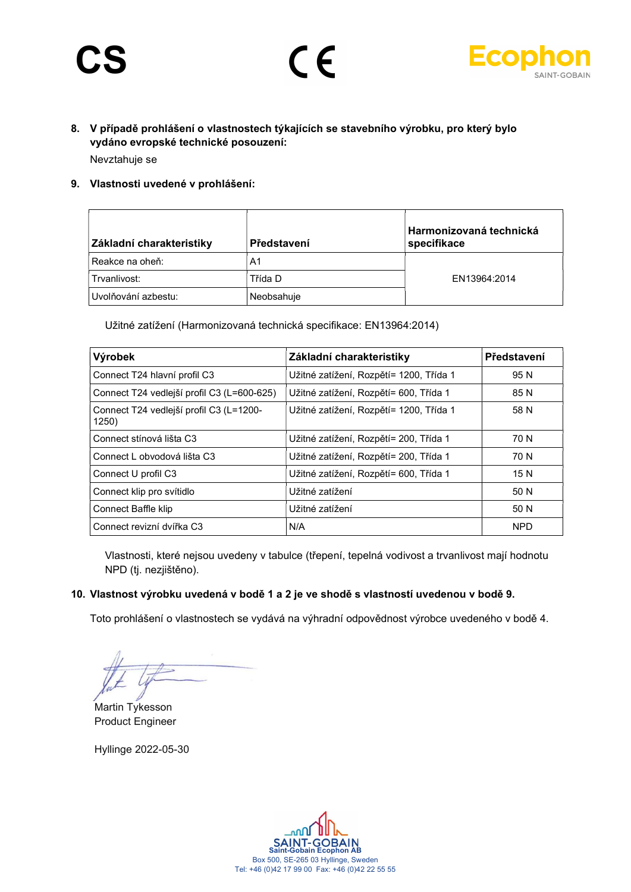CS

8. **V případě prohlášení o vlastnostech týkajících se stavebního výrobku, pro který bylo vydáno evropské technické posouzení:**

   Nevztahuje se

9. **Vlastnosti uvedené v prohlášení:**

| Základní charakteristiky | Představení | Harmonizovaná technická specifikace |
|---|---|---|
| Reakce na oheň: | A1 | EN13964:2014 |
| Trvanlivost: | Třída D | |
| Uvolňování azbestu: | Neobsahuje | |

Užitné zatížení (Harmonizovaná technická specifikace: EN13964:2014)

| Výrobek | Základní charakteristiky | Představení |
|---|---|---|
| Connect T24 hlavní profil C3 | Užitné zatížení, Rozpětí= 1200, Třída 1 | 95 N |
| Connect T24 vedlejší profil C3 (L=600-625) | Užitné zatížení, Rozpětí= 600, Třída 1 | 85 N |
| Connect T24 vedlejší profil C3 (L=1200-1250) | Užitné zatížení, Rozpětí= 1200, Třída 1 | 58 N |
| Connect stínová lišta C3 | Užitné zatížení, Rozpětí= 200, Třída 1 | 70 N |
| Connect L obvodová lišta C3 | Užitné zatížení, Rozpětí= 200, Třída 1 | 70 N |
| Connect U profil C3 | Užitné zatížení, Rozpětí= 600, Třída 1 | 15 N |
| Connect klip pro svítidlo | Užitné zatížení | 50 N |
| Connect Baffle klip | Užitné zatížení | 50 N |
| Connect revizní dvířka C3 | N/A | NPD |

Vlastnosti, které nejsou uvedeny v tabulce (třepení, tepelná vodivost a trvanlivost mají hodnotu NPD (tj. nezjištěno).

10. **Vlastnost výrobku uvedená v bodě 1 a 2 je ve shodě s vlastností uvedenou v bodě 9.**

    Toto prohlášení o vlastnostech se vydává na výhradní odpovědnost výrobce uvedeného v bodě 4.

Martin Tykesson
Product Engineer

Hyllinge 2022-05-30

Saint-Gobain Ecophon AB
Box 500, SE-265 03 Hyllinge, Sweden
Tel: +46 (0)42 17 99 00 Fax: +46 (0)42 22 55 55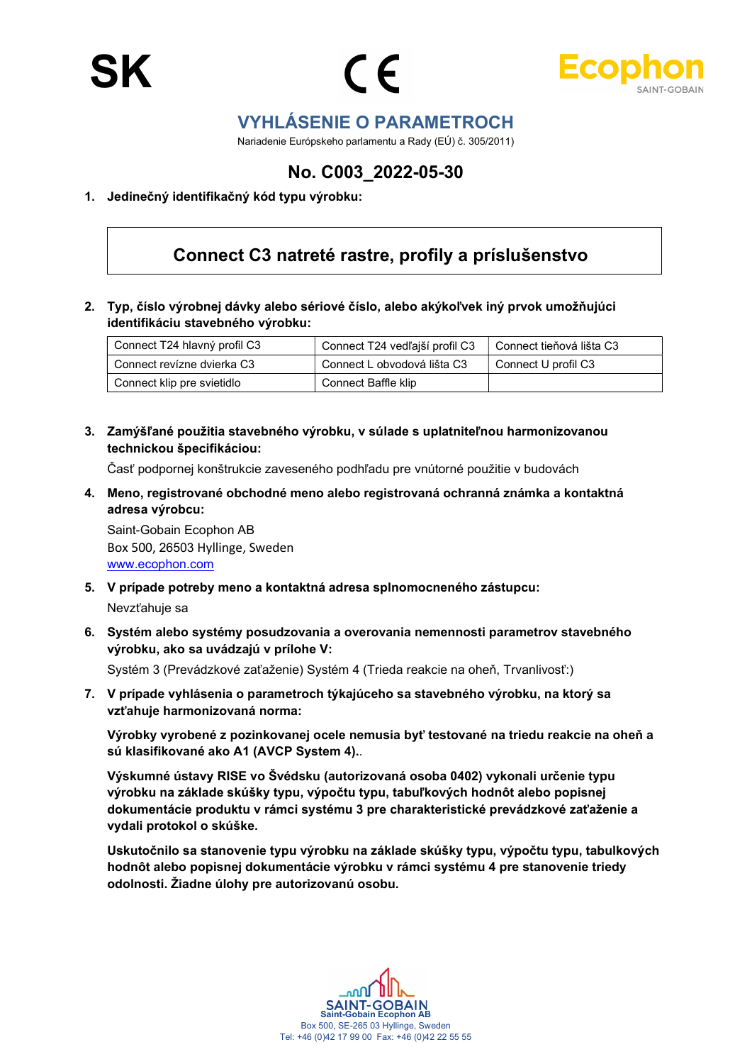SK

# VYHLÁSENIE O PARAMETROCH

Nariadenie Európskeho parlamentu a Rady (EÚ) č. 305/2011)

## No. C003_2022-05-30

**1. Jedinečný identifikačný kód typu výrobku:**

**Connect C3 natreté rastre, profily a príslušenstvo**

**2. Typ, číslo výrobnej dávky alebo sériové číslo, alebo akýkoľvek iný prvok umožňujúci identifikáciu stavebného výrobku:**

| | | |
|---|---|---|
| Connect T24 hlavný profil C3 | Connect T24 vedľajší profil C3 | Connect tieňová lišta C3 |
| Connect revízne dvierka C3 | Connect L obvodová lišta C3 | Connect U profil C3 |
| Connect klip pre svietidlo | Connect Baffle klip | |

**3. Zamýšľané použitia stavebného výrobku, v súlade s uplatniteľnou harmonizovanou technickou špecifikáciou:**

Časť podpornej konštrukcie zaveseného podhľadu pre vnútorné použitie v budovách

**4. Meno, registrované obchodné meno alebo registrovaná ochranná známka a kontaktná adresa výrobcu:**

Saint-Gobain Ecophon AB
Box 500, 26503 Hyllinge, Sweden
www.ecophon.com

**5. V prípade potreby meno a kontaktná adresa splnomocneného zástupcu:**

Nevzťahuje sa

**6. Systém alebo systémy posudzovania a overovania nemennosti parametrov stavebného výrobku, ako sa uvádzajú v prílohe V:**

Systém 3 (Prevádzkové zaťaženie) Systém 4 (Trieda reakcie na oheň, Trvanlivosť:)

**7. V prípade vyhlásenia o parametroch týkajúceho sa stavebného výrobku, na ktorý sa vzťahuje harmonizovaná norma:**

**Výrobky vyrobené z pozinkovanej ocele nemusia byť testované na triedu reakcie na oheň a sú klasifikované ako A1 (AVCP System 4)**..

**Výskumné ústavy RISE vo Švédsku (autorizovaná osoba 0402) vykonali určenie typu výrobku na základe skúšky typu, výpočtu typu, tabuľkových hodnôt alebo popisnej dokumentácie produktu v rámci systému 3 pre charakteristické prevádzkové zaťaženie a vydali protokol o skúške.**

**Uskutočnilo sa stanovenie typu výrobku na základe skúšky typu, výpočtu typu, tabulkových hodnôt alebo popisnej dokumentácie výrobku v rámci systému 4 pre stanovenie triedy odolnosti. Žiadne úlohy pre autorizovanú osobu.**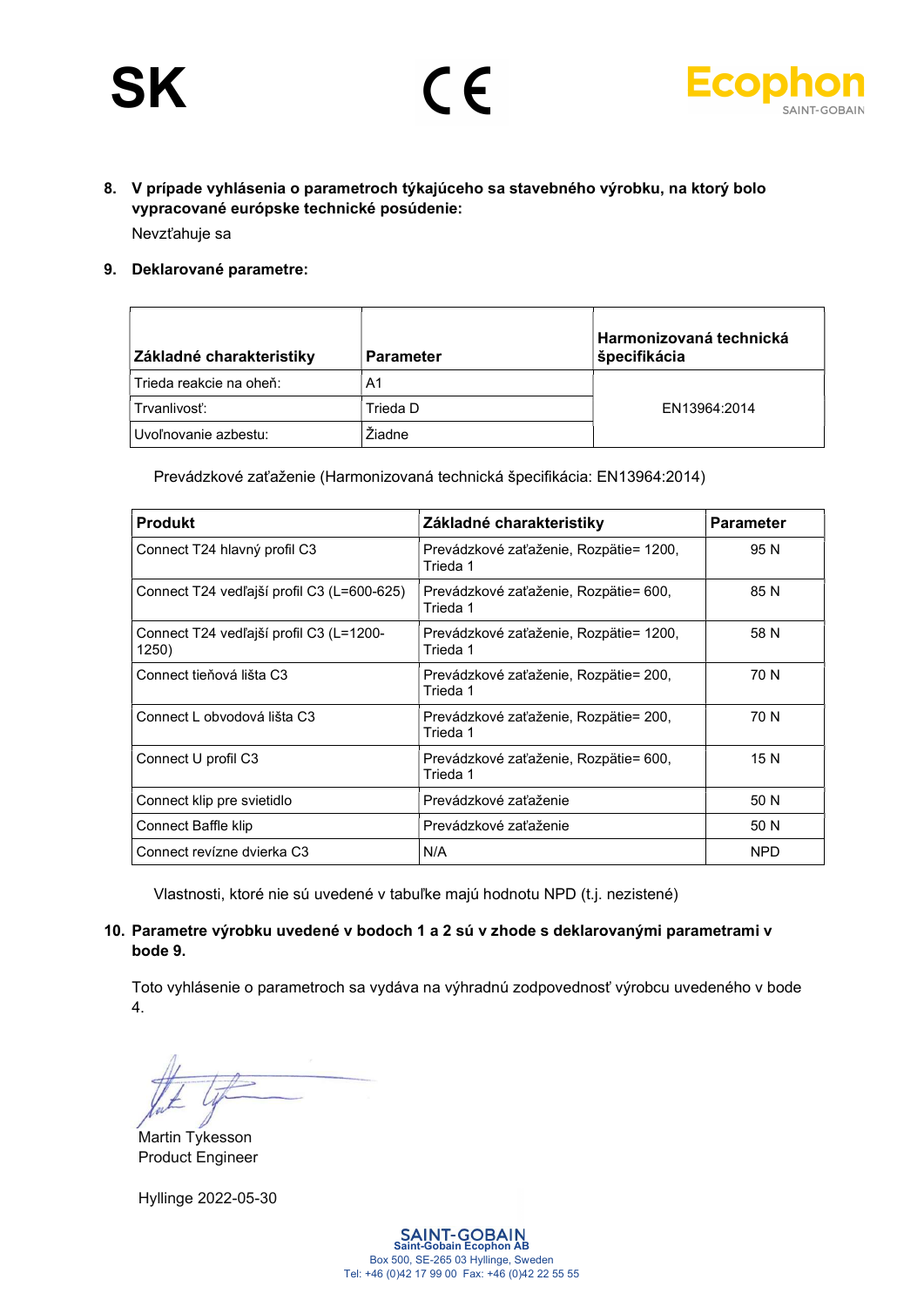SK CE Ecophon SAINT-GOBAIN

**8. V prípade vyhlásenia o parametroch týkajúceho sa stavebného výrobku, na ktorý bolo vypracované európske technické posúdenie:**

Nevzťahuje sa

**9. Deklarované parametre:**

| Základné charakteristiky | Parameter | Harmonizovaná technická špecifikácia |
|---|---|---|
| Trieda reakcie na oheň: | A1 | EN13964:2014 |
| Trvanlivosť: | Trieda D | |
| Uvoľnovanie azbestu: | Žiadne | |

Prevádzkové zaťaženie (Harmonizovaná technická špecifikácia: EN13964:2014)

| Produkt | Základné charakteristiky | Parameter |
|---|---|---|
| Connect T24 hlavný profil C3 | Prevádzkové zaťaženie, Rozpätie= 1200, Trieda 1 | 95 N |
| Connect T24 vedľajší profil C3 (L=600-625) | Prevádzkové zaťaženie, Rozpätie= 600, Trieda 1 | 85 N |
| Connect T24 vedľajší profil C3 (L=1200-1250) | Prevádzkové zaťaženie, Rozpätie= 1200, Trieda 1 | 58 N |
| Connect tieňová lišta C3 | Prevádzkové zaťaženie, Rozpätie= 200, Trieda 1 | 70 N |
| Connect L obvodová lišta C3 | Prevádzkové zaťaženie, Rozpätie= 200, Trieda 1 | 70 N |
| Connect U profil C3 | Prevádzkové zaťaženie, Rozpätie= 600, Trieda 1 | 15 N |
| Connect klip pre svietidlo | Prevádzkové zaťaženie | 50 N |
| Connect Baffle klip | Prevádzkové zaťaženie | 50 N |
| Connect revízne dvierka C3 | N/A | NPD |

Vlastnosti, ktoré nie sú uvedené v tabuľke majú hodnotu NPD (t.j. nezistené)

**10. Parametre výrobku uvedené v bodoch 1 a 2 sú v zhode s deklarovanými parametrami v bode 9.**

Toto vyhlásenie o parametroch sa vydáva na výhradnú zodpovednosť výrobcu uvedeného v bode 4.

Martin Tykesson
Product Engineer

Hyllinge 2022-05-30

SAINT-GOBAIN
Saint-Gobain Ecophon AB
Box 500, SE-265 03 Hyllinge, Sweden
Tel: +46 (0)42 17 99 00 Fax: +46 (0)42 22 55 55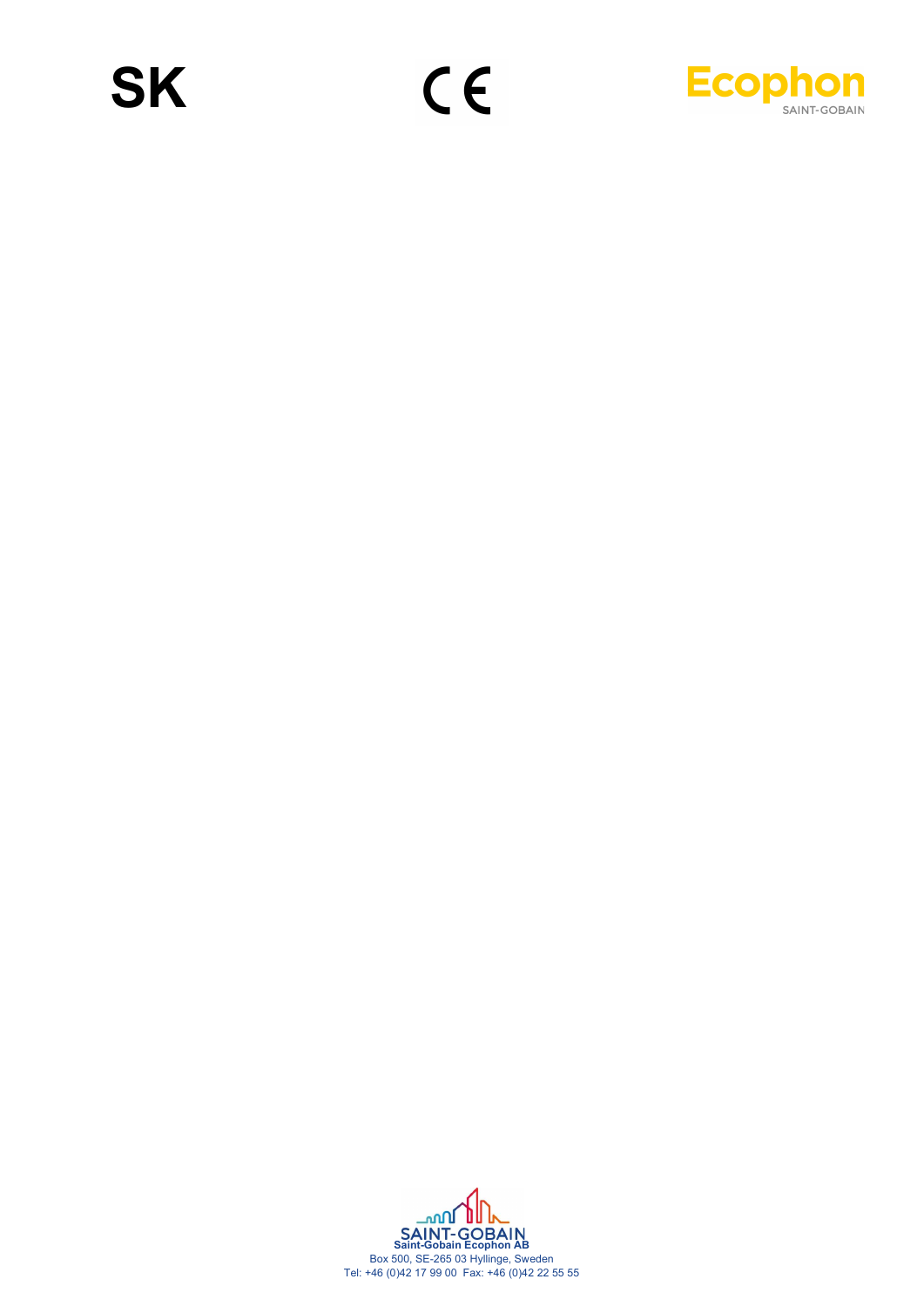# SK

CE

Ecophon SAINT-GOBAIN

SAINT-GOBAIN
**Saint-Gobain Ecophon AB**
Box 500, SE-265 03 Hyllinge, Sweden
Tel: +46 (0)42 17 99 00 Fax: +46 (0)42 22 55 55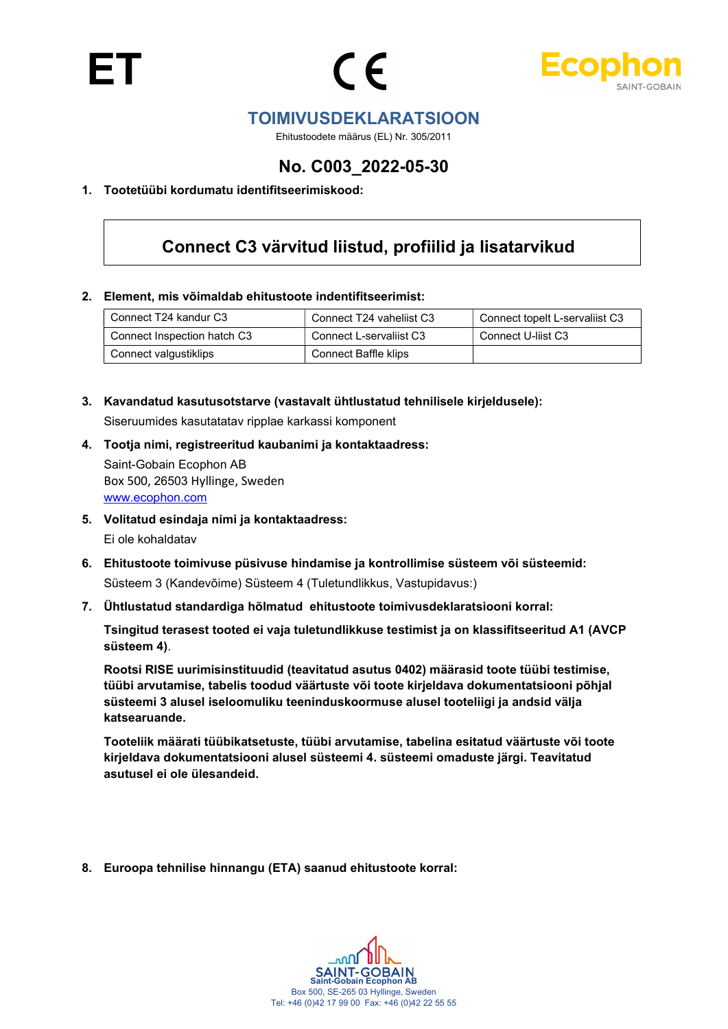ET

CE

Ecophon
SAINT-GOBAIN

# TOIMIVUSDEKLARATSIOON

Ehitustoodete määrus (EL) Nr. 305/2011

## No. C003_2022-05-30

**1. Tootetüübi kordumatu identifitseerimiskood:**

| Connect C3 värvitud liistud, profiilid ja lisatarvikud |
|---|

**2. Element, mis võimaldab ehitustoote indentifitseerimist:**

| | | |
|---|---|---|
| Connect T24 kandur C3 | Connect T24 vaheliist C3 | Connect topelt L-servaliist C3 |
| Connect Inspection hatch C3 | Connect L-servaliist C3 | Connect U-liist C3 |
| Connect valgustiklips | Connect Baffle klips | |

**3. Kavandatud kasutusotstarve (vastavalt ühtlustatud tehnilisele kirjeldusele):**

Siseruumides kasutatatav ripplae karkassi komponent

**4. Tootja nimi, registreeritud kaubanimi ja kontaktaadress:**

Saint-Gobain Ecophon AB
Box 500, 26503 Hyllinge, Sweden
www.ecophon.com

**5. Volitatud esindaja nimi ja kontaktaadress:**

Ei ole kohaldatav

**6. Ehitustoote toimivuse püsivuse hindamise ja kontrollimise süsteem või süsteemid:**

Süsteem 3 (Kandevõime) Süsteem 4 (Tuletundlikkus, Vastupidavus:)

**7. Ühtlustatud standardiga hõlmatud ehitustoote toimivusdeklaratsiooni korral:**

**Tsingitud terasest tooted ei vaja tuletundlikkuse testimist ja on klassifitseeritud A1 (AVCP süsteem 4)**.

**Rootsi RISE uurimisinstituudid (teavitatud asutus 0402) määrasid toote tüübi testimise, tüübi arvutamise, tabelis toodud väärtuste või toote kirjeldava dokumentatsiooni põhjal süsteemi 3 alusel iseloomuliku teeninduskoormuse alusel tooteliigi ja andsid välja katsearuande.**

**Tooteliik määrati tüübikatsetuste, tüübi arvutamise, tabelina esitatud väärtuste või toote kirjeldava dokumentatsiooni alusel süsteemi 4. süsteemi omaduste järgi. Teavitatud asutusel ei ole ülesandeid.**

**8. Euroopa tehnilise hinnangu (ETA) saanud ehitustoote korral:**

SAINT-GOBAIN
Saint-Gobain Ecophon AB
Box 500, SE-265 03 Hyllinge, Sweden
Tel: +46 (0)42 17 99 00 Fax: +46 (0)42 22 55 55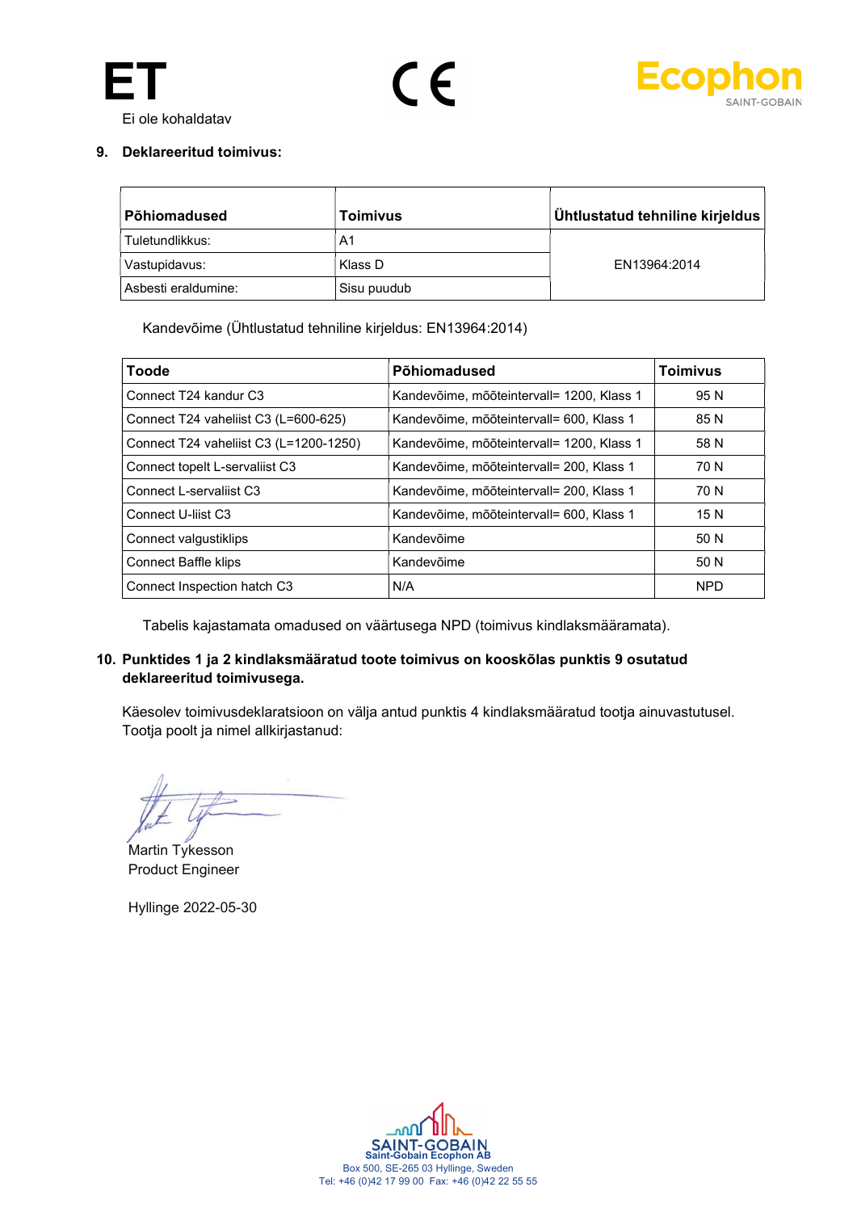# ET

Ei ole kohaldatav

**9. Deklareeritud toimivus:**

| Põhiomadused | Toimivus | Ühtlustatud tehniline kirjeldus |
|---|---|---|
| Tuletundlikkus: | A1 | EN13964:2014 |
| Vastupidavus: | Klass D | |
| Asbesti eraldumine: | Sisu puudub | |

Kandevõime (Ühtlustatud tehniline kirjeldus: EN13964:2014)

| Toode | Põhiomadused | Toimivus |
|---|---|---|
| Connect T24 kandur C3 | Kandevõime, mõõteintervall= 1200, Klass 1 | 95 N |
| Connect T24 vaheliist C3 (L=600-625) | Kandevõime, mõõteintervall= 600, Klass 1 | 85 N |
| Connect T24 vaheliist C3 (L=1200-1250) | Kandevõime, mõõteintervall= 1200, Klass 1 | 58 N |
| Connect topelt L-servaliist C3 | Kandevõime, mõõteintervall= 200, Klass 1 | 70 N |
| Connect L-servaliist C3 | Kandevõime, mõõteintervall= 200, Klass 1 | 70 N |
| Connect U-liist C3 | Kandevõime, mõõteintervall= 600, Klass 1 | 15 N |
| Connect valgustiklips | Kandevõime | 50 N |
| Connect Baffle klips | Kandevõime | 50 N |
| Connect Inspection hatch C3 | N/A | NPD |

Tabelis kajastamata omadused on väärtusega NPD (toimivus kindlaksmääramata).

**10. Punktides 1 ja 2 kindlaksmääratud toote toimivus on kooskõlas punktis 9 osutatud deklareeritud toimivusega.**

Käesolev toimivusdeklaratsioon on välja antud punktis 4 kindlaksmääratud tootja ainuvastutusel. Tootja poolt ja nimel allkirjastanud:

Martin Tykesson
Product Engineer

Hyllinge 2022-05-30

Saint-Gobain Ecophon AB
Box 500, SE-265 03 Hyllinge, Sweden
Tel: +46 (0)42 17 99 00 Fax: +46 (0)42 22 55 55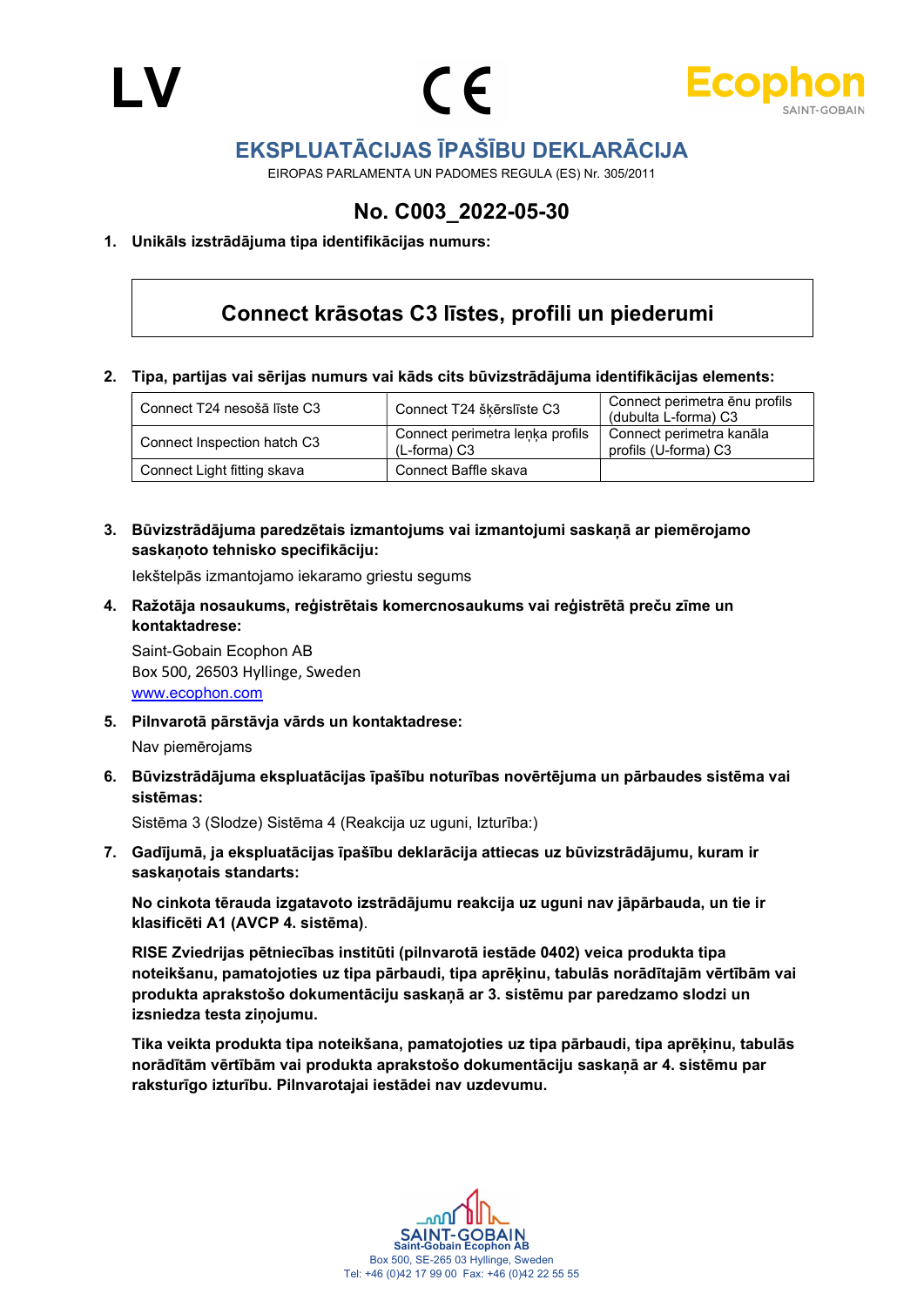LV

CE

Ecophon
SAINT-GOBAIN

# EKSPLUATĀCIJAS ĪPAŠĪBU DEKLARĀCIJA

EIROPAS PARLAMENTA UN PADOMES REGULA (ES) Nr. 305/2011

## No. C003_2022-05-30

1. **Unikāls izstrādājuma tipa identifikācijas numurs:**

| Connect krāsotas C3 līstes, profili un piederumi |
|---|

2. **Tipa, partijas vai sērijas numurs vai kāds cits būvizstrādājuma identifikācijas elements:**

| | | |
|---|---|---|
| Connect T24 nesošā līste C3 | Connect T24 šķērslīste C3 | Connect perimetra ēnu profils (dubulta L-forma) C3 |
| Connect Inspection hatch C3 | Connect perimetra leņka profils (L-forma) C3 | Connect perimetra kanāla profils (U-forma) C3 |
| Connect Light fitting skava | Connect Baffle skava | |

3. **Būvizstrādājuma paredzētais izmantojums vai izmantojumi saskaņā ar piemērojamo saskaņoto tehnisko specifikāciju:**

   Iekštelpās izmantojamo iekaramo griestu segums

4. **Ražotāja nosaukums, reģistrētais komercnosaukums vai reģistrētā preču zīme un kontaktadrese:**

   Saint-Gobain Ecophon AB
   Box 500, 26503 Hyllinge, Sweden
   www.ecophon.com

5. **Pilnvarotā pārstāvja vārds un kontaktadrese:**

   Nav piemērojams

6. **Būvizstrādājuma ekspluatācijas īpašību noturības novērtējuma un pārbaudes sistēma vai sistēmas:**

   Sistēma 3 (Slodze) Sistēma 4 (Reakcija uz uguni, Izturība:)

7. **Gadījumā, ja ekspluatācijas īpašību deklarācija attiecas uz būvizstrādājumu, kuram ir saskaņotais standarts:**

   **No cinkota tērauda izgatavoto izstrādājumu reakcija uz uguni nav jāpārbauda, un tie ir klasificēti A1 (AVCP 4. sistēma)**.

   **RISE Zviedrijas pētniecības institūti (pilnvarotā iestāde 0402) veica produkta tipa noteikšanu, pamatojoties uz tipa pārbaudi, tipa aprēķinu, tabulās norādītajām vērtībām vai produkta aprakstošo dokumentāciju saskaņā ar 3. sistēmu par paredzamo slodzi un izsniedza testa ziņojumu.**

   **Tika veikta produkta tipa noteikšana, pamatojoties uz tipa pārbaudi, tipa aprēķinu, tabulās norādītām vērtībām vai produkta aprakstošo dokumentāciju saskaņā ar 4. sistēmu par raksturīgo izturību. Pilnvarotajai iestādei nav uzdevumu.**

SAINT-GOBAIN
Saint-Gobain Ecophon AB
Box 500, SE-265 03 Hyllinge, Sweden
Tel: +46 (0)42 17 99 00 Fax: +46 (0)42 22 55 55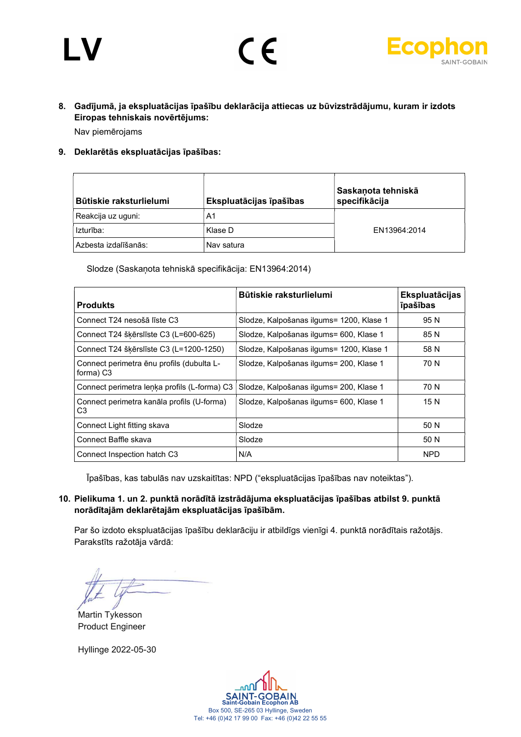LV

CE

Ecophon
SAINT-GOBAIN

**8. Gadījumā, ja ekspluatācijas īpašību deklarācija attiecas uz būvizstrādājumu, kuram ir izdots Eiropas tehniskais novērtējums:**

Nav piemērojams

**9. Deklarētās ekspluatācijas īpašības:**

| Būtiskie raksturlielumi | Ekspluatācijas īpašības | Saskaņota tehniskā specifikācija |
|---|---|---|
| Reakcija uz uguni: | A1 | EN13964:2014 |
| Izturība: | Klase D | |
| Azbesta izdalīšanās: | Nav satura | |

Slodze (Saskaņota tehniskā specifikācija: EN13964:2014)

| Produkts | Būtiskie raksturlielumi | Ekspluatācijas īpašības |
|---|---|---|
| Connect T24 nesošā līste C3 | Slodze, Kalpošanas ilgums= 1200, Klase 1 | 95 N |
| Connect T24 šķērslīste C3 (L=600-625) | Slodze, Kalpošanas ilgums= 600, Klase 1 | 85 N |
| Connect T24 šķērslīste C3 (L=1200-1250) | Slodze, Kalpošanas ilgums= 1200, Klase 1 | 58 N |
| Connect perimetra ēnu profils (dubulta L-forma) C3 | Slodze, Kalpošanas ilgums= 200, Klase 1 | 70 N |
| Connect perimetra leņķa profils (L-forma) C3 | Slodze, Kalpošanas ilgums= 200, Klase 1 | 70 N |
| Connect perimetra kanāla profils (U-forma) C3 | Slodze, Kalpošanas ilgums= 600, Klase 1 | 15 N |
| Connect Light fitting skava | Slodze | 50 N |
| Connect Baffle skava | Slodze | 50 N |
| Connect Inspection hatch C3 | N/A | NPD |

Īpašības, kas tabulās nav uzskaitītas: NPD ("ekspluatācijas īpašības nav noteiktas").

**10. Pielikuma 1. un 2. punktā norādītā izstrādājuma ekspluatācijas īpašības atbilst 9. punktā norādītajām deklarētajām ekspluatācijas īpašībām.**

Par šo izdoto ekspluatācijas īpašību deklarāciju ir atbildīgs vienīgi 4. punktā norādītais ražotājs. Parakstīts ražotāja vārdā:

Martin Tykesson
Product Engineer

Hyllinge 2022-05-30

SAINT-GOBAIN
Saint-Gobain Ecophon AB
Box 500, SE-265 03 Hyllinge, Sweden
Tel: +46 (0)42 17 99 00 Fax: +46 (0)42 22 55 55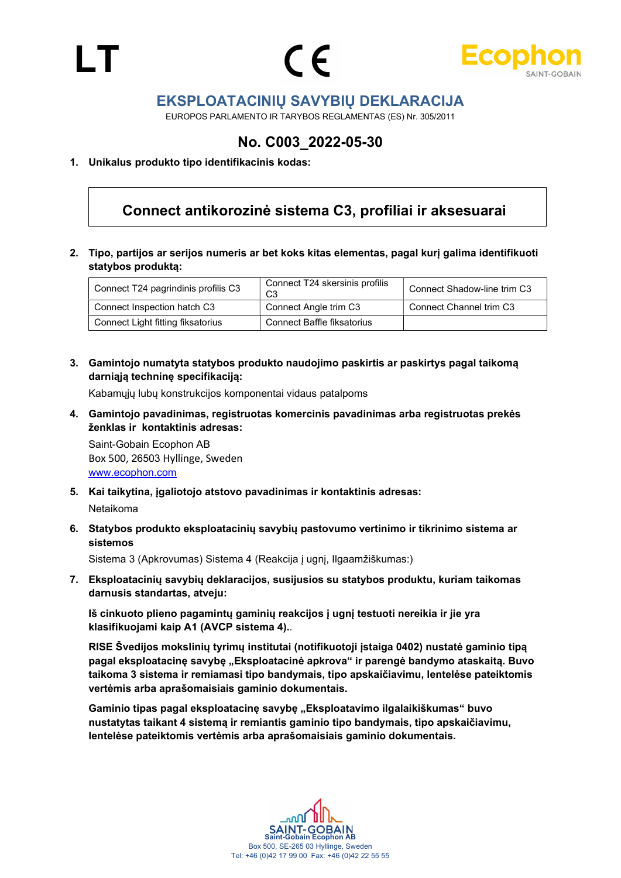LT

# EKSPLOATACINIŲ SAVYBIŲ DEKLARACIJA

EUROPOS PARLAMENTO IR TARYBOS REGLAMENTAS (ES) Nr. 305/2011

## No. C003_2022-05-30

**1. Unikalus produkto tipo identifikacinis kodas:**

**Connect antikorozinė sistema C3, profiliai ir aksesuarai**

**2. Tipo, partijos ar serijos numeris ar bet koks kitas elementas, pagal kurį galima identifikuoti statybos produktą:**

| Connect T24 pagrindinis profilis C3 | Connect T24 skersinis profilis C3 | Connect Shadow-line trim C3 |
|---|---|---|
| Connect Inspection hatch C3 | Connect Angle trim C3 | Connect Channel trim C3 |
| Connect Light fitting fiksatorius | Connect Baffle fiksatorius | |

**3. Gamintojo numatyta statybos produkto naudojimo paskirtis ar paskirtys pagal taikomą darniąją techninę specifikaciją:**

Kabamųjų lubų konstrukcijos komponentai vidaus patalpoms

**4. Gamintojo pavadinimas, registruotas komercinis pavadinimas arba registruotas prekės ženklas ir kontaktinis adresas:**

Saint-Gobain Ecophon AB
Box 500, 26503 Hyllinge, Sweden
www.ecophon.com

**5. Kai taikytina, įgaliotojo atstovo pavadinimas ir kontaktinis adresas:**

Netaikoma

**6. Statybos produkto eksploatacinių savybių pastovumo vertinimo ir tikrinimo sistema ar sistemos**

Sistema 3 (Apkrovumas) Sistema 4 (Reakcija į ugnį, Ilgaamžiškumas:)

**7. Eksploatacinių savybių deklaracijos, susijusios su statybos produktu, kuriam taikomas darnusis standartas, atveju:**

**Iš cinkuoto plieno pagamintų gaminių reakcijos į ugnį testuoti nereikia ir jie yra klasifikuojami kaip A1 (AVCP sistema 4)..**

**RISE Švedijos mokslinių tyrimų institutai (notifikuotoji įstaiga 0402) nustatė gaminio tipą pagal eksploatacinę savybę „Eksploatacinė apkrova“ ir parengė bandymo ataskaitą. Buvo taikoma 3 sistema ir remiamasi tipo bandymais, tipo apskaičiavimu, lentelėse pateiktomis vertėmis arba aprašomaisiais gaminio dokumentais.**

**Gaminio tipas pagal eksploatacinę savybę „Eksploatavimo ilgalaikiškumas“ buvo nustatytas taikant 4 sistemą ir remiantis gaminio tipo bandymais, tipo apskaičiavimu, lentelėse pateiktomis vertėmis arba aprašomaisiais gaminio dokumentais.**

Saint-Gobain Ecophon AB
Box 500, SE-265 03 Hyllinge, Sweden
Tel: +46 (0)42 17 99 00 Fax: +46 (0)42 22 55 55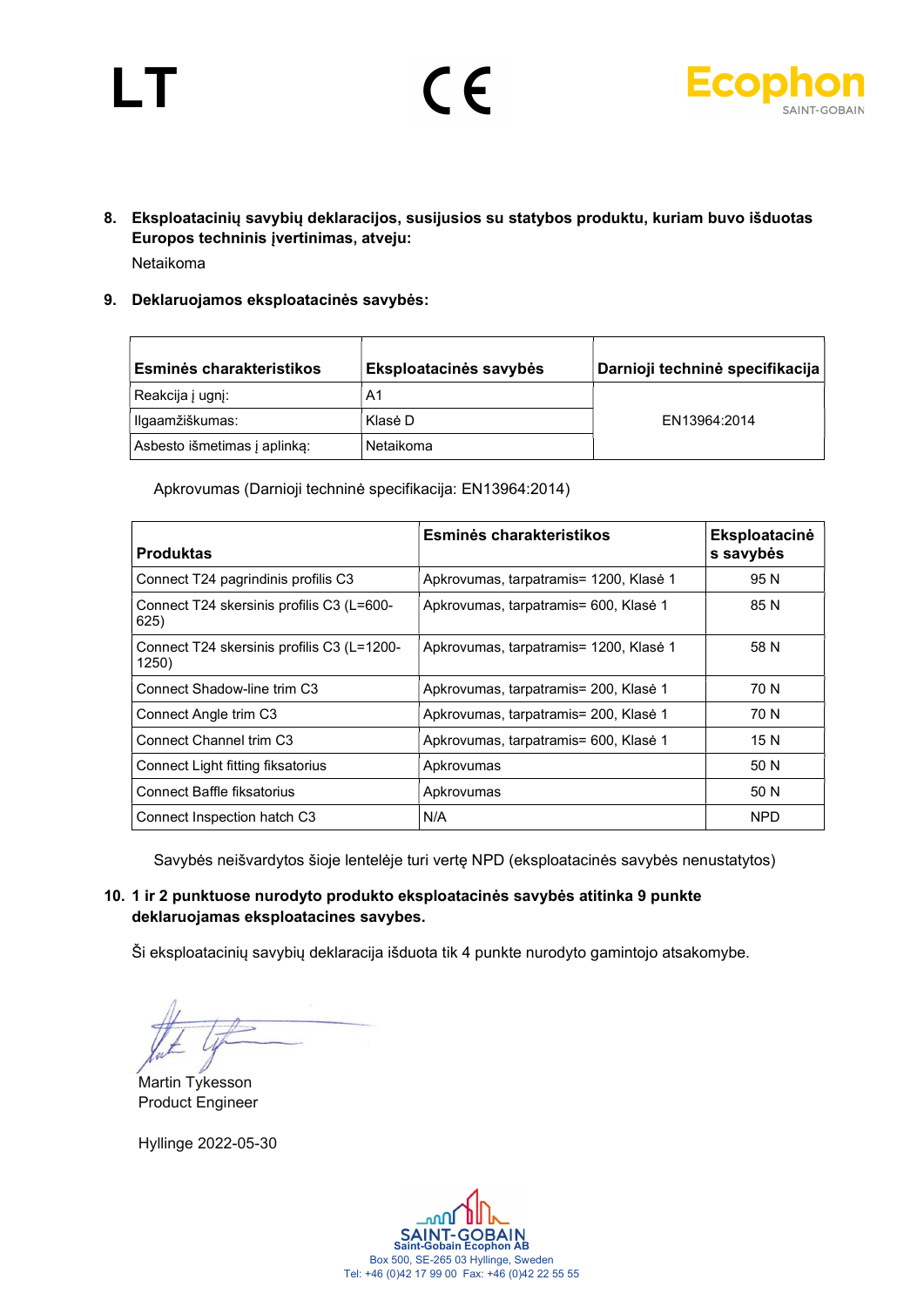LT

CE

Ecophon
SAINT-GOBAIN

**8. Eksploatacinių savybių deklaracijos, susijusios su statybos produktu, kuriam buvo išduotas Europos techninis įvertinimas, atveju:**

Netaikoma

**9. Deklaruojamos eksploatacinės savybės:**

| Esminės charakteristikos | Eksploatacinės savybės | Darnioji techninė specifikacija |
|---|---|---|
| Reakcija į ugnį: | A1 | EN13964:2014 |
| Ilgaamžiškumas: | Klasė D | |
| Asbesto išmetimas į aplinką: | Netaikoma | |

Apkrovumas (Darnioji techninė specifikacija: EN13964:2014)

| Produktas | Esminės charakteristikos | Eksploatacinės savybės |
|---|---|---|
| Connect T24 pagrindinis profilis C3 | Apkrovumas, tarpatramis= 1200, Klasė 1 | 95 N |
| Connect T24 skersinis profilis C3 (L=600-625) | Apkrovumas, tarpatramis= 600, Klasė 1 | 85 N |
| Connect T24 skersinis profilis C3 (L=1200-1250) | Apkrovumas, tarpatramis= 1200, Klasė 1 | 58 N |
| Connect Shadow-line trim C3 | Apkrovumas, tarpatramis= 200, Klasė 1 | 70 N |
| Connect Angle trim C3 | Apkrovumas, tarpatramis= 200, Klasė 1 | 70 N |
| Connect Channel trim C3 | Apkrovumas, tarpatramis= 600, Klasė 1 | 15 N |
| Connect Light fitting fiksatorius | Apkrovumas | 50 N |
| Connect Baffle fiksatorius | Apkrovumas | 50 N |
| Connect Inspection hatch C3 | N/A | NPD |

Savybės neišvardytos šioje lentelėje turi vertę NPD (eksploatacinės savybės nenustatytos)

**10. 1 ir 2 punktuose nurodyto produkto eksploatacinės savybės atitinka 9 punkte deklaruojamas eksploatacines savybes.**

Ši eksploatacinių savybių deklaracija išduota tik 4 punkte nurodyto gamintojo atsakomybe.

Martin Tykesson
Product Engineer

Hyllinge 2022-05-30

SAINT-GOBAIN
Saint-Gobain Ecophon AB
Box 500, SE-265 03 Hyllinge, Sweden
Tel: +46 (0)42 17 99 00 Fax: +46 (0)42 22 55 55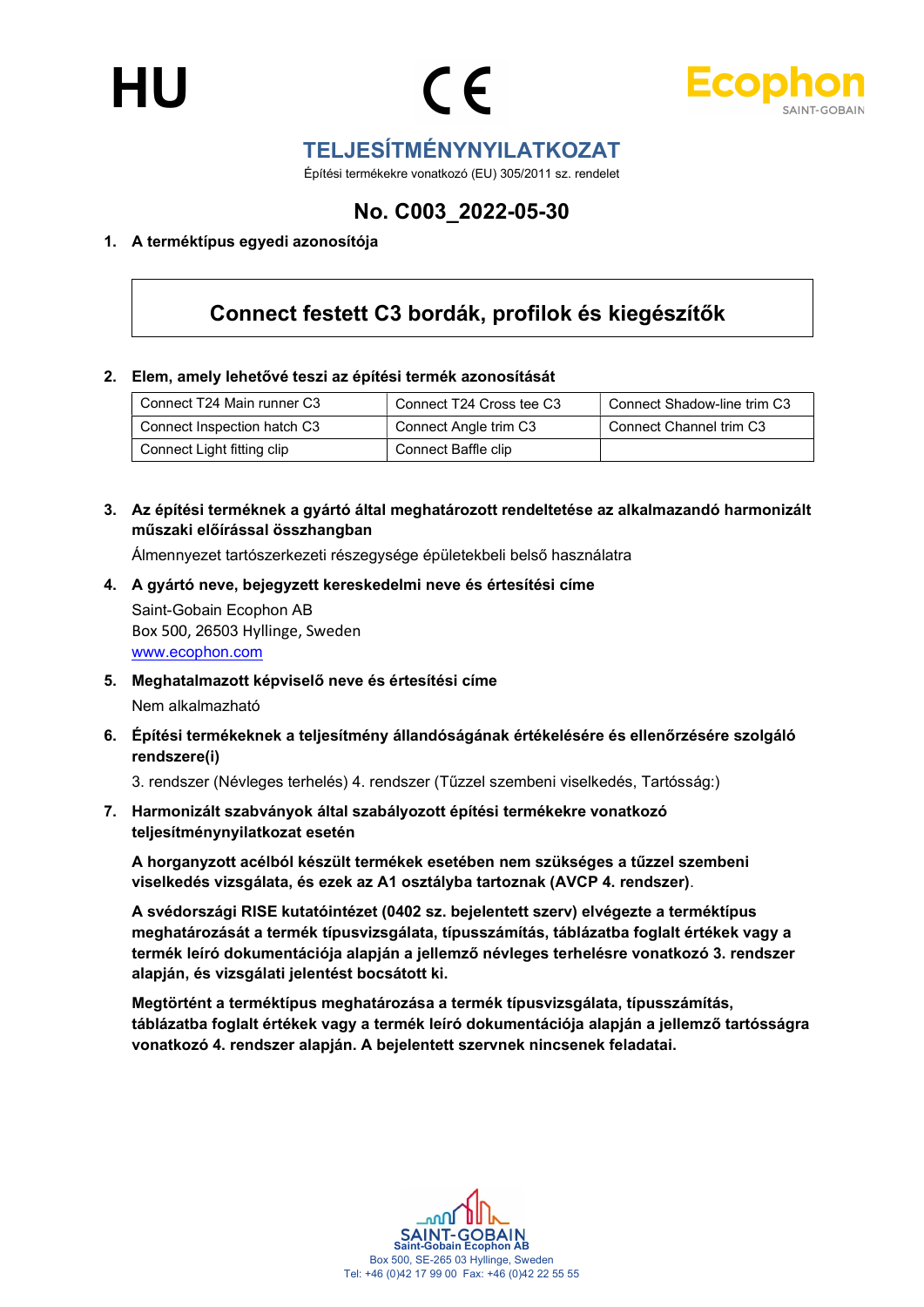HU

CE

Ecophon
SAINT-GOBAIN

# TELJESÍTMÉNYNYILATKOZAT

Építési termékekre vonatkozó (EU) 305/2011 sz. rendelet

## No. C003_2022-05-30

1. **A terméktípus egyedi azonosítója**

| Connect festett C3 bordák, profilok és kiegészítők |
|---|

2. **Elem, amely lehetővé teszi az építési termék azonosítását**

| | | |
|---|---|---|
| Connect T24 Main runner C3 | Connect T24 Cross tee C3 | Connect Shadow-line trim C3 |
| Connect Inspection hatch C3 | Connect Angle trim C3 | Connect Channel trim C3 |
| Connect Light fitting clip | Connect Baffle clip | |

3. **Az építési terméknek a gyártó által meghatározott rendeltetése az alkalmazandó harmonizált műszaki előírással összhangban**

   Álmennyezet tartószerkezeti részegysége épületekbeli belső használatra

4. **A gyártó neve, bejegyzett kereskedelmi neve és értesítési címe**

   Saint-Gobain Ecophon AB
   Box 500, 26503 Hyllinge, Sweden
   www.ecophon.com

5. **Meghatalmazott képviselő neve és értesítési címe**

   Nem alkalmazható

6. **Építési termékeknek a teljesítmény állandóságának értékelésére és ellenőrzésére szolgáló rendszere(i)**

   3. rendszer (Névleges terhelés) 4. rendszer (Tűzzel szembeni viselkedés, Tartósság:)

7. **Harmonizált szabványok által szabályozott építési termékekre vonatkozó teljesítménynyilatkozat esetén**

   **A horganyzott acélból készült termékek esetében nem szükséges a tűzzel szembeni viselkedés vizsgálata, és ezek az A1 osztályba tartoznak (AVCP 4. rendszer).**

   **A svédországi RISE kutatóintézet (0402 sz. bejelentett szerv) elvégezte a terméktípus meghatározását a termék típusvizsgálata, típusszámítás, táblázatba foglalt értékek vagy a termék leíró dokumentációja alapján a jellemző névleges terhelésre vonatkozó 3. rendszer alapján, és vizsgálati jelentést bocsátott ki.**

   **Megtörtént a terméktípus meghatározása a termék típusvizsgálata, típusszámítás, táblázatba foglalt értékek vagy a termék leíró dokumentációja alapján a jellemző tartósságra vonatkozó 4. rendszer alapján. A bejelentett szervnek nincsenek feladatai.**

SAINT-GOBAIN
Saint-Gobain Ecophon AB
Box 500, SE-265 03 Hyllinge, Sweden
Tel: +46 (0)42 17 99 00 Fax: +46 (0)42 22 55 55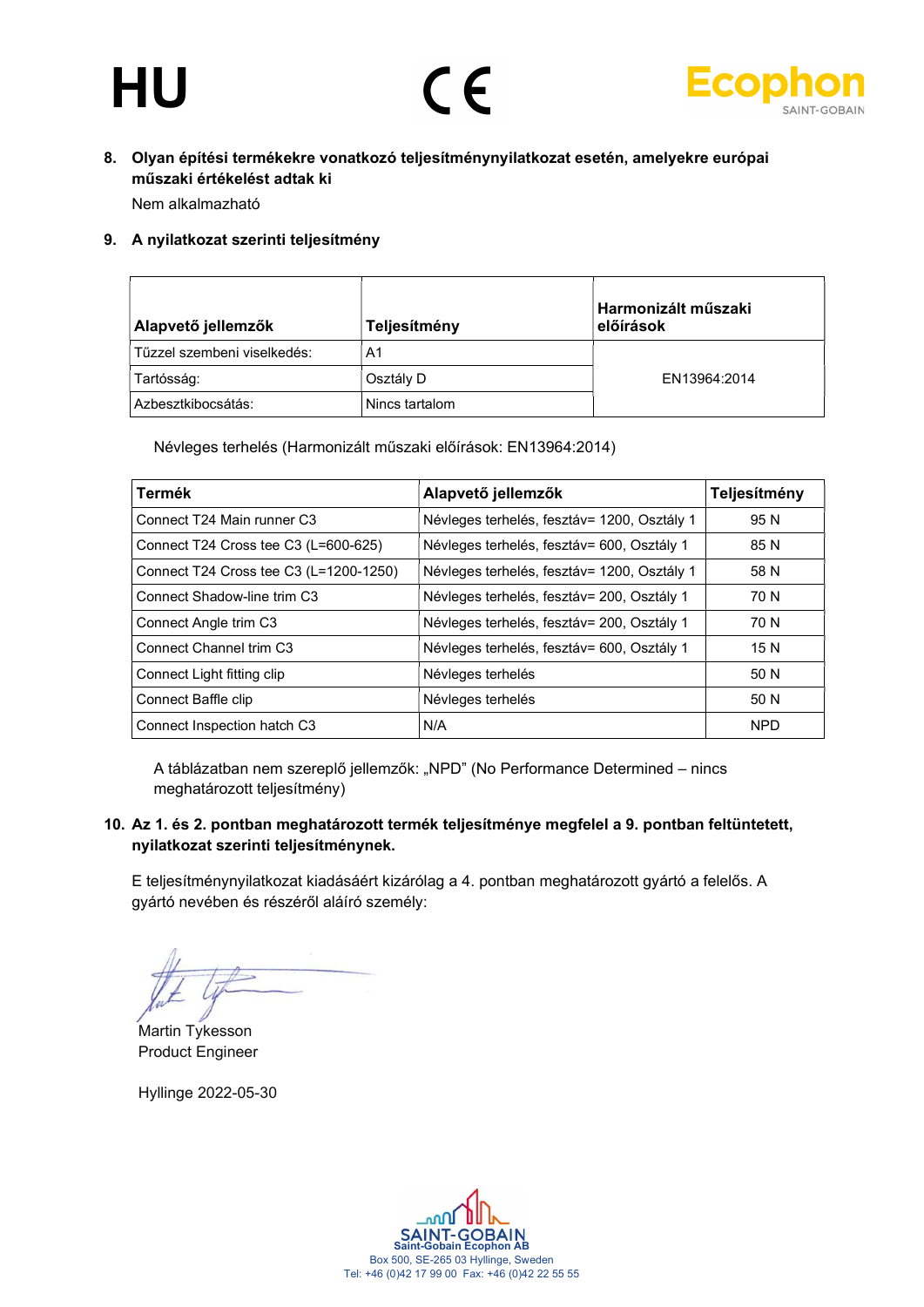HU

CE

Ecophon
SAINT-GOBAIN

**8. Olyan építési termékekre vonatkozó teljesítménynyilatkozat esetén, amelyekre európai műszaki értékelést adtak ki**

Nem alkalmazható

**9. A nyilatkozat szerinti teljesítmény**

| Alapvető jellemzők | Teljesítmény | Harmonizált műszaki előírások |
|---|---|---|
| Tűzzel szembeni viselkedés: | A1 | EN13964:2014 |
| Tartósság: | Osztály D | |
| Azbesztkibocsátás: | Nincs tartalom | |

Névleges terhelés (Harmonizált műszaki előírások: EN13964:2014)

| Termék | Alapvető jellemzők | Teljesítmény |
|---|---|---|
| Connect T24 Main runner C3 | Névleges terhelés, fesztáv= 1200, Osztály 1 | 95 N |
| Connect T24 Cross tee C3 (L=600-625) | Névleges terhelés, fesztáv= 600, Osztály 1 | 85 N |
| Connect T24 Cross tee C3 (L=1200-1250) | Névleges terhelés, fesztáv= 1200, Osztály 1 | 58 N |
| Connect Shadow-line trim C3 | Névleges terhelés, fesztáv= 200, Osztály 1 | 70 N |
| Connect Angle trim C3 | Névleges terhelés, fesztáv= 200, Osztály 1 | 70 N |
| Connect Channel trim C3 | Névleges terhelés, fesztáv= 600, Osztály 1 | 15 N |
| Connect Light fitting clip | Névleges terhelés | 50 N |
| Connect Baffle clip | Névleges terhelés | 50 N |
| Connect Inspection hatch C3 | N/A | NPD |

A táblázatban nem szereplő jellemzők: „NPD" (No Performance Determined – nincs meghatározott teljesítmény)

**10. Az 1. és 2. pontban meghatározott termék teljesítménye megfelel a 9. pontban feltüntetett, nyilatkozat szerinti teljesítménynek.**

E teljesítménynyilatkozat kiadásáért kizárólag a 4. pontban meghatározott gyártó a felelős. A gyártó nevében és részéről aláíró személy:

Martin Tykesson
Product Engineer

Hyllinge 2022-05-30

SAINT-GOBAIN
Saint-Gobain Ecophon AB
Box 500, SE-265 03 Hyllinge, Sweden
Tel: +46 (0)42 17 99 00 Fax: +46 (0)42 22 55 55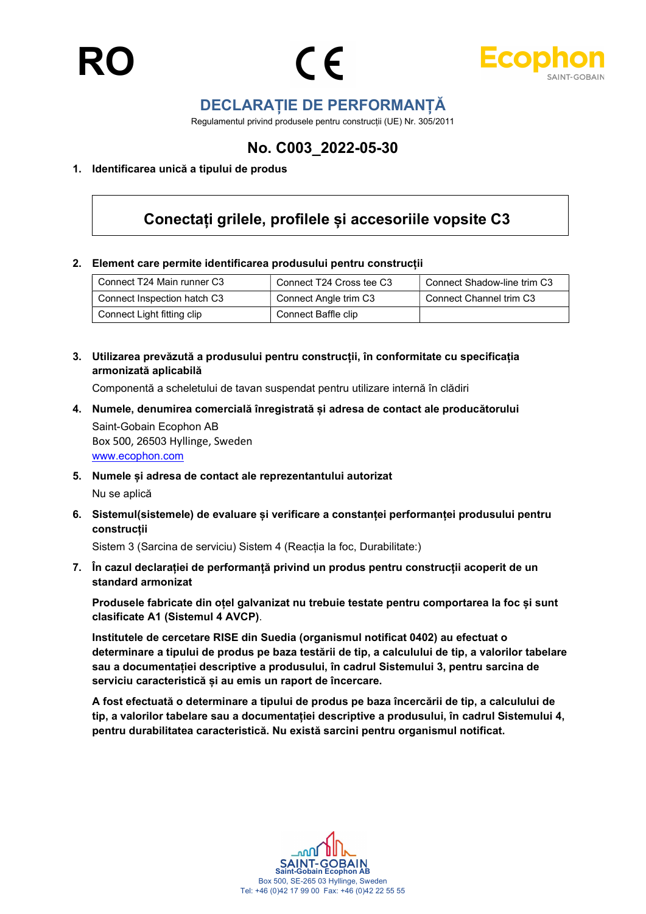RO

# DECLARAȚIE DE PERFORMANȚĂ

Regulamentul privind produsele pentru construcții (UE) Nr. 305/2011

## No. C003_2022-05-30

**1. Identificarea unică a tipului de produs**

**Conectați grilele, profilele și accesoriile vopsite C3**

**2. Element care permite identificarea produsului pentru construcții**

| Connect T24 Main runner C3 | Connect T24 Cross tee C3 | Connect Shadow-line trim C3 |
|---|---|---|
| Connect Inspection hatch C3 | Connect Angle trim C3 | Connect Channel trim C3 |
| Connect Light fitting clip | Connect Baffle clip | |

**3. Utilizarea prevăzută a produsului pentru construcții, în conformitate cu specificația armonizată aplicabilă**

Componentă a scheletului de tavan suspendat pentru utilizare internă în clădiri

**4. Numele, denumirea comercială înregistrată și adresa de contact ale producătorului**

Saint-Gobain Ecophon AB
Box 500, 26503 Hyllinge, Sweden
www.ecophon.com

**5. Numele și adresa de contact ale reprezentantului autorizat**

Nu se aplică

**6. Sistemul(sistemele) de evaluare și verificare a constanței performanței produsului pentru construcții**

Sistem 3 (Sarcina de serviciu) Sistem 4 (Reacția la foc, Durabilitate:)

**7. În cazul declarației de performanță privind un produs pentru construcții acoperit de un standard armonizat**

**Produsele fabricate din oțel galvanizat nu trebuie testate pentru comportarea la foc și sunt clasificate A1 (Sistemul 4 AVCP)**.

**Institutele de cercetare RISE din Suedia (organismul notificat 0402) au efectuat o determinare a tipului de produs pe baza testării de tip, a calculului de tip, a valorilor tabelare sau a documentației descriptive a produsului, în cadrul Sistemului 3, pentru sarcina de serviciu caracteristică și au emis un raport de încercare.**

**A fost efectuată o determinare a tipului de produs pe baza încercării de tip, a calculului de tip, a valorilor tabelare sau a documentației descriptive a produsului, în cadrul Sistemului 4, pentru durabilitatea caracteristică. Nu există sarcini pentru organismul notificat.**

Saint-Gobain Ecophon AB
Box 500, SE-265 03 Hyllinge, Sweden
Tel: +46 (0)42 17 99 00 Fax: +46 (0)42 22 55 55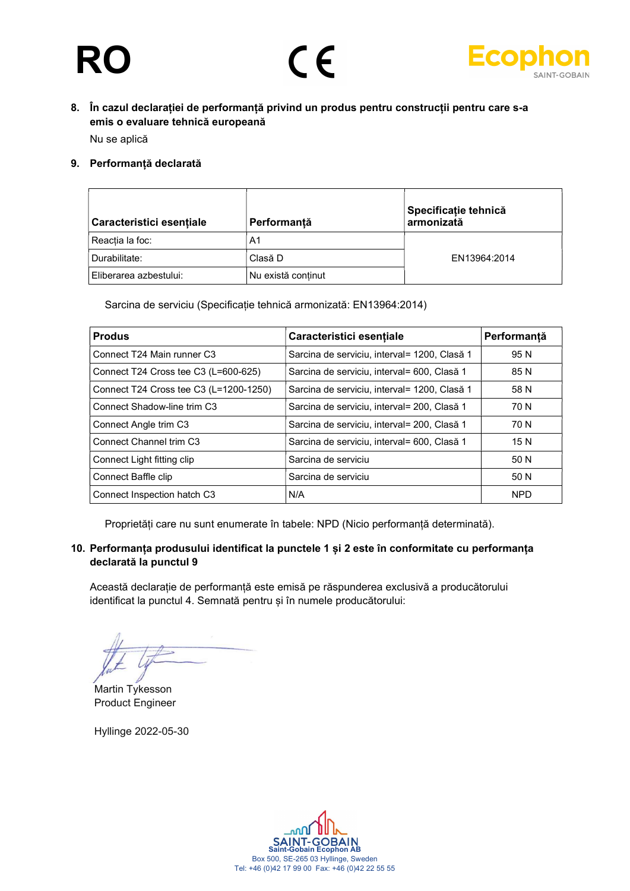RO

8. **În cazul declarației de performanță privind un produs pentru construcții pentru care s-a emis o evaluare tehnică europeană**

   Nu se aplică

9. **Performanță declarată**

| Caracteristici esențiale | Performanță | Specificație tehnică armonizată |
|---|---|---|
| Reacția la foc: | A1 | EN13964:2014 |
| Durabilitate: | Clasă D | |
| Eliberarea azbestului: | Nu există conținut | |

Sarcina de serviciu (Specificație tehnică armonizată: EN13964:2014)

| Produs | Caracteristici esențiale | Performanță |
|---|---|---|
| Connect T24 Main runner C3 | Sarcina de serviciu, interval= 1200, Clasă 1 | 95 N |
| Connect T24 Cross tee C3 (L=600-625) | Sarcina de serviciu, interval= 600, Clasă 1 | 85 N |
| Connect T24 Cross tee C3 (L=1200-1250) | Sarcina de serviciu, interval= 1200, Clasă 1 | 58 N |
| Connect Shadow-line trim C3 | Sarcina de serviciu, interval= 200, Clasă 1 | 70 N |
| Connect Angle trim C3 | Sarcina de serviciu, interval= 200, Clasă 1 | 70 N |
| Connect Channel trim C3 | Sarcina de serviciu, interval= 600, Clasă 1 | 15 N |
| Connect Light fitting clip | Sarcina de serviciu | 50 N |
| Connect Baffle clip | Sarcina de serviciu | 50 N |
| Connect Inspection hatch C3 | N/A | NPD |

Proprietăți care nu sunt enumerate în tabele: NPD (Nicio performanță determinată).

10. **Performanța produsului identificat la punctele 1 și 2 este în conformitate cu performanța declarată la punctul 9**

Această declarație de performanță este emisă pe răspunderea exclusivă a producătorului identificat la punctul 4. Semnată pentru și în numele producătorului:

Martin Tykesson
Product Engineer

Hyllinge 2022-05-30

Saint-Gobain Ecophon AB
Box 500, SE-265 03 Hyllinge, Sweden
Tel: +46 (0)42 17 99 00 Fax: +46 (0)42 22 55 55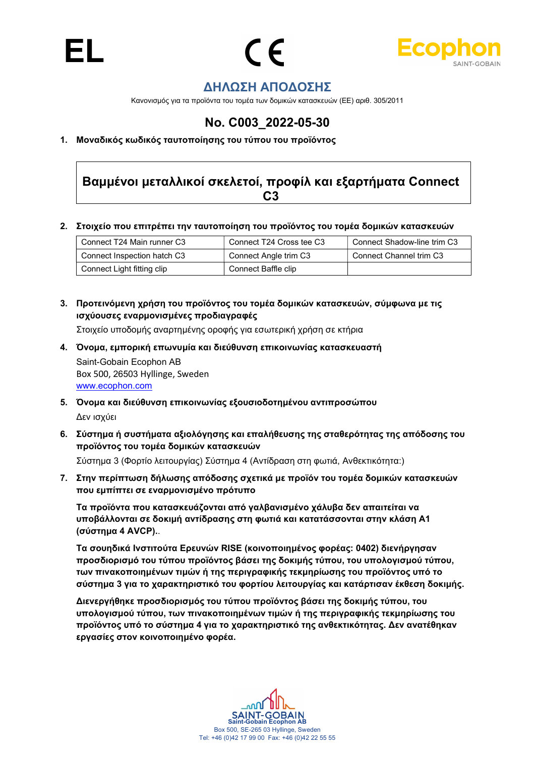EL

# ΔΗΛΩΣΗ ΑΠΟΔΟΣΗΣ

Κανονισμός για τα προϊόντα του τομέα των δομικών κατασκευών (ΕΕ) αριθ. 305/2011

## No. C003_2022-05-30

**1. Μοναδικός κωδικός ταυτοποίησης του τύπου του προϊόντος**

**Βαμμένοι μεταλλικοί σκελετοί, προφίλ και εξαρτήματα Connect C3**

**2. Στοιχείο που επιτρέπει την ταυτοποίηση του προϊόντος του τομέα δομικών κατασκευών**

| Connect T24 Main runner C3 | Connect T24 Cross tee C3 | Connect Shadow-line trim C3 |
|---|---|---|
| Connect Inspection hatch C3 | Connect Angle trim C3 | Connect Channel trim C3 |
| Connect Light fitting clip | Connect Baffle clip | |

**3. Προτεινόμενη χρήση του προϊόντος του τομέα δομικών κατασκευών, σύμφωνα με τις ισχύουσες εναρμονισμένες προδιαγραφές**

Στοιχείο υποδομής αναρτημένης οροφής για εσωτερική χρήση σε κτήρια

**4. Όνομα, εμπορική επωνυμία και διεύθυνση επικοινωνίας κατασκευαστή**

Saint-Gobain Ecophon AB
Box 500, 26503 Hyllinge, Sweden
www.ecophon.com

**5. Όνομα και διεύθυνση επικοινωνίας εξουσιοδοτημένου αντιπροσώπου**

Δεν ισχύει

**6. Σύστημα ή συστήματα αξιολόγησης και επαλήθευσης της σταθερότητας της απόδοσης του προϊόντος του τομέα δομικών κατασκευών**

Σύστημα 3 (Φορτίο λειτουργίας) Σύστημα 4 (Αντίδραση στη φωτιά, Ανθεκτικότητα:)

**7. Στην περίπτωση δήλωσης απόδοσης σχετικά με προϊόν του τομέα δομικών κατασκευών που εμπίπτει σε εναρμονισμένο πρότυπο**

**Τα προϊόντα που κατασκευάζονται από γαλβανισμένο χάλυβα δεν απαιτείται να υποβάλλονται σε δοκιμή αντίδρασης στη φωτιά και κατατάσσονται στην κλάση A1 (σύστημα 4 AVCP)..**

**Τα σουηδικά Ινστιτούτα Ερευνών RISE (κοινοποιημένος φορέας: 0402) διενήργησαν προσδιορισμό του τύπου προϊόντος βάσει της δοκιμής τύπου, του υπολογισμού τύπου, των πινακοποιημένων τιμών ή της περιγραφικής τεκμηρίωσης του προϊόντος υπό το σύστημα 3 για το χαρακτηριστικό του φορτίου λειτουργίας και κατάρτισαν έκθεση δοκιμής.**

**Διενεργήθηκε προσδιορισμός του τύπου προϊόντος βάσει της δοκιμής τύπου, του υπολογισμού τύπου, των πινακοποιημένων τιμών ή της περιγραφικής τεκμηρίωσης του προϊόντος υπό το σύστημα 4 για το χαρακτηριστικό της ανθεκτικότητας. Δεν ανατέθηκαν εργασίες στον κοινοποιημένο φορέα.**

Saint-Gobain Ecophon AB
Box 500, SE-265 03 Hyllinge, Sweden
Tel: +46 (0)42 17 99 00 Fax: +46 (0)42 22 55 55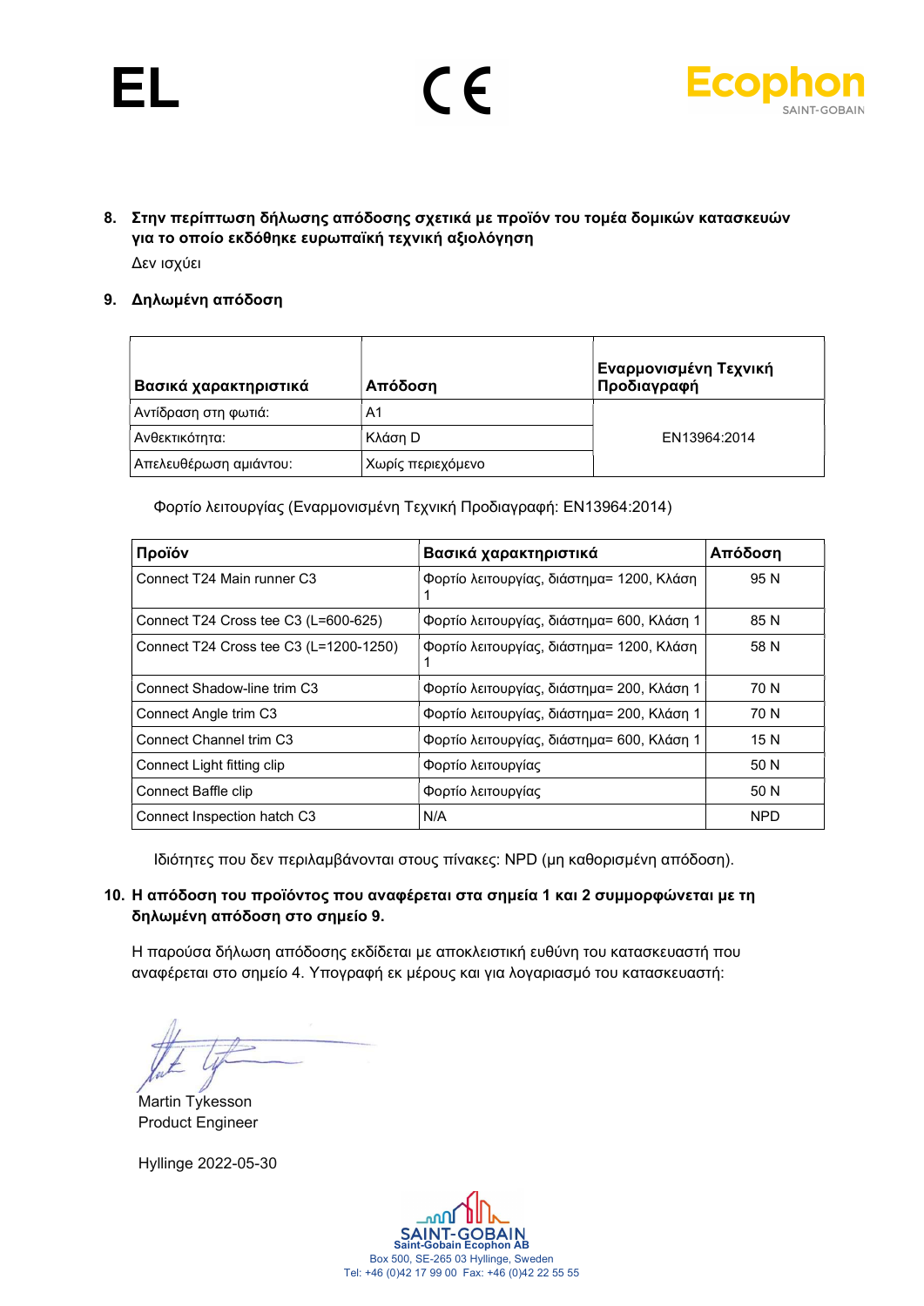EL

8. **Στην περίπτωση δήλωσης απόδοσης σχετικά με προϊόν του τομέα δομικών κατασκευών για το οποίο εκδόθηκε ευρωπαϊκή τεχνική αξιολόγηση**

Δεν ισχύει

9. **Δηλωμένη απόδοση**

| Βασικά χαρακτηριστικά | Απόδοση | Εναρμονισμένη Τεχνική Προδιαγραφή |
|---|---|---|
| Αντίδραση στη φωτιά: | A1 | EN13964:2014 |
| Ανθεκτικότητα: | Κλάση D | |
| Απελευθέρωση αμιάντου: | Χωρίς περιεχόμενο | |

Φορτίο λειτουργίας (Εναρμονισμένη Τεχνική Προδιαγραφή: EN13964:2014)

| Προϊόν | Βασικά χαρακτηριστικά | Απόδοση |
|---|---|---|
| Connect T24 Main runner C3 | Φορτίο λειτουργίας, διάστημα= 1200, Κλάση 1 | 95 N |
| Connect T24 Cross tee C3 (L=600-625) | Φορτίο λειτουργίας, διάστημα= 600, Κλάση 1 | 85 N |
| Connect T24 Cross tee C3 (L=1200-1250) | Φορτίο λειτουργίας, διάστημα= 1200, Κλάση 1 | 58 N |
| Connect Shadow-line trim C3 | Φορτίο λειτουργίας, διάστημα= 200, Κλάση 1 | 70 N |
| Connect Angle trim C3 | Φορτίο λειτουργίας, διάστημα= 200, Κλάση 1 | 70 N |
| Connect Channel trim C3 | Φορτίο λειτουργίας, διάστημα= 600, Κλάση 1 | 15 N |
| Connect Light fitting clip | Φορτίο λειτουργίας | 50 N |
| Connect Baffle clip | Φορτίο λειτουργίας | 50 N |
| Connect Inspection hatch C3 | N/A | NPD |

Ιδιότητες που δεν περιλαμβάνονται στους πίνακες: NPD (μη καθορισμένη απόδοση).

10. **Η απόδοση του προϊόντος που αναφέρεται στα σημεία 1 και 2 συμμορφώνεται με τη δηλωμένη απόδοση στο σημείο 9.**

Η παρούσα δήλωση απόδοσης εκδίδεται με αποκλειστική ευθύνη του κατασκευαστή που αναφέρεται στο σημείο 4. Υπογραφή εκ μέρους και για λογαριασμό του κατασκευαστή:

Martin Tykesson
Product Engineer

Hyllinge 2022-05-30

Saint-Gobain Ecophon AB
Box 500, SE-265 03 Hyllinge, Sweden
Tel: +46 (0)42 17 99 00 Fax: +46 (0)42 22 55 55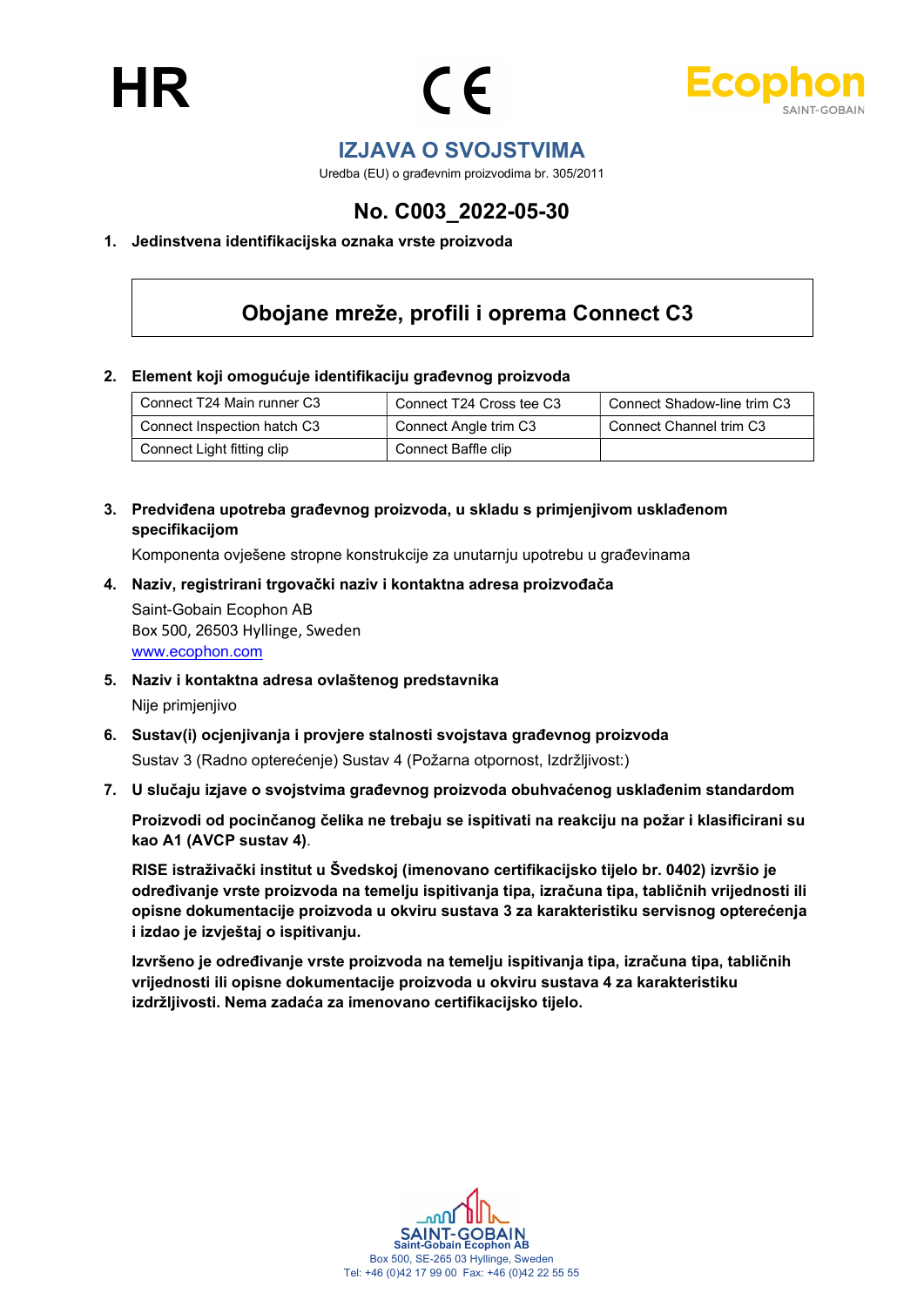HR

CE

Ecophon
SAINT-GOBAIN

# IZJAVA O SVOJSTVIMA

Uredba (EU) o građevnim proizvodima br. 305/2011

## No. C003_2022-05-30

**1. Jedinstvena identifikacijska oznaka vrste proizvoda**

**Obojane mreže, profili i oprema Connect C3**

**2. Element koji omogućuje identifikaciju građevnog proizvoda**

| Connect T24 Main runner C3 | Connect T24 Cross tee C3 | Connect Shadow-line trim C3 |
|---|---|---|
| Connect Inspection hatch C3 | Connect Angle trim C3 | Connect Channel trim C3 |
| Connect Light fitting clip | Connect Baffle clip | |

**3. Predviđena upotreba građevnog proizvoda, u skladu s primjenjivom usklađenom specifikacijom**

Komponenta ovješene stropne konstrukcije za unutarnju upotrebu u građevinama

**4. Naziv, registrirani trgovački naziv i kontaktna adresa proizvođača**

Saint-Gobain Ecophon AB
Box 500, 26503 Hyllinge, Sweden
www.ecophon.com

**5. Naziv i kontaktna adresa ovlaštenog predstavnika**

Nije primjenjivo

**6. Sustav(i) ocjenjivanja i provjere stalnosti svojstava građevnog proizvoda**

Sustav 3 (Radno opterećenje) Sustav 4 (Požarna otpornost, Izdržljivost:)

**7. U slučaju izjave o svojstvima građevnog proizvoda obuhvaćenog usklađenim standardom**

**Proizvodi od pocinčanog čelika ne trebaju se ispitivati na reakciju na požar i klasificirani su kao A1 (AVCP sustav 4)**.

**RISE istraživački institut u Švedskoj (imenovano certifikacijsko tijelo br. 0402) izvršio je određivanje vrste proizvoda na temelju ispitivanja tipa, izračuna tipa, tabličnih vrijednosti ili opisne dokumentacije proizvoda u okviru sustava 3 za karakteristiku servisnog opterećenja i izdao je izvještaj o ispitivanju.**

**Izvršeno je određivanje vrste proizvoda na temelju ispitivanja tipa, izračuna tipa, tabličnih vrijednosti ili opisne dokumentacije proizvoda u okviru sustava 4 za karakteristiku izdržljivosti. Nema zadaća za imenovano certifikacijsko tijelo.**

SAINT-GOBAIN
**Saint-Gobain Ecophon AB**
Box 500, SE-265 03 Hyllinge, Sweden
Tel: +46 (0)42 17 99 00 Fax: +46 (0)42 22 55 55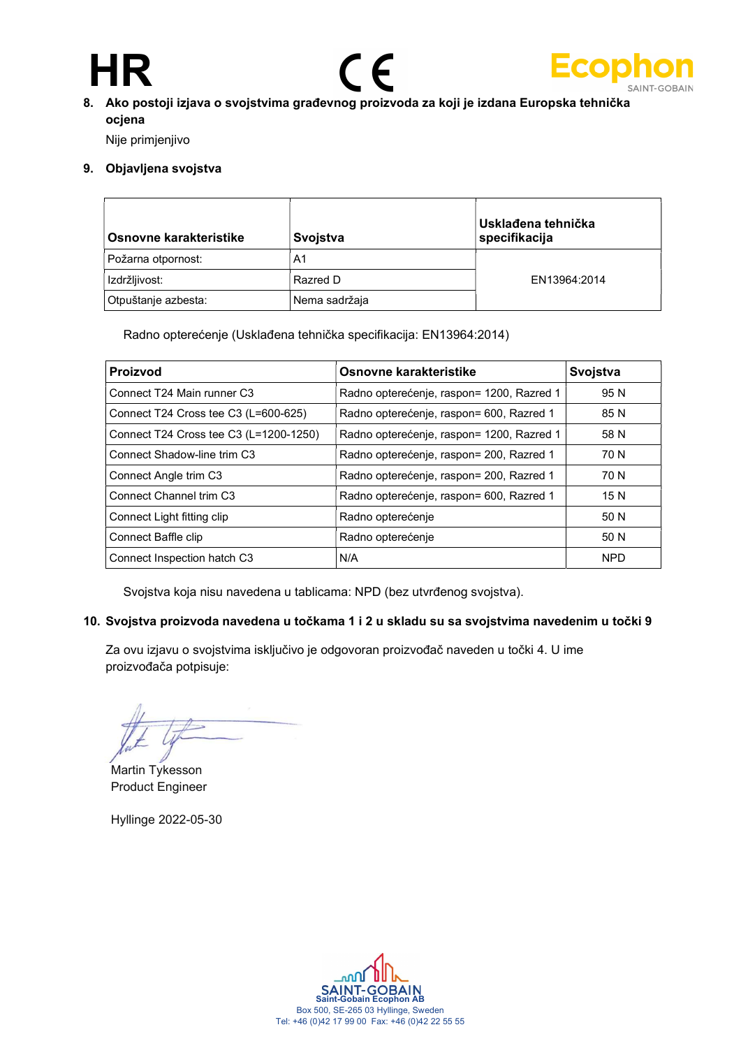HR

8. **Ako postoji izjava o svojstvima građevnog proizvoda za koji je izdana Europska tehnička ocjena**

   Nije primjenjivo

9. **Objavljena svojstva**

| Osnovne karakteristike | Svojstva | Usklađena tehnička specifikacija |
|---|---|---|
| Požarna otpornost: | A1 | EN13964:2014 |
| Izdržljivost: | Razred D | |
| Otpuštanje azbesta: | Nema sadržaja | |

Radno opterećenje (Usklađena tehnička specifikacija: EN13964:2014)

| Proizvod | Osnovne karakteristike | Svojstva |
|---|---|---|
| Connect T24 Main runner C3 | Radno opterećenje, raspon= 1200, Razred 1 | 95 N |
| Connect T24 Cross tee C3 (L=600-625) | Radno opterećenje, raspon= 600, Razred 1 | 85 N |
| Connect T24 Cross tee C3 (L=1200-1250) | Radno opterećenje, raspon= 1200, Razred 1 | 58 N |
| Connect Shadow-line trim C3 | Radno opterećenje, raspon= 200, Razred 1 | 70 N |
| Connect Angle trim C3 | Radno opterećenje, raspon= 200, Razred 1 | 70 N |
| Connect Channel trim C3 | Radno opterećenje, raspon= 600, Razred 1 | 15 N |
| Connect Light fitting clip | Radno opterećenje | 50 N |
| Connect Baffle clip | Radno opterećenje | 50 N |
| Connect Inspection hatch C3 | N/A | NPD |

Svojstva koja nisu navedena u tablicama: NPD (bez utvrđenog svojstva).

10. **Svojstva proizvoda navedena u točkama 1 i 2 u skladu su sa svojstvima navedenim u točki 9**

Za ovu izjavu o svojstvima isključivo je odgovoran proizvođač naveden u točki 4. U ime proizvođača potpisuje:

Martin Tykesson
Product Engineer

Hyllinge 2022-05-30

Saint-Gobain Ecophon AB
Box 500, SE-265 03 Hyllinge, Sweden
Tel: +46 (0)42 17 99 00 Fax: +46 (0)42 22 55 55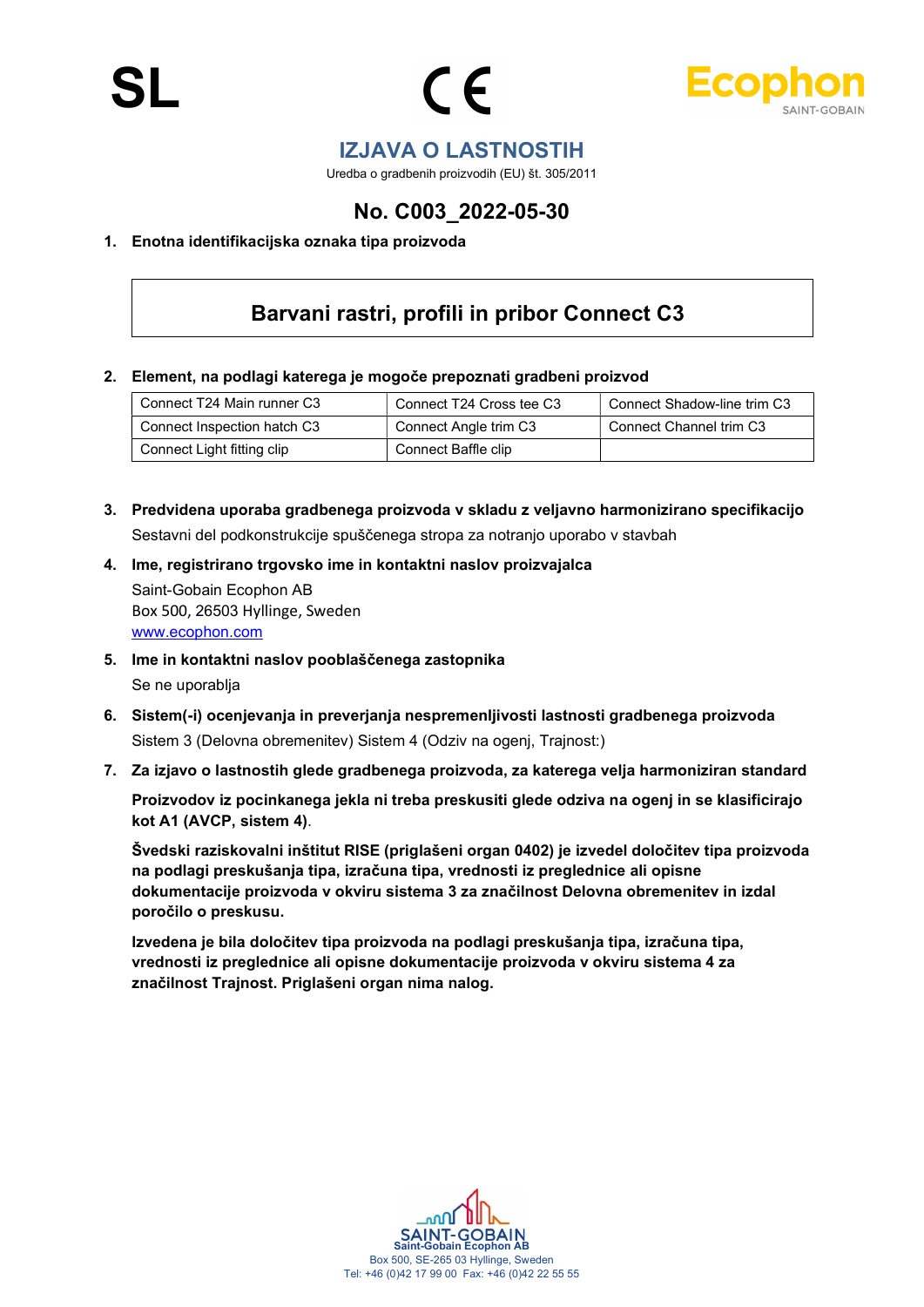SL

CE

Ecophon SAINT-GOBAIN

# IZJAVA O LASTNOSTIH

Uredba o gradbenih proizvodih (EU) št. 305/2011

## No. C003_2022-05-30

**1. Enotna identifikacijska oznaka tipa proizvoda**

**Barvani rastri, profili in pribor Connect C3**

**2. Element, na podlagi katerega je mogoče prepoznati gradbeni proizvod**

| Connect T24 Main runner C3 | Connect T24 Cross tee C3 | Connect Shadow-line trim C3 |
|---|---|---|
| Connect Inspection hatch C3 | Connect Angle trim C3 | Connect Channel trim C3 |
| Connect Light fitting clip | Connect Baffle clip | |

**3. Predvidena uporaba gradbenega proizvoda v skladu z veljavno harmonizirano specifikacijo**

Sestavni del podkonstrukcije spuščenega stropa za notranjo uporabo v stavbah

**4. Ime, registrirano trgovsko ime in kontaktni naslov proizvajalca**

Saint-Gobain Ecophon AB
Box 500, 26503 Hyllinge, Sweden
www.ecophon.com

**5. Ime in kontaktni naslov pooblaščenega zastopnika**

Se ne uporablja

**6. Sistem(-i) ocenjevanja in preverjanja nespremenljivosti lastnosti gradbenega proizvoda**

Sistem 3 (Delovna obremenitev) Sistem 4 (Odziv na ogenj, Trajnost:)

**7. Za izjavo o lastnostih glede gradbenega proizvoda, za katerega velja harmoniziran standard**

**Proizvodov iz pocinkanega jekla ni treba preskusiti glede odziva na ogenj in se klasificirajo kot A1 (AVCP, sistem 4)**.

**Švedski raziskovalni inštitut RISE (priglašeni organ 0402) je izvedel določitev tipa proizvoda na podlagi preskušanja tipa, izračuna tipa, vrednosti iz preglednice ali opisne dokumentacije proizvoda v okviru sistema 3 za značilnost Delovna obremenitev in izdal poročilo o preskusu.**

**Izvedena je bila določitev tipa proizvoda na podlagi preskušanja tipa, izračuna tipa, vrednosti iz preglednice ali opisne dokumentacije proizvoda v okviru sistema 4 za značilnost Trajnost. Priglašeni organ nima nalog.**

SAINT-GOBAIN
Saint-Gobain Ecophon AB
Box 500, SE-265 03 Hyllinge, Sweden
Tel: +46 (0)42 17 99 00 Fax: +46 (0)42 22 55 55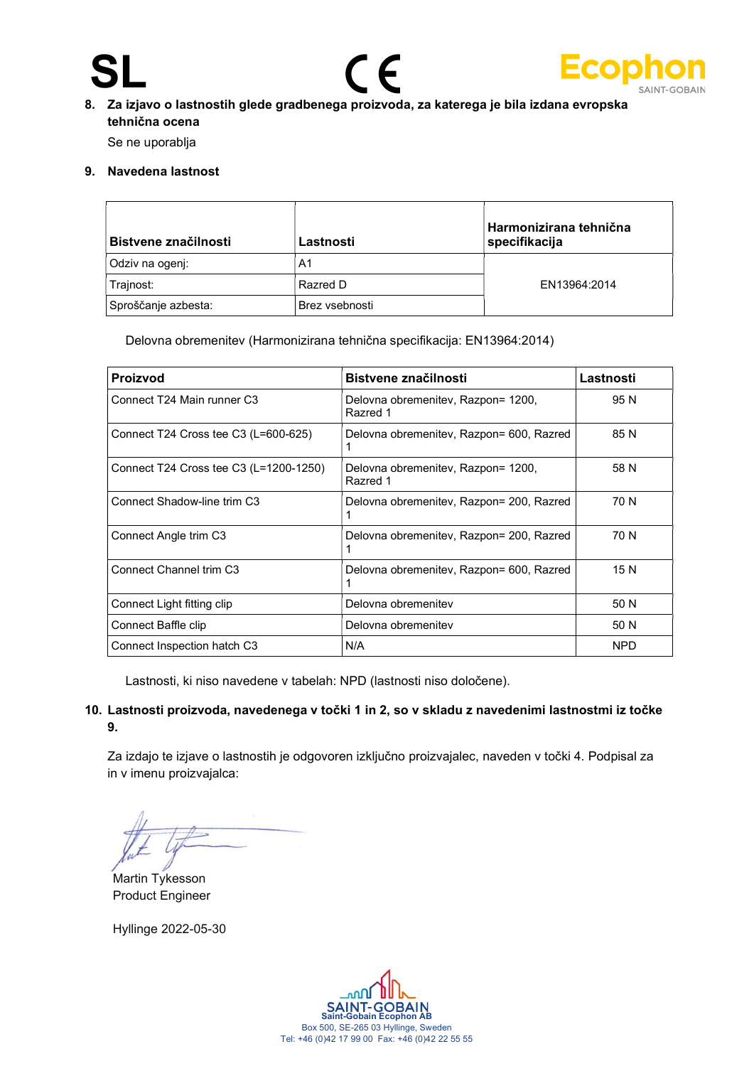SL

8. **Za izjavo o lastnostih glede gradbenega proizvoda, za katerega je bila izdana evropska tehnična ocena**

   Se ne uporablja

9. **Navedena lastnost**

| Bistvene značilnosti | Lastnosti | Harmonizirana tehnična specifikacija |
|---|---|---|
| Odziv na ogenj: | A1 | EN13964:2014 |
| Trajnost: | Razred D | |
| Sproščanje azbesta: | Brez vsebnosti | |

Delovna obremenitev (Harmonizirana tehnična specifikacija: EN13964:2014)

| Proizvod | Bistvene značilnosti | Lastnosti |
|---|---|---|
| Connect T24 Main runner C3 | Delovna obremenitev, Razpon= 1200, Razred 1 | 95 N |
| Connect T24 Cross tee C3 (L=600-625) | Delovna obremenitev, Razpon= 600, Razred 1 | 85 N |
| Connect T24 Cross tee C3 (L=1200-1250) | Delovna obremenitev, Razpon= 1200, Razred 1 | 58 N |
| Connect Shadow-line trim C3 | Delovna obremenitev, Razpon= 200, Razred 1 | 70 N |
| Connect Angle trim C3 | Delovna obremenitev, Razpon= 200, Razred 1 | 70 N |
| Connect Channel trim C3 | Delovna obremenitev, Razpon= 600, Razred 1 | 15 N |
| Connect Light fitting clip | Delovna obremenitev | 50 N |
| Connect Baffle clip | Delovna obremenitev | 50 N |
| Connect Inspection hatch C3 | N/A | NPD |

Lastnosti, ki niso navedene v tabelah: NPD (lastnosti niso določene).

10. **Lastnosti proizvoda, navedenega v točki 1 in 2, so v skladu z navedenimi lastnostmi iz točke 9.**

    Za izdajo te izjave o lastnostih je odgovoren izključno proizvajalec, naveden v točki 4. Podpisal za in v imenu proizvajalca:

Martin Tykesson
Product Engineer

Hyllinge 2022-05-30

SAINT-GOBAIN
Saint-Gobain Ecophon AB
Box 500, SE-265 03 Hyllinge, Sweden
Tel: +46 (0)42 17 99 00 Fax: +46 (0)42 22 55 55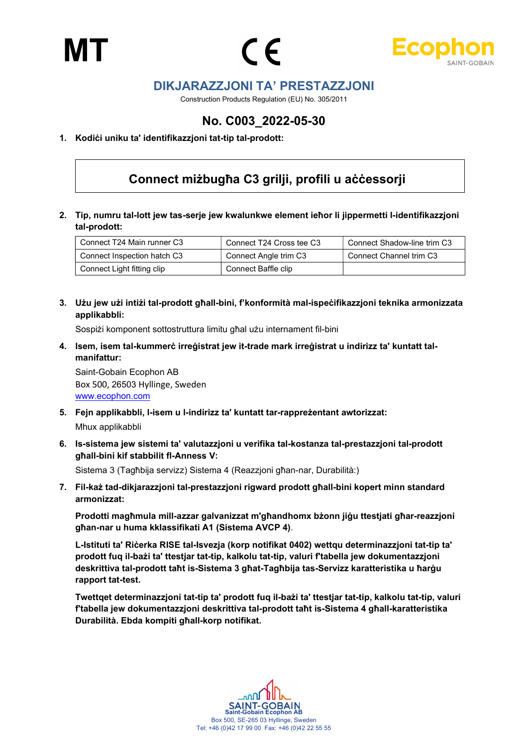MT

# DIKJARAZZJONI TA' PRESTAZZJONI

Construction Products Regulation (EU) No. 305/2011

## No. C003_2022-05-30

**1. Kodiċi uniku ta' identifikazzjoni tat-tip tal-prodott:**

**Connect miżbugħa C3 grilji, profili u aċċessorji**

**2. Tip, numru tal-lott jew tas-serje jew kwalunkwe element ieħor li jippermetti l-identifikazzjoni tal-prodott:**

| Connect T24 Main runner C3 | Connect T24 Cross tee C3 | Connect Shadow-line trim C3 |
|---|---|---|
| Connect Inspection hatch C3 | Connect Angle trim C3 | Connect Channel trim C3 |
| Connect Light fitting clip | Connect Baffle clip | |

**3. Użu jew użi intiżi tal-prodott għall-bini, f'konformità mal-ispeċifikazzjoni teknika armonizzata applikabbli:**

Sospiżi komponent sottostruttura limitu għal użu internament fil-bini

**4. Isem, isem tal-kummerċ irreġistrat jew it-trade mark irreġistrat u indirizz ta' kuntatt tal-manifattur:**

Saint-Gobain Ecophon AB
Box 500, 26503 Hyllinge, Sweden
www.ecophon.com

**5. Fejn applikabbli, l-isem u l-indirizz ta' kuntatt tar-rappreżentant awtorizzat:**

Mhux applikabbli

**6. Is-sistema jew sistemi ta' valutazzjoni u verifika tal-kostanza tal-prestazzjoni tal-prodott għall-bini kif stabbilit fl-Anness V:**

Sistema 3 (Tagħbija servizz) Sistema 4 (Reazzjoni għan-nar, Durabilità:)

**7. Fil-każ tad-dikjarazzjoni tal-prestazzjoni rigward prodott għall-bini kopert minn standard armonizzat:**

**Prodotti magħmula mill-azzar galvanizzat m'għandhomx bżonn jiġu ttestjati għar-reazzjoni għan-nar u huma kklassifikati A1 (Sistema AVCP 4)**.

**L-Istituti ta' Riċerka RISE tal-Isvezja (korp notifikat 0402) wettqu determinazzjoni tat-tip ta' prodott fuq il-bażi ta' ttestjar tat-tip, kalkolu tat-tip, valuri f'tabella jew dokumentazzjoni deskrittiva tal-prodott taħt is-Sistema 3 għat-Tagħbija tas-Servizz karatteristika u ħarġu rapport tat-test.**

**Twettqet determinazzjoni tat-tip ta' prodott fuq il-bażi ta' ttestjar tat-tip, kalkolu tat-tip, valuri f'tabella jew dokumentazzjoni deskrittiva tal-prodott taħt is-Sistema 4 għall-karatteristika Durabilità. Ebda kompiti għall-korp notifikat.**

Saint-Gobain Ecophon AB
Box 500, SE-265 03 Hyllinge, Sweden
Tel: +46 (0)42 17 99 00 Fax: +46 (0)42 22 55 55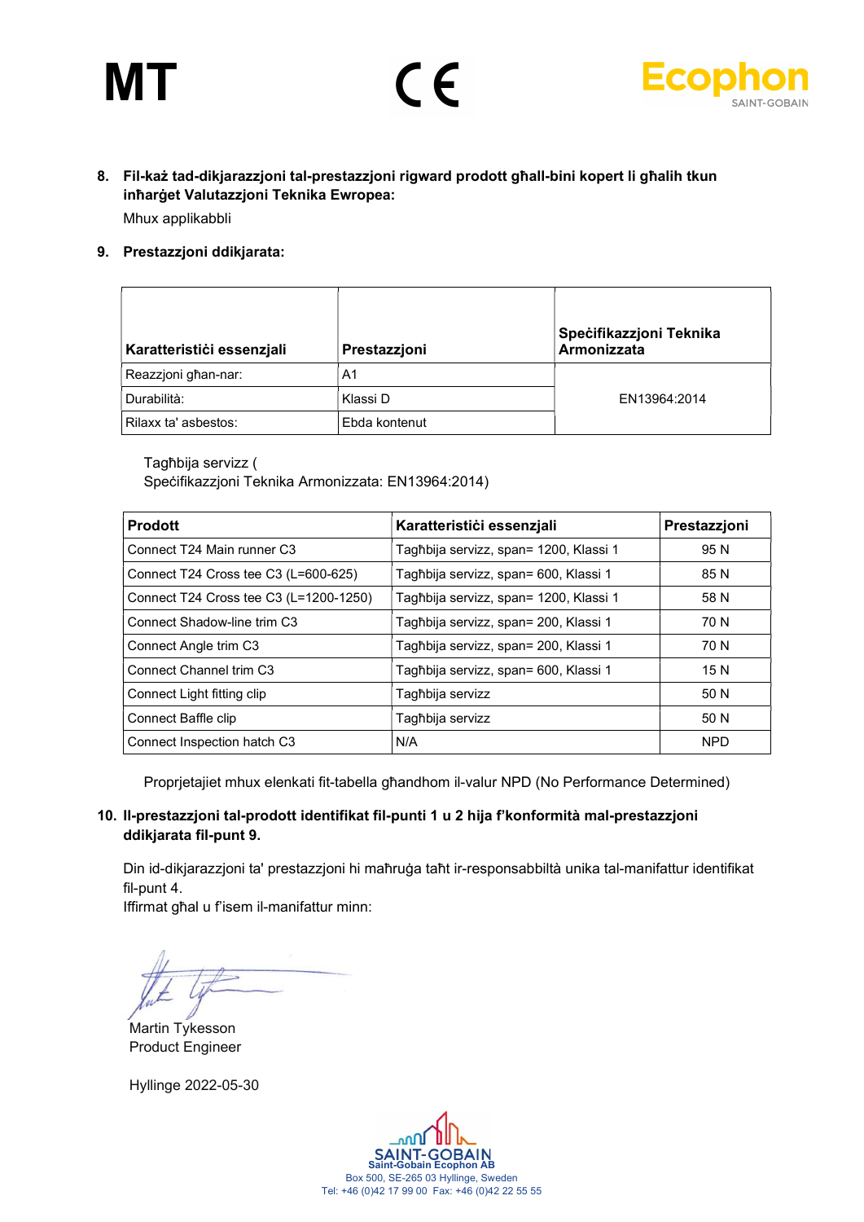MT

CE

Ecophon
SAINT-GOBAIN

8. **Fil-każ tad-dikjarazzjoni tal-prestazzjoni rigward prodott għall-bini kopert li għalih tkun inħarġet Valutazzjoni Teknika Ewropea:**

   Mhux applikabbli

9. **Prestazzjoni ddikjarata:**

| Karatteristiċi essenzjali | Prestazzjoni | Speċifikazzjoni Teknika Armonizzata |
|---|---|---|
| Reazzjoni għan-nar: | A1 | EN13964:2014 |
| Durabilità: | Klassi D | |
| Rilaxx ta' asbestos: | Ebda kontenut | |

Tagħbija servizz (
Speċifikazzjoni Teknika Armonizzata: EN13964:2014)

| Prodott | Karatteristiċi essenzjali | Prestazzjoni |
|---|---|---|
| Connect T24 Main runner C3 | Tagħbija servizz, span= 1200, Klassi 1 | 95 N |
| Connect T24 Cross tee C3 (L=600-625) | Tagħbija servizz, span= 600, Klassi 1 | 85 N |
| Connect T24 Cross tee C3 (L=1200-1250) | Tagħbija servizz, span= 1200, Klassi 1 | 58 N |
| Connect Shadow-line trim C3 | Tagħbija servizz, span= 200, Klassi 1 | 70 N |
| Connect Angle trim C3 | Tagħbija servizz, span= 200, Klassi 1 | 70 N |
| Connect Channel trim C3 | Tagħbija servizz, span= 600, Klassi 1 | 15 N |
| Connect Light fitting clip | Tagħbija servizz | 50 N |
| Connect Baffle clip | Tagħbija servizz | 50 N |
| Connect Inspection hatch C3 | N/A | NPD |

Proprjetajiet mhux elenkati fit-tabella għandhom il-valur NPD (No Performance Determined)

10. **Il-prestazzjoni tal-prodott identifikat fil-punti 1 u 2 hija f'konformità mal-prestazzjoni ddikjarata fil-punt 9.**

    Din id-dikjarazzjoni ta' prestazzjoni hi maħruġa taħt ir-responsabbiltà unika tal-manifattur identifikat fil-punt 4.
    Iffirmat għal u f'isem il-manifattur minn:

Martin Tykesson
Product Engineer

Hyllinge 2022-05-30

SAINT-GOBAIN
Saint-Gobain Ecophon AB
Box 500, SE-265 03 Hyllinge, Sweden
Tel: +46 (0)42 17 99 00 Fax: +46 (0)42 22 55 55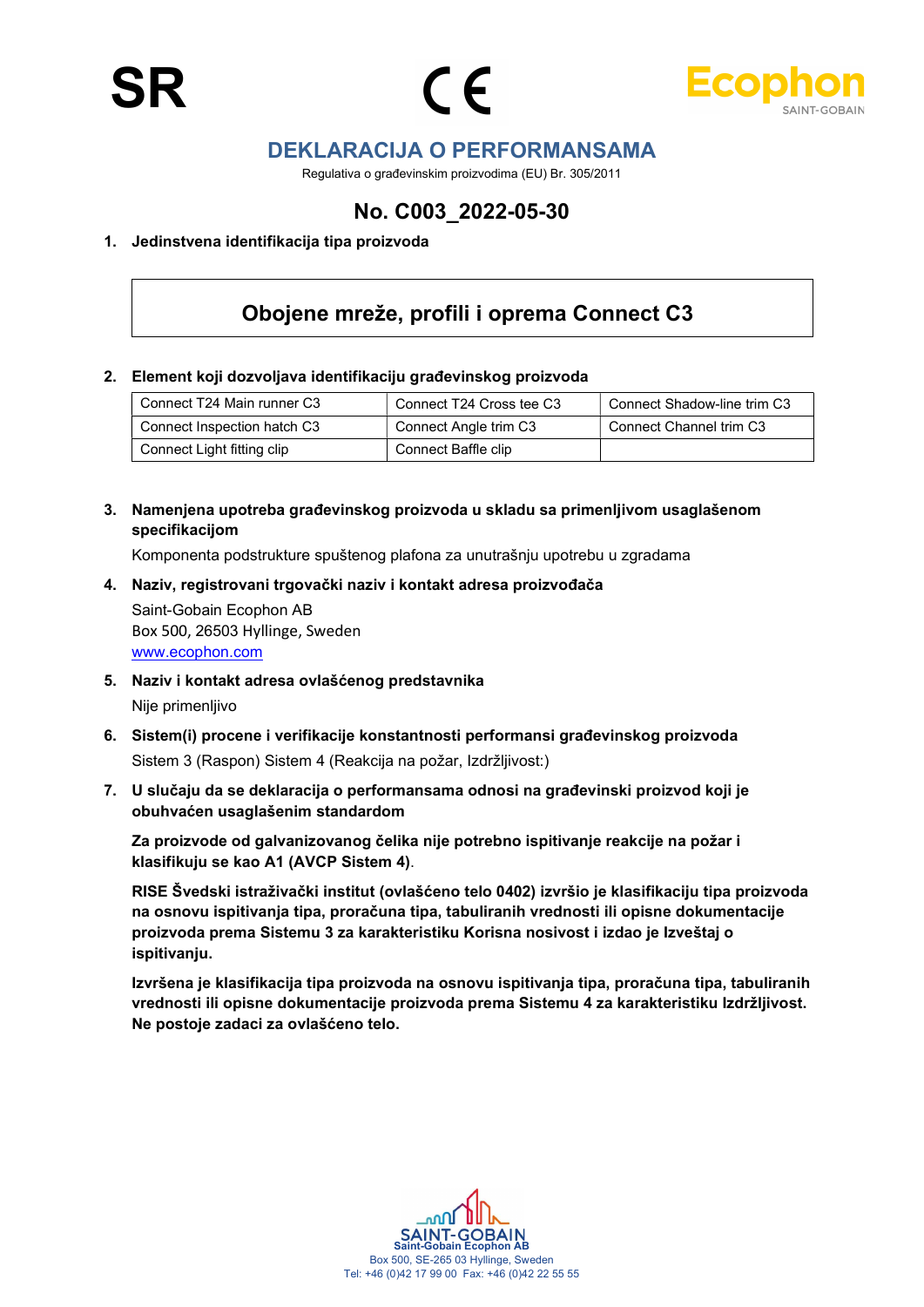SR

CE

Ecophon SAINT-GOBAIN

# DEKLARACIJA O PERFORMANSAMA

Regulativa o građevinskim proizvodima (EU) Br. 305/2011

## No. C003_2022-05-30

1. **Jedinstvena identifikacija tipa proizvoda**

**Obojene mreže, profili i oprema Connect C3**

2. **Element koji dozvoljava identifikaciju građevinskog proizvoda**

| Connect T24 Main runner C3 | Connect T24 Cross tee C3 | Connect Shadow-line trim C3 |
|---|---|---|
| Connect Inspection hatch C3 | Connect Angle trim C3 | Connect Channel trim C3 |
| Connect Light fitting clip | Connect Baffle clip | |

3. **Namenjena upotreba građevinskog proizvoda u skladu sa primenljivom usaglašenom specifikacijom**

   Komponenta podstrukture spuštenog plafona za unutrašnju upotrebu u zgradama

4. **Naziv, registrovani trgovački naziv i kontakt adresa proizvođača**

   Saint-Gobain Ecophon AB
   Box 500, 26503 Hyllinge, Sweden
   www.ecophon.com

5. **Naziv i kontakt adresa ovlašćenog predstavnika**

   Nije primenljivo

6. **Sistem(i) procene i verifikacije konstantnosti performansi građevinskog proizvoda**

   Sistem 3 (Raspon) Sistem 4 (Reakcija na požar, Izdržljivost:)

7. **U slučaju da se deklaracija o performansama odnosi na građevinski proizvod koji je obuhvaćen usaglašenim standardom**

   **Za proizvode od galvanizovanog čelika nije potrebno ispitivanje reakcije na požar i klasifikuju se kao A1 (AVCP Sistem 4)**.

   **RISE Švedski istraživački institut (ovlašćeno telo 0402) izvršio je klasifikaciju tipa proizvoda na osnovu ispitivanja tipa, proračuna tipa, tabuliranih vrednosti ili opisne dokumentacije proizvoda prema Sistemu 3 za karakteristiku Korisna nosivost i izdao je Izveštaj o ispitivanju.**

   **Izvršena je klasifikacija tipa proizvoda na osnovu ispitivanja tipa, proračuna tipa, tabuliranih vrednosti ili opisne dokumentacije proizvoda prema Sistemu 4 za karakteristiku Izdržljivost. Ne postoje zadaci za ovlašćeno telo.**

SAINT-GOBAIN
Saint-Gobain Ecophon AB
Box 500, SE-265 03 Hyllinge, Sweden
Tel: +46 (0)42 17 99 00 Fax: +46 (0)42 22 55 55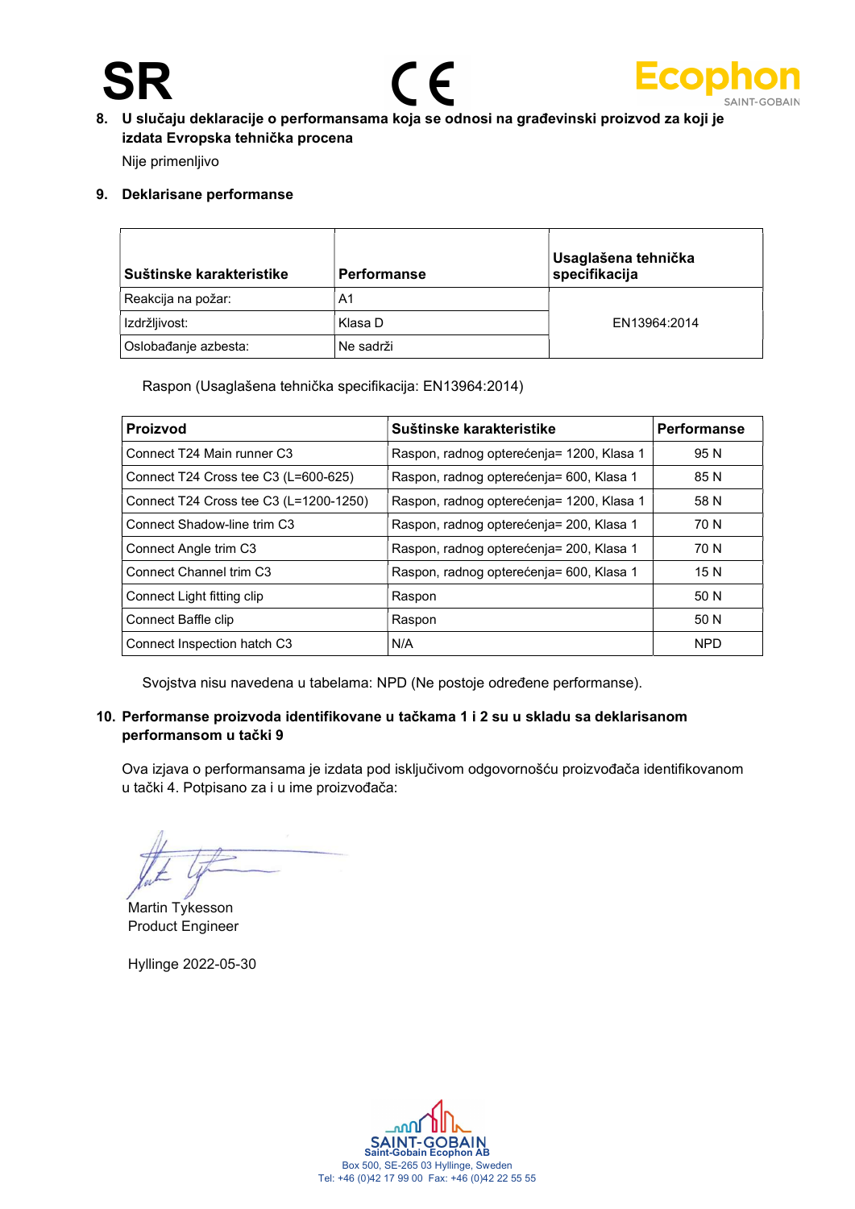SR

8. **U slučaju deklaracije o performansama koja se odnosi na građevinski proizvod za koji je izdata Evropska tehnička procena**

   Nije primenljivo

9. **Deklarisane performanse**

| Suštinske karakteristike | Performanse | Usaglašena tehnička specifikacija |
|---|---|---|
| Reakcija na požar: | A1 | EN13964:2014 |
| Izdržljivost: | Klasa D | |
| Oslobađanje azbesta: | Ne sadrži | |

Raspon (Usaglašena tehnička specifikacija: EN13964:2014)

| Proizvod | Suštinske karakteristike | Performanse |
|---|---|---|
| Connect T24 Main runner C3 | Raspon, radnog opterećenja= 1200, Klasa 1 | 95 N |
| Connect T24 Cross tee C3 (L=600-625) | Raspon, radnog opterećenja= 600, Klasa 1 | 85 N |
| Connect T24 Cross tee C3 (L=1200-1250) | Raspon, radnog opterećenja= 1200, Klasa 1 | 58 N |
| Connect Shadow-line trim C3 | Raspon, radnog opterećenja= 200, Klasa 1 | 70 N |
| Connect Angle trim C3 | Raspon, radnog opterećenja= 200, Klasa 1 | 70 N |
| Connect Channel trim C3 | Raspon, radnog opterećenja= 600, Klasa 1 | 15 N |
| Connect Light fitting clip | Raspon | 50 N |
| Connect Baffle clip | Raspon | 50 N |
| Connect Inspection hatch C3 | N/A | NPD |

Svojstva nisu navedena u tabelama: NPD (Ne postoje određene performanse).

10. **Performanse proizvoda identifikovane u tačkama 1 i 2 su u skladu sa deklarisanom performansom u tački 9**

    Ova izjava o performansama je izdata pod isključivom odgovornošću proizvođača identifikovanom u tački 4. Potpisano za i u ime proizvođača:

Martin Tykesson
Product Engineer

Hyllinge 2022-05-30

SAINT-GOBAIN
Saint-Gobain Ecophon AB
Box 500, SE-265 03 Hyllinge, Sweden
Tel: +46 (0)42 17 99 00 Fax: +46 (0)42 22 55 55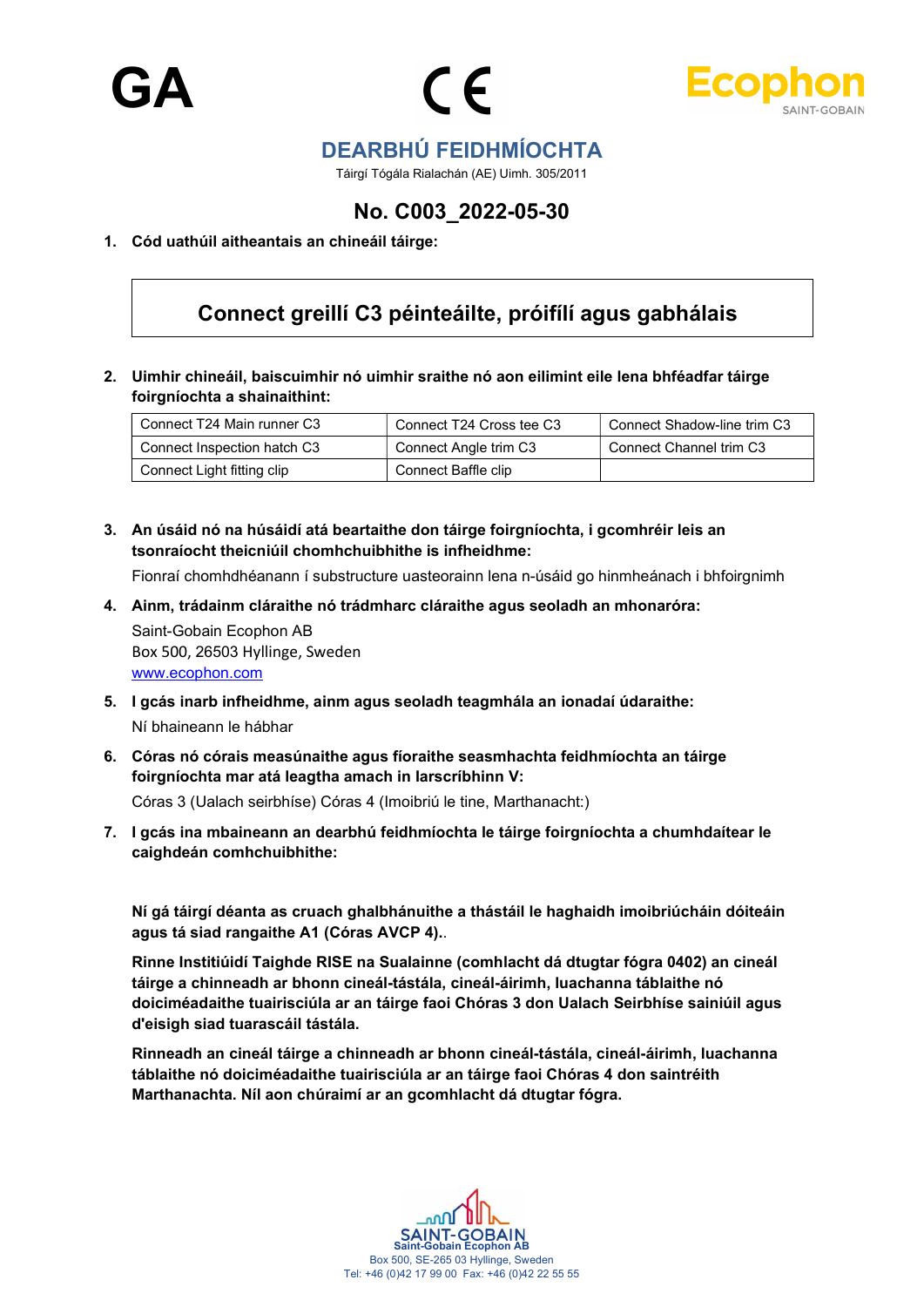GA

CE

Ecophon
SAINT-GOBAIN

## DEARBHÚ FEIDHMÍOCHTA

Táirgí Tógála Rialachán (AE) Uimh. 305/2011

## No. C003_2022-05-30

1. **Cód uathúil aitheantais an chineáil táirge:**

| Connect greillí C3 péinteáilte, próifílí agus gabhálais |
|---|

2. **Uimhir chineáil, baiscuimhir nó uimhir sraithe nó aon eilimint eile lena bhféadfar táirge foirgníochta a shainaithint:**

| Connect T24 Main runner C3 | Connect T24 Cross tee C3 | Connect Shadow-line trim C3 |
|---|---|---|
| Connect Inspection hatch C3 | Connect Angle trim C3 | Connect Channel trim C3 |
| Connect Light fitting clip | Connect Baffle clip | |

3. **An úsáid nó na húsáidí atá beartaithe don táirge foirgníochta, i gcomhréir leis an tsonraíocht theicniúil chomhchuibhithe is infheidhme:**

   Fionraí chomhdhéanann í substructure uasteorainn lena n-úsáid go hinmheánach i bhfoirgnimh

4. **Ainm, trádainm cláraithe nó trádmharc cláraithe agus seoladh an mhonaróra:**

   Saint-Gobain Ecophon AB
   Box 500, 26503 Hyllinge, Sweden
   www.ecophon.com

5. **I gcás inarb infheidhme, ainm agus seoladh teagmhála an ionadaí údaraithe:**

   Ní bhaineann le hábhar

6. **Córas nó córais measúnaithe agus fíoraithe seasmhachta feidhmíochta an táirge foirgníochta mar atá leagtha amach in Iarscríbhinn V:**

   Córas 3 (Ualach seirbhíse) Córas 4 (Imoibriú le tine, Marthanacht:)

7. **I gcás ina mbaineann an dearbhú feidhmíochta le táirge foirgníochta a chumhdaítear le caighdeán comhchuibhithe:**

**Ní gá táirgí déanta as cruach ghalbhánuithe a thástáil le haghaidh imoibriúcháin dóiteáin agus tá siad rangaithe A1 (Córas AVCP 4)..**

**Rinne Institiúidí Taighde RISE na Sualainne (comhlacht dá dtugtar fógra 0402) an cineál táirge a chinneadh ar bhonn cineál-tástála, cineál-áirimh, luachanna táblaithe nó doiciméadaithe tuairisciúla ar an táirge faoi Chóras 3 don Ualach Seirbhíse sainiúil agus d'eisigh siad tuarascáil tástála.**

**Rinneadh an cineál táirge a chinneadh ar bhonn cineál-tástála, cineál-áirimh, luachanna táblaithe nó doiciméadaithe tuairisciúla ar an táirge faoi Chóras 4 don saintréith Marthanachta. Níl aon chúraimí ar an gcomhlacht dá dtugtar fógra.**

SAINT-GOBAIN
Saint-Gobain Ecophon AB
Box 500, SE-265 03 Hyllinge, Sweden
Tel: +46 (0)42 17 99 00 Fax: +46 (0)42 22 55 55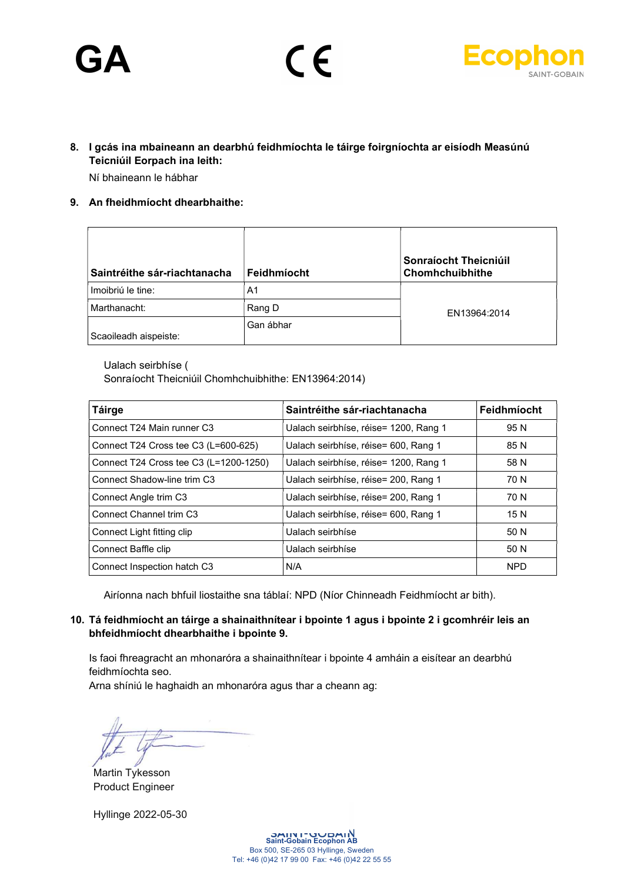GA

CE

Ecophon SAINT-GOBAIN

**8. I gcás ina mbaineann an dearbhú feidhmíochta le táirge foirgníochta ar eisíodh Measúnú Teicniúil Eorpach ina leith:**

Ní bhaineann le hábhar

**9. An fheidhmíocht dhearbhaithe:**

| Saintréithe sár-riachtanacha | Feidhmíocht | Sonraíocht Theicniúil Chomhchuibhithe |
|---|---|---|
| Imoibriú le tine: | A1 | EN13964:2014 |
| Marthanacht: | Rang D | |
| Scaoileadh aispeiste: | Gan ábhar | |

Ualach seirbhíse (
Sonraíocht Theicniúil Chomhchuibhithe: EN13964:2014)

| Táirge | Saintréithe sár-riachtanacha | Feidhmíocht |
|---|---|---|
| Connect T24 Main runner C3 | Ualach seirbhíse, réise= 1200, Rang 1 | 95 N |
| Connect T24 Cross tee C3 (L=600-625) | Ualach seirbhíse, réise= 600, Rang 1 | 85 N |
| Connect T24 Cross tee C3 (L=1200-1250) | Ualach seirbhíse, réise= 1200, Rang 1 | 58 N |
| Connect Shadow-line trim C3 | Ualach seirbhíse, réise= 200, Rang 1 | 70 N |
| Connect Angle trim C3 | Ualach seirbhíse, réise= 200, Rang 1 | 70 N |
| Connect Channel trim C3 | Ualach seirbhíse, réise= 600, Rang 1 | 15 N |
| Connect Light fitting clip | Ualach seirbhíse | 50 N |
| Connect Baffle clip | Ualach seirbhíse | 50 N |
| Connect Inspection hatch C3 | N/A | NPD |

Airíonna nach bhfuil liostaithe sna táblaí: NPD (Níor Chinneadh Feidhmíocht ar bith).

**10. Tá feidhmíocht an táirge a shainaithnítear i bpointe 1 agus i bpointe 2 i gcomhréir leis an bhfeidhmíocht dhearbhaithe i bpointe 9.**

Is faoi fhreagracht an mhonaróra a shainaithnítear i bpointe 4 amháin a eisítear an dearbhú feidhmíochta seo.
Arna shíniú le haghaidh an mhonaróra agus thar a cheann ag:

Martin Tykesson
Product Engineer

Hyllinge 2022-05-30

SAINT-GOBAIN
Saint-Gobain Ecophon AB
Box 500, SE-265 03 Hyllinge, Sweden
Tel: +46 (0)42 17 99 00 Fax: +46 (0)42 22 55 55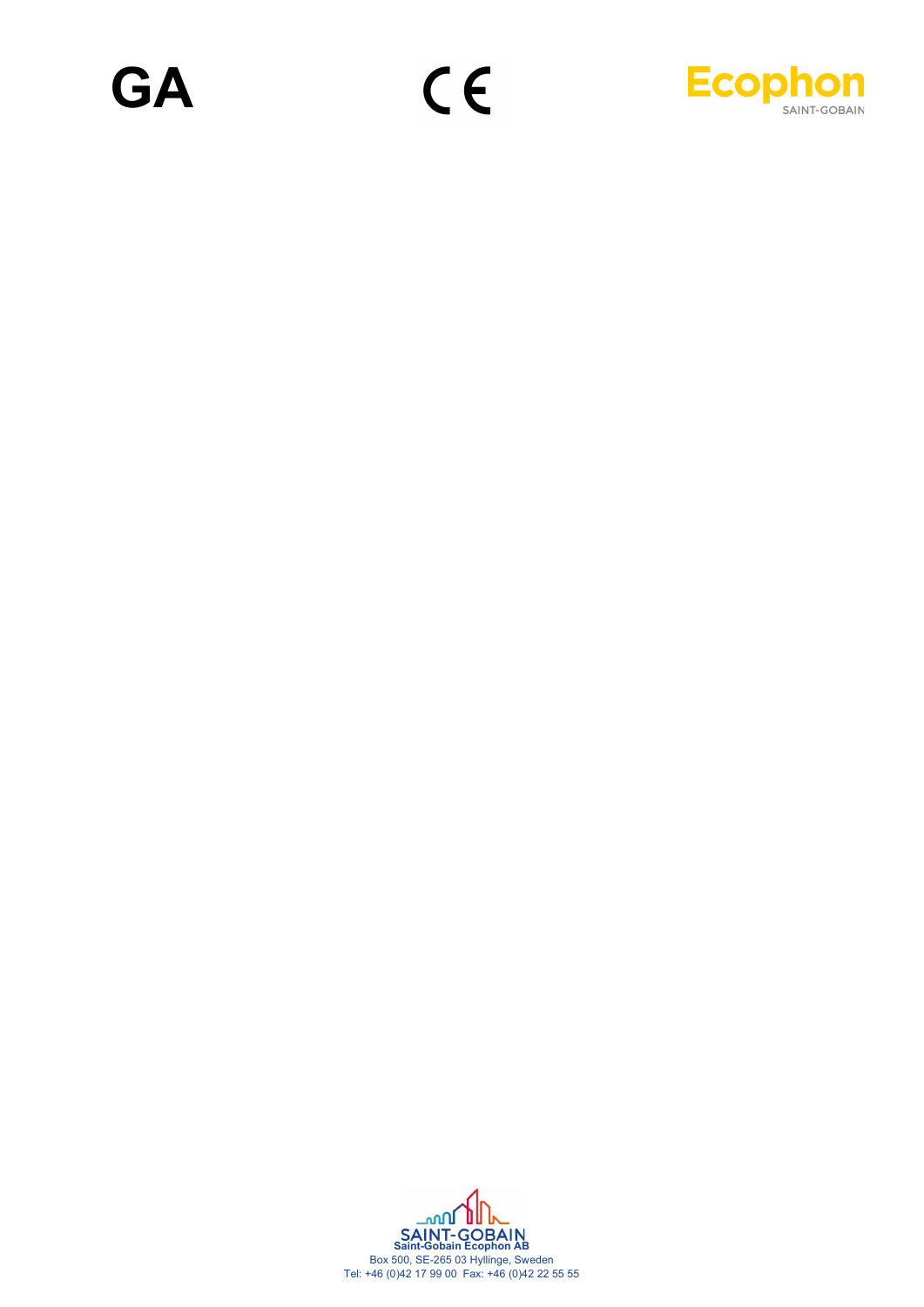GA

CE

Ecophon SAINT-GOBAIN

SAINT-GOBAIN
**Saint-Gobain Ecophon AB**
Box 500, SE-265 03 Hyllinge, Sweden
Tel: +46 (0)42 17 99 00 Fax: +46 (0)42 22 55 55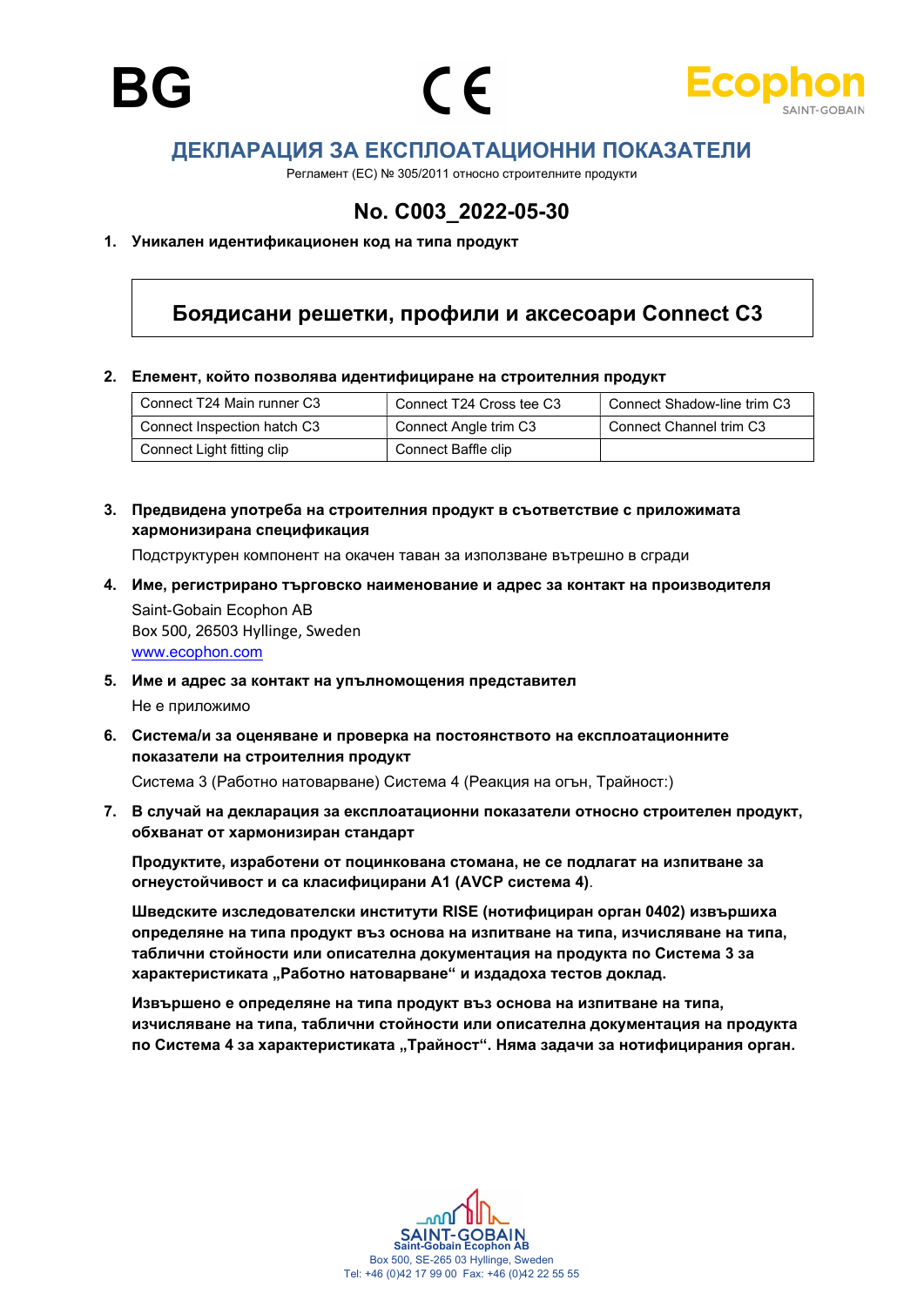BG

# ДЕКЛАРАЦИЯ ЗА ЕКСПЛОАТАЦИОННИ ПОКАЗАТЕЛИ

Регламент (ЕС) № 305/2011 относно строителните продукти

## No. C003_2022-05-30

**1. Уникален идентификационен код на типа продукт**

**Боядисани решетки, профили и аксесоари Connect C3**

**2. Елемент, който позволява идентифициране на строителния продукт**

| Connect T24 Main runner C3 | Connect T24 Cross tee C3 | Connect Shadow-line trim C3 |
|---|---|---|
| Connect Inspection hatch C3 | Connect Angle trim C3 | Connect Channel trim C3 |
| Connect Light fitting clip | Connect Baffle clip | |

**3. Предвидена употреба на строителния продукт в съответствие с приложимата хармонизирана спецификация**

Подструктурен компонент на окачен таван за използване вътрешно в сгради

**4. Име, регистрирано търговско наименование и адрес за контакт на производителя**

Saint-Gobain Ecophon AB
Box 500, 26503 Hyllinge, Sweden
www.ecophon.com

**5. Име и адрес за контакт на упълномощения представител**

Не е приложимо

**6. Система/и за оценяване и проверка на постоянството на експлоатационните показатели на строителния продукт**

Система 3 (Работно натоварване) Система 4 (Реакция на огън, Трайност:)

**7. В случай на декларация за експлоатационни показатели относно строителен продукт, обхванат от хармонизиран стандарт**

**Продуктите, изработени от поцинкована стомана, не се подлагат на изпитване за огнеустойчивост и са класифицирани A1 (AVCP система 4)**.

**Шведските изследователски институти RISE (нотифициран орган 0402) извършиха определяне на типа продукт въз основа на изпитване на типа, изчисляване на типа, таблични стойности или описателна документация на продукта по Система 3 за характеристиката „Работно натоварване“ и издадоха тестов доклад.**

**Извършено е определяне на типа продукт въз основа на изпитване на типа, изчисляване на типа, таблични стойности или описателна документация на продукта по Система 4 за характеристиката „Трайност“. Няма задачи за нотифицирания орган.**

SAINT-GOBAIN
Saint-Gobain Ecophon AB
Box 500, SE-265 03 Hyllinge, Sweden
Tel: +46 (0)42 17 99 00 Fax: +46 (0)42 22 55 55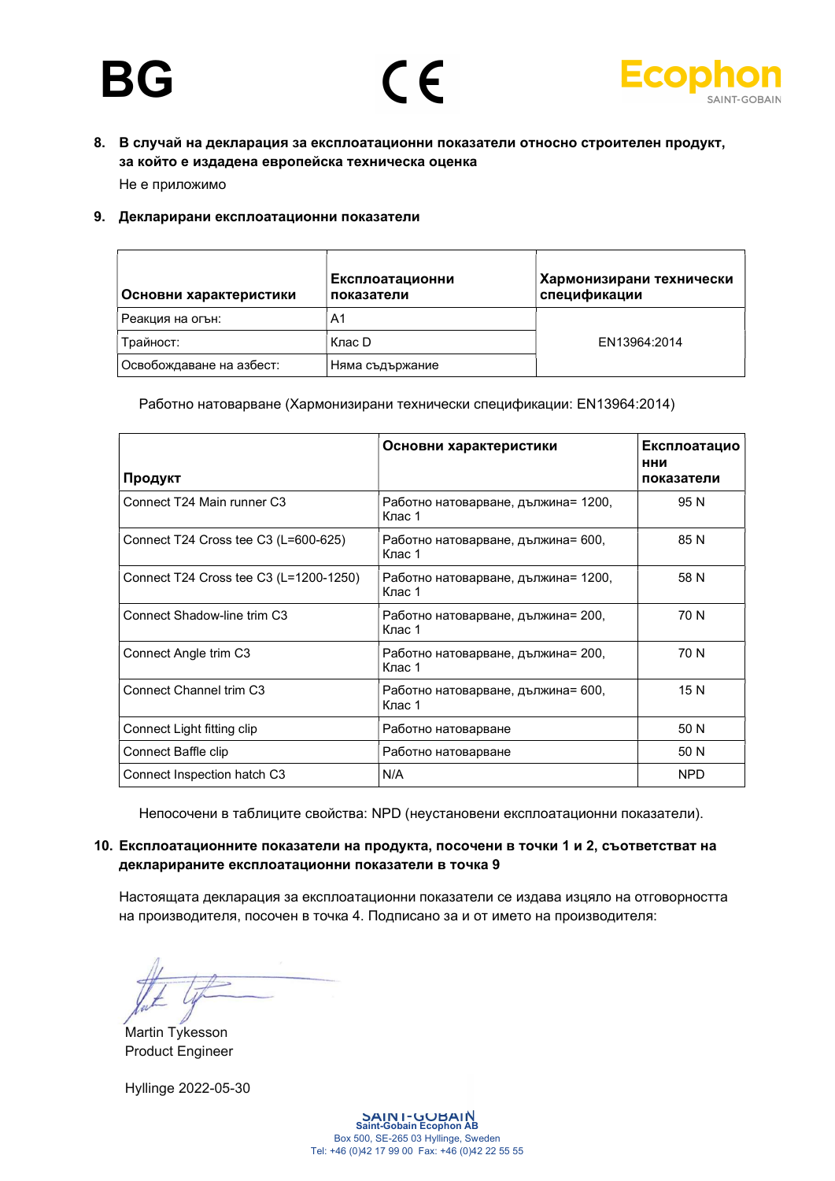BG

CE

Ecophon
SAINT-GOBAIN

8. **В случай на декларация за експлоатационни показатели относно строителен продукт, за който е издадена европейска техническа оценка**

Не е приложимо

9. **Декларирани експлоатационни показатели**

| **Основни характеристики** | **Експлоатационни показатели** | **Хармонизирани технически спецификации** |
|---|---|---|
| Реакция на огън: | A1 | EN13964:2014 |
| Трайност: | Клас D | |
| Освобождаване на азбест: | Няма съдържание | |

Работно натоварване (Хармонизирани технически спецификации: EN13964:2014)

| **Продукт** | **Основни характеристики** | **Експлоатационни показатели** |
|---|---|---|
| Connect T24 Main runner C3 | Работно натоварване, дължина= 1200, Клас 1 | 95 N |
| Connect T24 Cross tee C3 (L=600-625) | Работно натоварване, дължина= 600, Клас 1 | 85 N |
| Connect T24 Cross tee C3 (L=1200-1250) | Работно натоварване, дължина= 1200, Клас 1 | 58 N |
| Connect Shadow-line trim C3 | Работно натоварване, дължина= 200, Клас 1 | 70 N |
| Connect Angle trim C3 | Работно натоварване, дължина= 200, Клас 1 | 70 N |
| Connect Channel trim C3 | Работно натоварване, дължина= 600, Клас 1 | 15 N |
| Connect Light fitting clip | Работно натоварване | 50 N |
| Connect Baffle clip | Работно натоварване | 50 N |
| Connect Inspection hatch C3 | N/A | NPD |

Непосочени в таблиците свойства: NPD (неустановени експлоатационни показатели).

10. **Експлоатационните показатели на продукта, посочени в точки 1 и 2, съответстват на декларираните експлоатационни показатели в точка 9**

Настоящата декларация за експлоатационни показатели се издава изцяло на отговорността на производителя, посочен в точка 4. Подписано за и от името на производителя:

Martin Tykesson
Product Engineer

Hyllinge 2022-05-30

SAINT-GOBAIN
Saint-Gobain Ecophon AB
Box 500, SE-265 03 Hyllinge, Sweden
Tel: +46 (0)42 17 99 00 Fax: +46 (0)42 22 55 55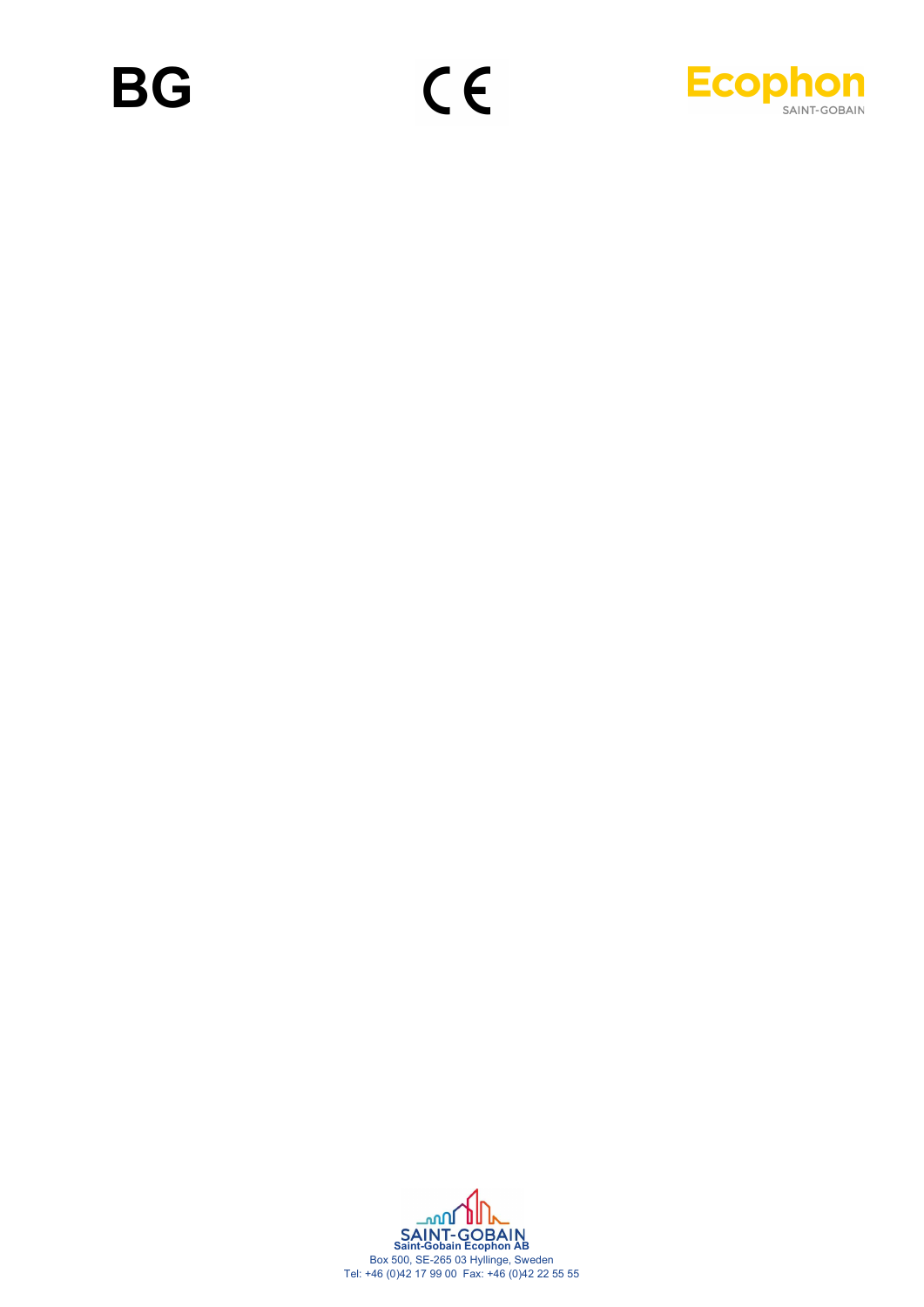**BG**

CE

Ecophon SAINT-GOBAIN

SAINT-GOBAIN
**Saint-Gobain Ecophon AB**
Box 500, SE-265 03 Hyllinge, Sweden
Tel: +46 (0)42 17 99 00 Fax: +46 (0)42 22 55 55